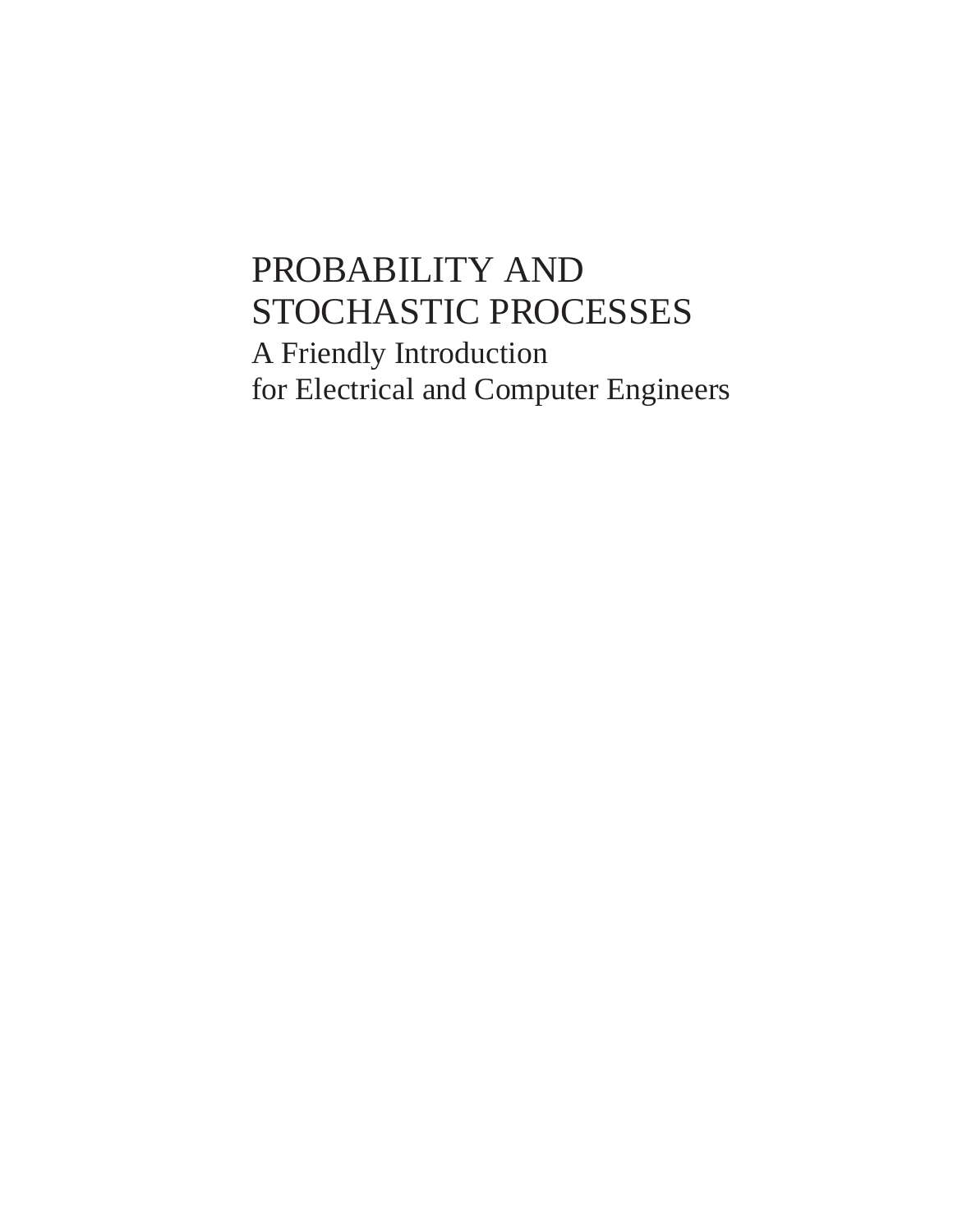# PROBABILITY AND STOCHASTIC PROCESSES

## A Friendly Introduction for Electrical and Computer Engineers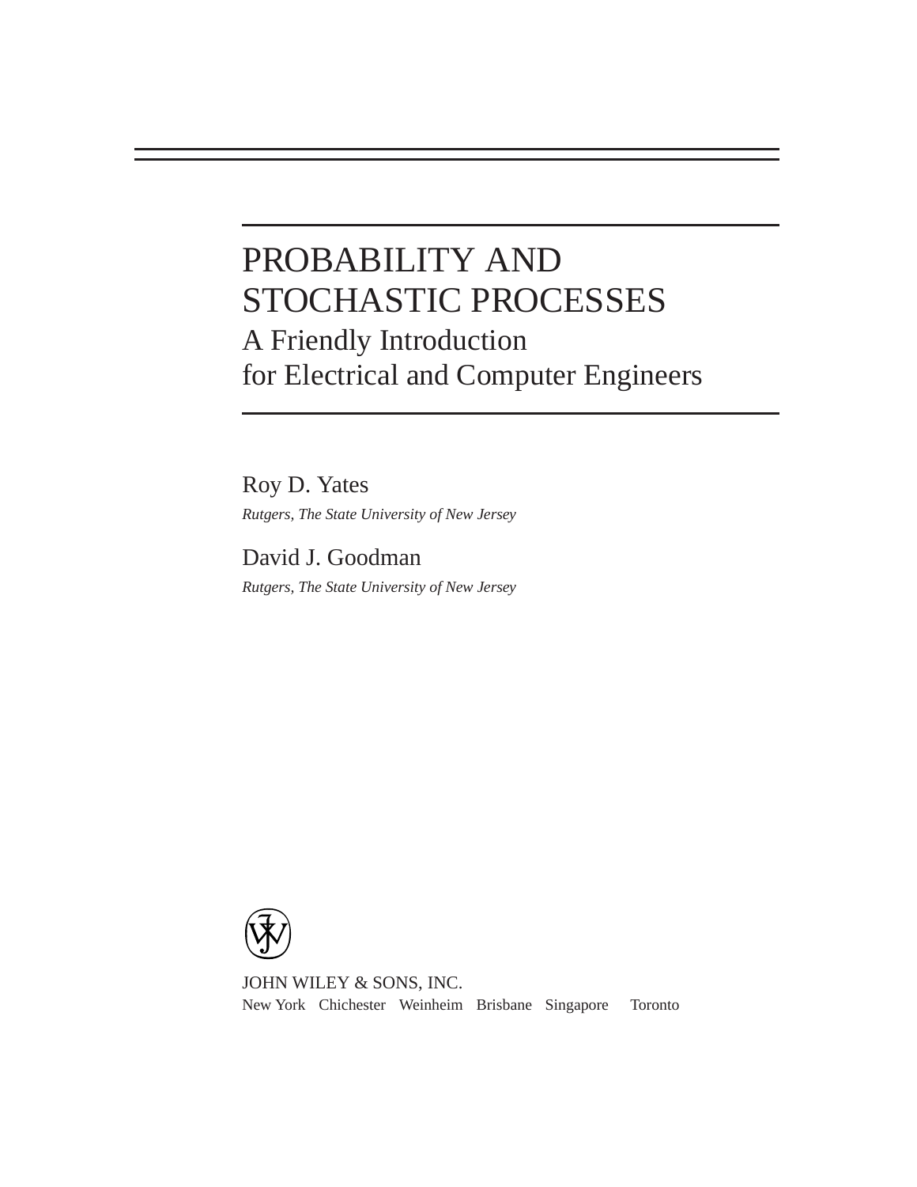# PROBABILITY AND STOCHASTIC PROCESSES

## A Friendly Introduction for Electrical and Computer Engineers

Roy D. Yates

*Rutgers, The State University of New Jersey*

David J. Goodman

*Rutgers, The State University of New Jersey*

JOHN WILEY & SONS, INC.

New York Chichester Weinheim Brisbane Singapore Toronto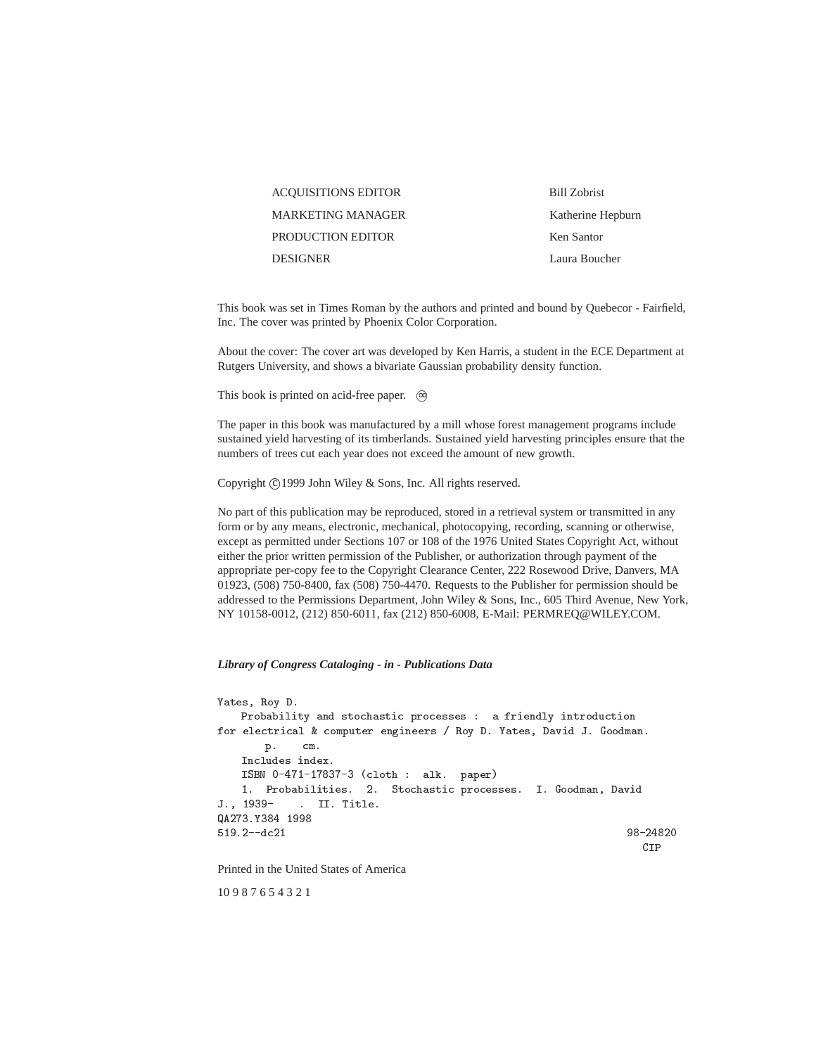| | |
|---|---|
| ACQUISITIONS EDITOR | Bill Zobrist |
| MARKETING MANAGER | Katherine Hepburn |
| PRODUCTION EDITOR | Ken Santor |
| DESIGNER | Laura Boucher |

This book was set in Times Roman by the authors and printed and bound by Quebecor - Fairfield, Inc. The cover was printed by Phoenix Color Corporation.

About the cover: The cover art was developed by Ken Harris, a student in the ECE Department at Rutgers University, and shows a bivariate Gaussian probability density function.

This book is printed on acid-free paper. ♾

The paper in this book was manufactured by a mill whose forest management programs include sustained yield harvesting of its timberlands. Sustained yield harvesting principles ensure that the numbers of trees cut each year does not exceed the amount of new growth.

Copyright ©1999 John Wiley & Sons, Inc. All rights reserved.

No part of this publication may be reproduced, stored in a retrieval system or transmitted in any form or by any means, electronic, mechanical, photocopying, recording, scanning or otherwise, except as permitted under Sections 107 or 108 of the 1976 United States Copyright Act, without either the prior written permission of the Publisher, or authorization through payment of the appropriate per-copy fee to the Copyright Clearance Center, 222 Rosewood Drive, Danvers, MA 01923, (508) 750-8400, fax (508) 750-4470. Requests to the Publisher for permission should be addressed to the Permissions Department, John Wiley & Sons, Inc., 605 Third Avenue, New York, NY 10158-0012, (212) 850-6011, fax (212) 850-6008, E-Mail: PERMREQ@WILEY.COM.

***Library of Congress Cataloging - in - Publications Data***

```
Yates, Roy D.
   Probability and stochastic processes :  a friendly introduction
for electrical & computer engineers / Roy D. Yates, David J. Goodman.
      p.    cm.
   Includes index.
   ISBN 0-471-17837-3 (cloth :  alk.  paper)
   1.  Probabilities.  2.  Stochastic processes.  I. Goodman, David
J., 1939-    .  II. Title.
QA273.Y384 1998
519.2--dc21                                                   98-24820
                                                                 CIP
```

Printed in the United States of America

10 9 8 7 6 5 4 3 2 1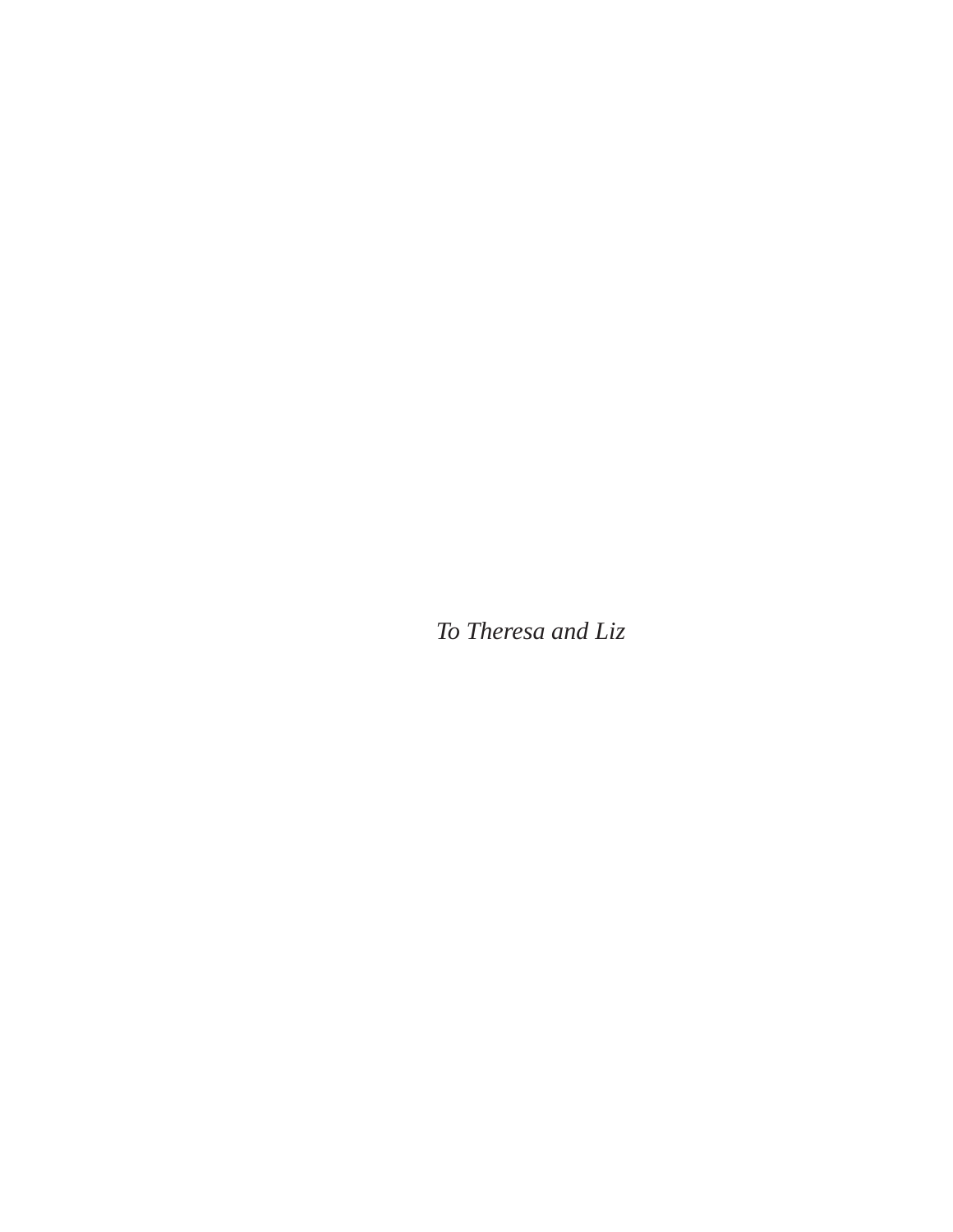*To Theresa and Liz*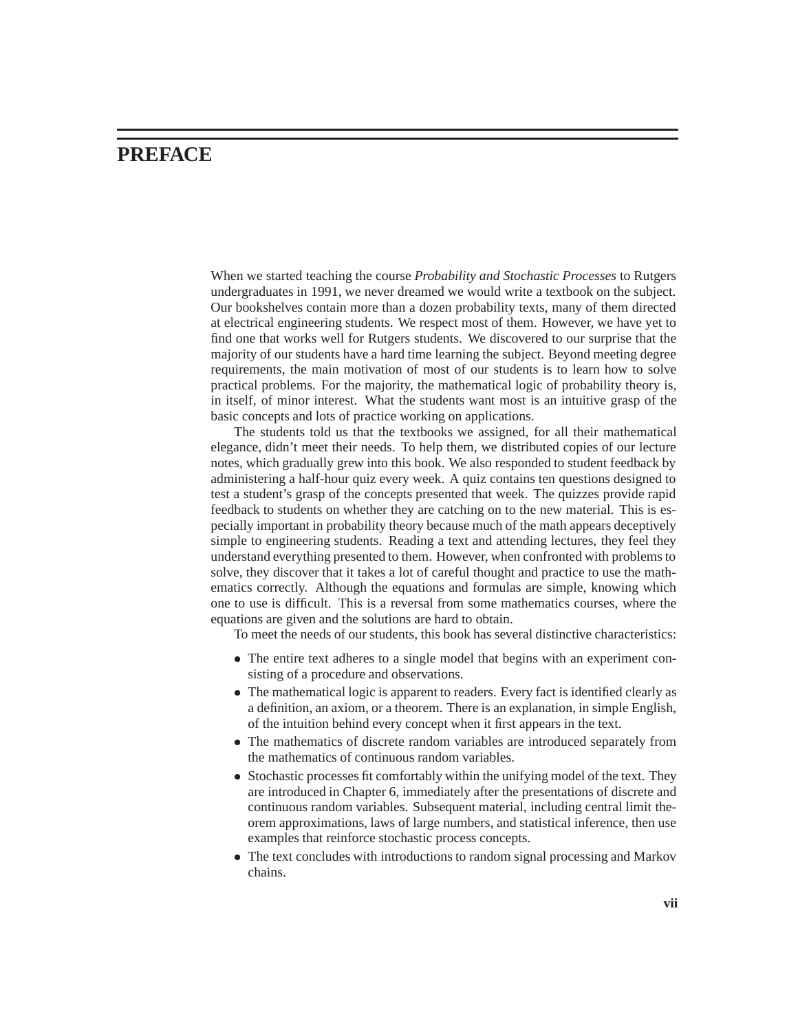# PREFACE

When we started teaching the course *Probability and Stochastic Processes* to Rutgers undergraduates in 1991, we never dreamed we would write a textbook on the subject. Our bookshelves contain more than a dozen probability texts, many of them directed at electrical engineering students. We respect most of them. However, we have yet to find one that works well for Rutgers students. We discovered to our surprise that the majority of our students have a hard time learning the subject. Beyond meeting degree requirements, the main motivation of most of our students is to learn how to solve practical problems. For the majority, the mathematical logic of probability theory is, in itself, of minor interest. What the students want most is an intuitive grasp of the basic concepts and lots of practice working on applications.

The students told us that the textbooks we assigned, for all their mathematical elegance, didn't meet their needs. To help them, we distributed copies of our lecture notes, which gradually grew into this book. We also responded to student feedback by administering a half-hour quiz every week. A quiz contains ten questions designed to test a student's grasp of the concepts presented that week. The quizzes provide rapid feedback to students on whether they are catching on to the new material. This is especially important in probability theory because much of the math appears deceptively simple to engineering students. Reading a text and attending lectures, they feel they understand everything presented to them. However, when confronted with problems to solve, they discover that it takes a lot of careful thought and practice to use the mathematics correctly. Although the equations and formulas are simple, knowing which one to use is difficult. This is a reversal from some mathematics courses, where the equations are given and the solutions are hard to obtain.

To meet the needs of our students, this book has several distinctive characteristics:

- The entire text adheres to a single model that begins with an experiment consisting of a procedure and observations.
- The mathematical logic is apparent to readers. Every fact is identified clearly as a definition, an axiom, or a theorem. There is an explanation, in simple English, of the intuition behind every concept when it first appears in the text.
- The mathematics of discrete random variables are introduced separately from the mathematics of continuous random variables.
- Stochastic processes fit comfortably within the unifying model of the text. They are introduced in Chapter 6, immediately after the presentations of discrete and continuous random variables. Subsequent material, including central limit theorem approximations, laws of large numbers, and statistical inference, then use examples that reinforce stochastic process concepts.
- The text concludes with introductions to random signal processing and Markov chains.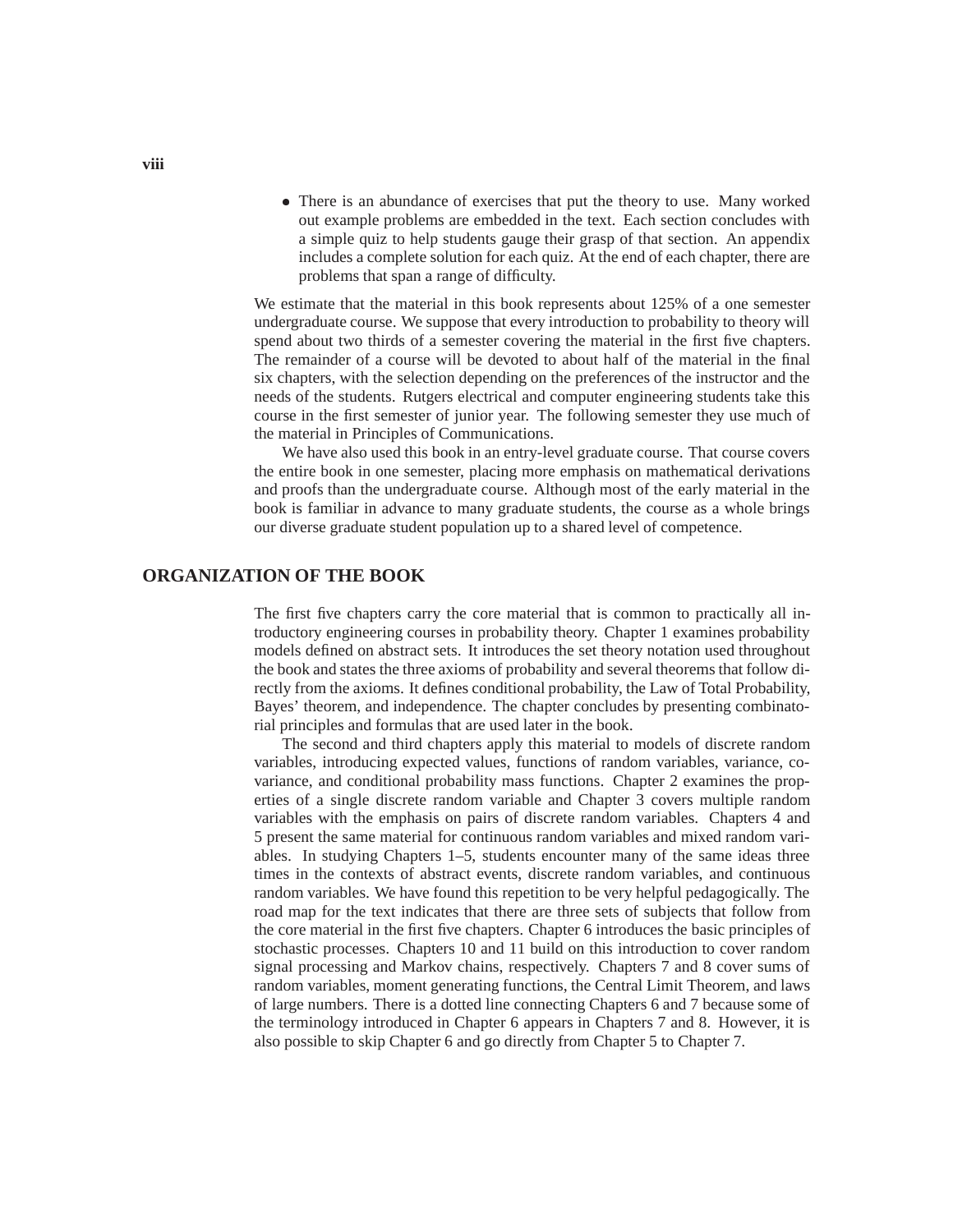- There is an abundance of exercises that put the theory to use. Many worked out example problems are embedded in the text. Each section concludes with a simple quiz to help students gauge their grasp of that section. An appendix includes a complete solution for each quiz. At the end of each chapter, there are problems that span a range of difficulty.

We estimate that the material in this book represents about 125% of a one semester undergraduate course. We suppose that every introduction to probability to theory will spend about two thirds of a semester covering the material in the first five chapters. The remainder of a course will be devoted to about half of the material in the final six chapters, with the selection depending on the preferences of the instructor and the needs of the students. Rutgers electrical and computer engineering students take this course in the first semester of junior year. The following semester they use much of the material in Principles of Communications.

We have also used this book in an entry-level graduate course. That course covers the entire book in one semester, placing more emphasis on mathematical derivations and proofs than the undergraduate course. Although most of the early material in the book is familiar in advance to many graduate students, the course as a whole brings our diverse graduate student population up to a shared level of competence.

## ORGANIZATION OF THE BOOK

The first five chapters carry the core material that is common to practically all introductory engineering courses in probability theory. Chapter 1 examines probability models defined on abstract sets. It introduces the set theory notation used throughout the book and states the three axioms of probability and several theorems that follow directly from the axioms. It defines conditional probability, the Law of Total Probability, Bayes' theorem, and independence. The chapter concludes by presenting combinatorial principles and formulas that are used later in the book.

The second and third chapters apply this material to models of discrete random variables, introducing expected values, functions of random variables, variance, covariance, and conditional probability mass functions. Chapter 2 examines the properties of a single discrete random variable and Chapter 3 covers multiple random variables with the emphasis on pairs of discrete random variables. Chapters 4 and 5 present the same material for continuous random variables and mixed random variables. In studying Chapters 1–5, students encounter many of the same ideas three times in the contexts of abstract events, discrete random variables, and continuous random variables. We have found this repetition to be very helpful pedagogically. The road map for the text indicates that there are three sets of subjects that follow from the core material in the first five chapters. Chapter 6 introduces the basic principles of stochastic processes. Chapters 10 and 11 build on this introduction to cover random signal processing and Markov chains, respectively. Chapters 7 and 8 cover sums of random variables, moment generating functions, the Central Limit Theorem, and laws of large numbers. There is a dotted line connecting Chapters 6 and 7 because some of the terminology introduced in Chapter 6 appears in Chapters 7 and 8. However, it is also possible to skip Chapter 6 and go directly from Chapter 5 to Chapter 7.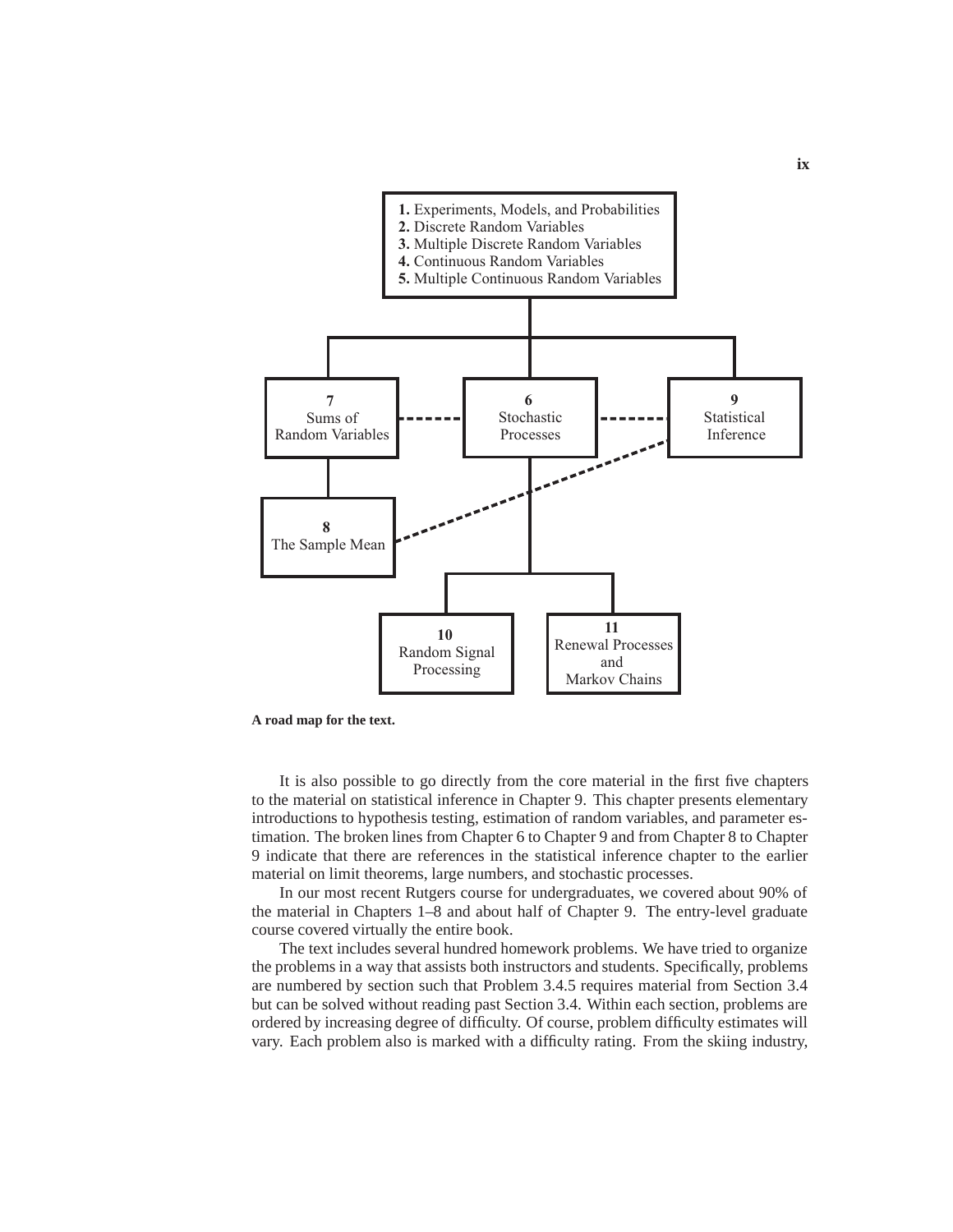**1.** Experiments, Models, and Probabilities
**2.** Discrete Random Variables
**3.** Multiple Discrete Random Variables
**4.** Continuous Random Variables
**5.** Multiple Continuous Random Variables

**7** Sums of Random Variables

**6** Stochastic Processes

**9** Statistical Inference

**8** The Sample Mean

**10** Random Signal Processing

**11** Renewal Processes and Markov Chains

**A road map for the text.**

It is also possible to go directly from the core material in the first five chapters to the material on statistical inference in Chapter 9. This chapter presents elementary introductions to hypothesis testing, estimation of random variables, and parameter estimation. The broken lines from Chapter 6 to Chapter 9 and from Chapter 8 to Chapter 9 indicate that there are references in the statistical inference chapter to the earlier material on limit theorems, large numbers, and stochastic processes.

In our most recent Rutgers course for undergraduates, we covered about 90% of the material in Chapters 1–8 and about half of Chapter 9. The entry-level graduate course covered virtually the entire book.

The text includes several hundred homework problems. We have tried to organize the problems in a way that assists both instructors and students. Specifically, problems are numbered by section such that Problem 3.4.5 requires material from Section 3.4 but can be solved without reading past Section 3.4. Within each section, problems are ordered by increasing degree of difficulty. Of course, problem difficulty estimates will vary. Each problem also is marked with a difficulty rating. From the skiing industry,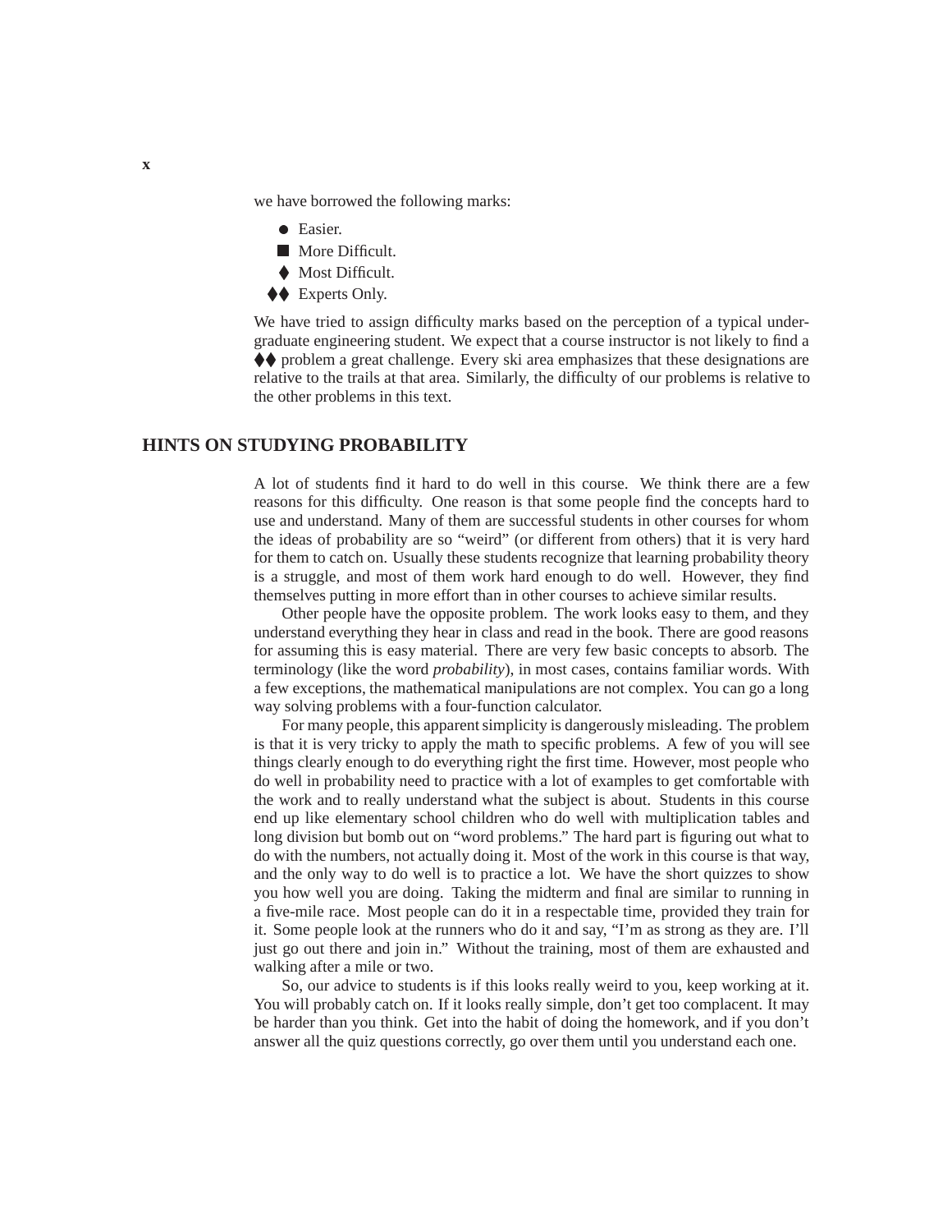we have borrowed the following marks:

- ● Easier.
- ■ More Difficult.
- ♦ Most Difficult.
- ♦♦ Experts Only.

We have tried to assign difficulty marks based on the perception of a typical undergraduate engineering student. We expect that a course instructor is not likely to find a ♦♦ problem a great challenge. Every ski area emphasizes that these designations are relative to the trails at that area. Similarly, the difficulty of our problems is relative to the other problems in this text.

## HINTS ON STUDYING PROBABILITY

A lot of students find it hard to do well in this course. We think there are a few reasons for this difficulty. One reason is that some people find the concepts hard to use and understand. Many of them are successful students in other courses for whom the ideas of probability are so "weird" (or different from others) that it is very hard for them to catch on. Usually these students recognize that learning probability theory is a struggle, and most of them work hard enough to do well. However, they find themselves putting in more effort than in other courses to achieve similar results.

Other people have the opposite problem. The work looks easy to them, and they understand everything they hear in class and read in the book. There are good reasons for assuming this is easy material. There are very few basic concepts to absorb. The terminology (like the word *probability*), in most cases, contains familiar words. With a few exceptions, the mathematical manipulations are not complex. You can go a long way solving problems with a four-function calculator.

For many people, this apparent simplicity is dangerously misleading. The problem is that it is very tricky to apply the math to specific problems. A few of you will see things clearly enough to do everything right the first time. However, most people who do well in probability need to practice with a lot of examples to get comfortable with the work and to really understand what the subject is about. Students in this course end up like elementary school children who do well with multiplication tables and long division but bomb out on "word problems." The hard part is figuring out what to do with the numbers, not actually doing it. Most of the work in this course is that way, and the only way to do well is to practice a lot. We have the short quizzes to show you how well you are doing. Taking the midterm and final are similar to running in a five-mile race. Most people can do it in a respectable time, provided they train for it. Some people look at the runners who do it and say, "I'm as strong as they are. I'll just go out there and join in." Without the training, most of them are exhausted and walking after a mile or two.

So, our advice to students is if this looks really weird to you, keep working at it. You will probably catch on. If it looks really simple, don't get too complacent. It may be harder than you think. Get into the habit of doing the homework, and if you don't answer all the quiz questions correctly, go over them until you understand each one.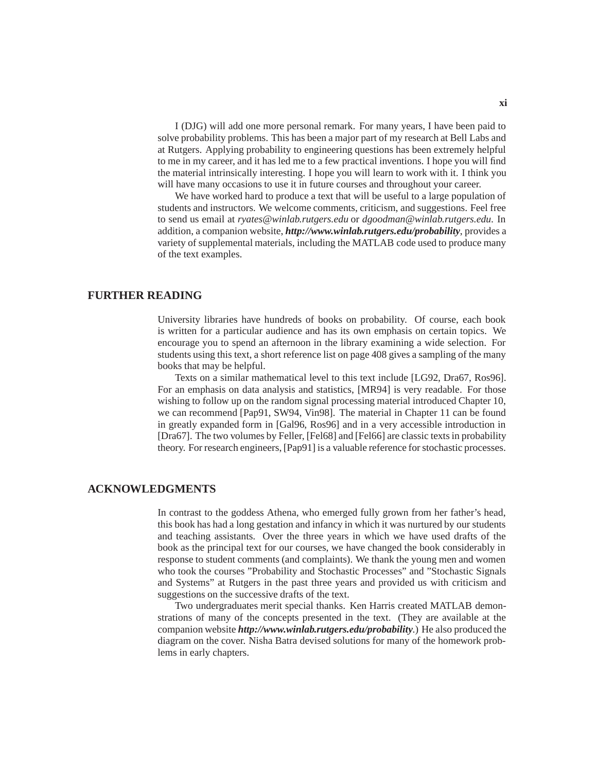I (DJG) will add one more personal remark. For many years, I have been paid to solve probability problems. This has been a major part of my research at Bell Labs and at Rutgers. Applying probability to engineering questions has been extremely helpful to me in my career, and it has led me to a few practical inventions. I hope you will find the material intrinsically interesting. I hope you will learn to work with it. I think you will have many occasions to use it in future courses and throughout your career.

We have worked hard to produce a text that will be useful to a large population of students and instructors. We welcome comments, criticism, and suggestions. Feel free to send us email at *ryates@winlab.rutgers.edu* or *dgoodman@winlab.rutgers.edu*. In addition, a companion website, ***http://www.winlab.rutgers.edu/probability***, provides a variety of supplemental materials, including the MATLAB code used to produce many of the text examples.

## FURTHER READING

University libraries have hundreds of books on probability. Of course, each book is written for a particular audience and has its own emphasis on certain topics. We encourage you to spend an afternoon in the library examining a wide selection. For students using this text, a short reference list on page 408 gives a sampling of the many books that may be helpful.

Texts on a similar mathematical level to this text include [LG92, Dra67, Ros96]. For an emphasis on data analysis and statistics, [MR94] is very readable. For those wishing to follow up on the random signal processing material introduced Chapter 10, we can recommend [Pap91, SW94, Vin98]. The material in Chapter 11 can be found in greatly expanded form in [Gal96, Ros96] and in a very accessible introduction in [Dra67]. The two volumes by Feller, [Fel68] and [Fel66] are classic texts in probability theory. For research engineers, [Pap91] is a valuable reference for stochastic processes.

## ACKNOWLEDGMENTS

In contrast to the goddess Athena, who emerged fully grown from her father's head, this book has had a long gestation and infancy in which it was nurtured by our students and teaching assistants. Over the three years in which we have used drafts of the book as the principal text for our courses, we have changed the book considerably in response to student comments (and complaints). We thank the young men and women who took the courses "Probability and Stochastic Processes" and "Stochastic Signals and Systems" at Rutgers in the past three years and provided us with criticism and suggestions on the successive drafts of the text.

Two undergraduates merit special thanks. Ken Harris created MATLAB demonstrations of many of the concepts presented in the text. (They are available at the companion website ***http://www.winlab.rutgers.edu/probability***.) He also produced the diagram on the cover. Nisha Batra devised solutions for many of the homework problems in early chapters.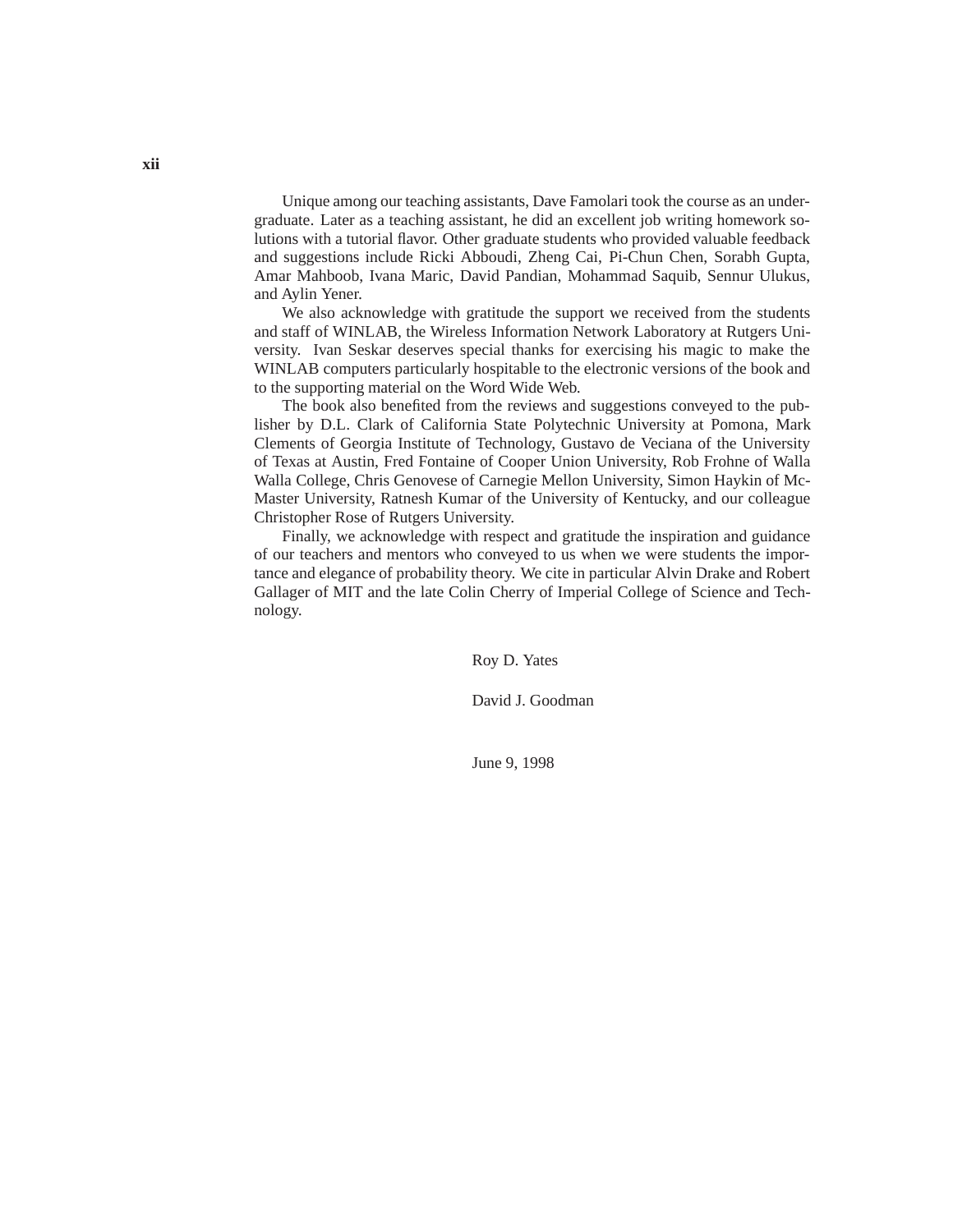Unique among our teaching assistants, Dave Famolari took the course as an undergraduate. Later as a teaching assistant, he did an excellent job writing homework solutions with a tutorial flavor. Other graduate students who provided valuable feedback and suggestions include Ricki Abboudi, Zheng Cai, Pi-Chun Chen, Sorabh Gupta, Amar Mahboob, Ivana Maric, David Pandian, Mohammad Saquib, Sennur Ulukus, and Aylin Yener.

We also acknowledge with gratitude the support we received from the students and staff of WINLAB, the Wireless Information Network Laboratory at Rutgers University. Ivan Seskar deserves special thanks for exercising his magic to make the WINLAB computers particularly hospitable to the electronic versions of the book and to the supporting material on the Word Wide Web.

The book also benefited from the reviews and suggestions conveyed to the publisher by D.L. Clark of California State Polytechnic University at Pomona, Mark Clements of Georgia Institute of Technology, Gustavo de Veciana of the University of Texas at Austin, Fred Fontaine of Cooper Union University, Rob Frohne of Walla Walla College, Chris Genovese of Carnegie Mellon University, Simon Haykin of McMaster University, Ratnesh Kumar of the University of Kentucky, and our colleague Christopher Rose of Rutgers University.

Finally, we acknowledge with respect and gratitude the inspiration and guidance of our teachers and mentors who conveyed to us when we were students the importance and elegance of probability theory. We cite in particular Alvin Drake and Robert Gallager of MIT and the late Colin Cherry of Imperial College of Science and Technology.

Roy D. Yates

David J. Goodman

June 9, 1998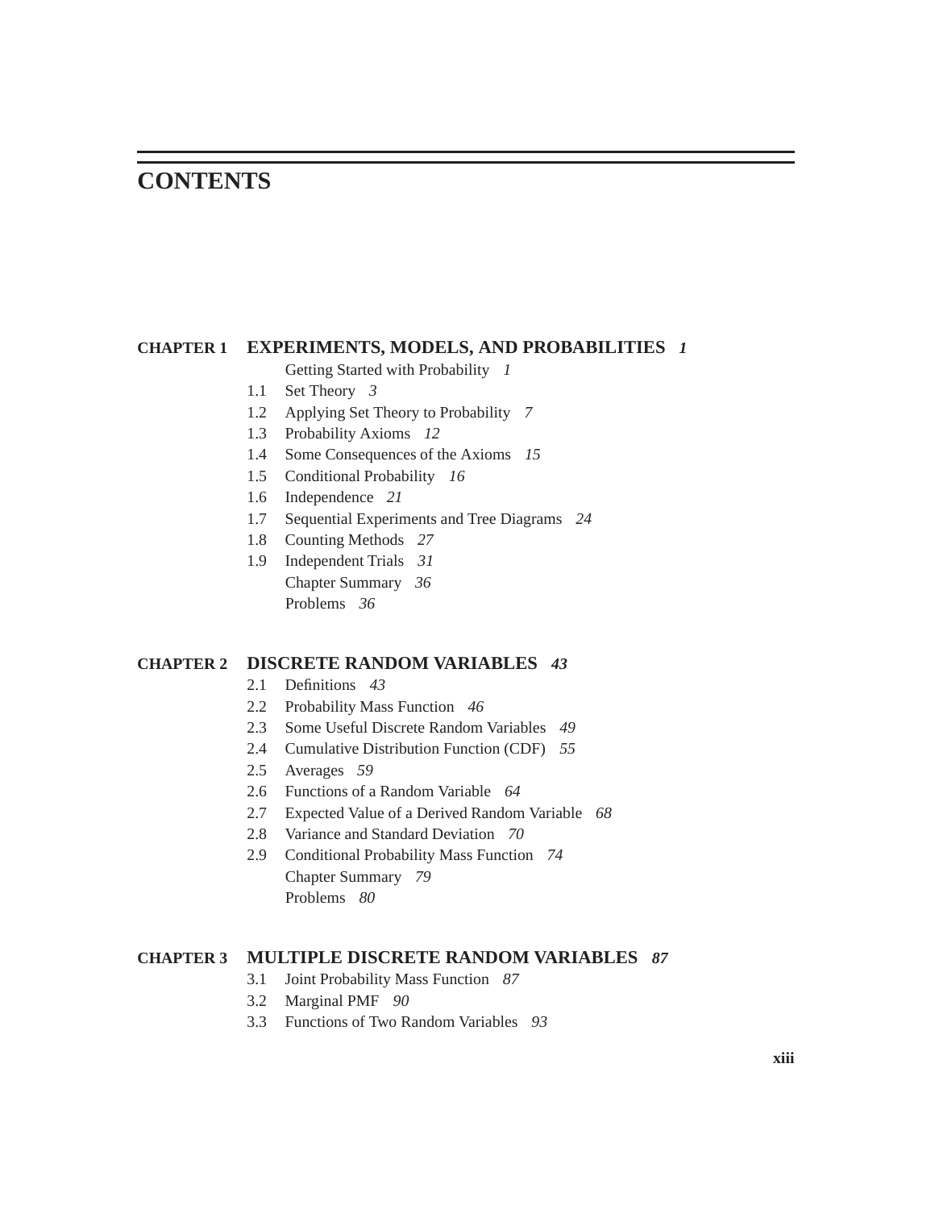# CONTENTS

## CHAPTER 1 EXPERIMENTS, MODELS, AND PROBABILITIES *1*

- Getting Started with Probability *1*
- 1.1 Set Theory *3*
- 1.2 Applying Set Theory to Probability *7*
- 1.3 Probability Axioms *12*
- 1.4 Some Consequences of the Axioms *15*
- 1.5 Conditional Probability *16*
- 1.6 Independence *21*
- 1.7 Sequential Experiments and Tree Diagrams *24*
- 1.8 Counting Methods *27*
- 1.9 Independent Trials *31*
- Chapter Summary *36*
- Problems *36*

## CHAPTER 2 DISCRETE RANDOM VARIABLES *43*

- 2.1 Definitions *43*
- 2.2 Probability Mass Function *46*
- 2.3 Some Useful Discrete Random Variables *49*
- 2.4 Cumulative Distribution Function (CDF) *55*
- 2.5 Averages *59*
- 2.6 Functions of a Random Variable *64*
- 2.7 Expected Value of a Derived Random Variable *68*
- 2.8 Variance and Standard Deviation *70*
- 2.9 Conditional Probability Mass Function *74*
- Chapter Summary *79*
- Problems *80*

## CHAPTER 3 MULTIPLE DISCRETE RANDOM VARIABLES *87*

- 3.1 Joint Probability Mass Function *87*
- 3.2 Marginal PMF *90*
- 3.3 Functions of Two Random Variables *93*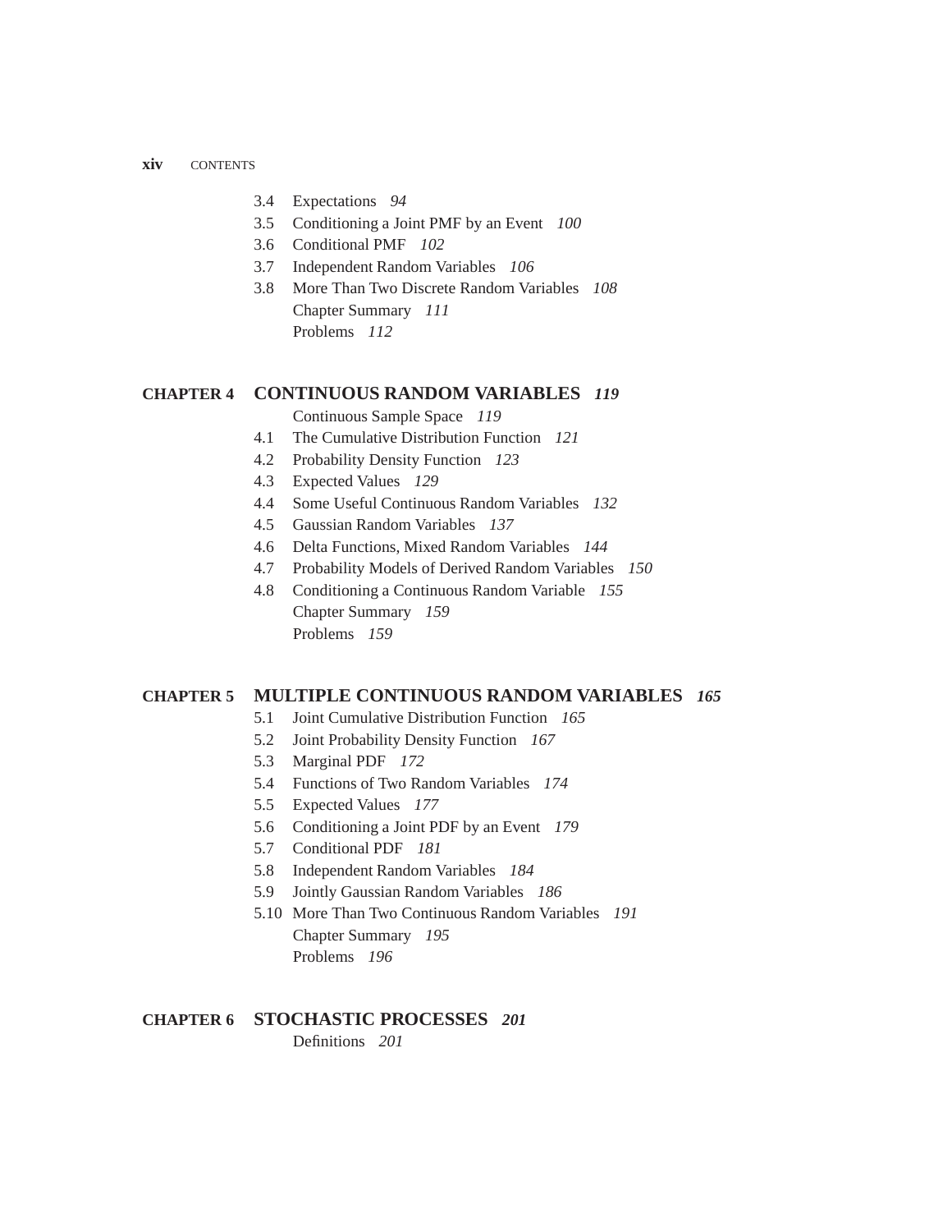3.4 Expectations *94*
3.5 Conditioning a Joint PMF by an Event *100*
3.6 Conditional PMF *102*
3.7 Independent Random Variables *106*
3.8 More Than Two Discrete Random Variables *108*
Chapter Summary *111*
Problems *112*

## CHAPTER 4 CONTINUOUS RANDOM VARIABLES *119*

Continuous Sample Space *119*
4.1 The Cumulative Distribution Function *121*
4.2 Probability Density Function *123*
4.3 Expected Values *129*
4.4 Some Useful Continuous Random Variables *132*
4.5 Gaussian Random Variables *137*
4.6 Delta Functions, Mixed Random Variables *144*
4.7 Probability Models of Derived Random Variables *150*
4.8 Conditioning a Continuous Random Variable *155*
Chapter Summary *159*
Problems *159*

## CHAPTER 5 MULTIPLE CONTINUOUS RANDOM VARIABLES *165*

5.1 Joint Cumulative Distribution Function *165*
5.2 Joint Probability Density Function *167*
5.3 Marginal PDF *172*
5.4 Functions of Two Random Variables *174*
5.5 Expected Values *177*
5.6 Conditioning a Joint PDF by an Event *179*
5.7 Conditional PDF *181*
5.8 Independent Random Variables *184*
5.9 Jointly Gaussian Random Variables *186*
5.10 More Than Two Continuous Random Variables *191*
Chapter Summary *195*
Problems *196*

## CHAPTER 6 STOCHASTIC PROCESSES *201*

Definitions *201*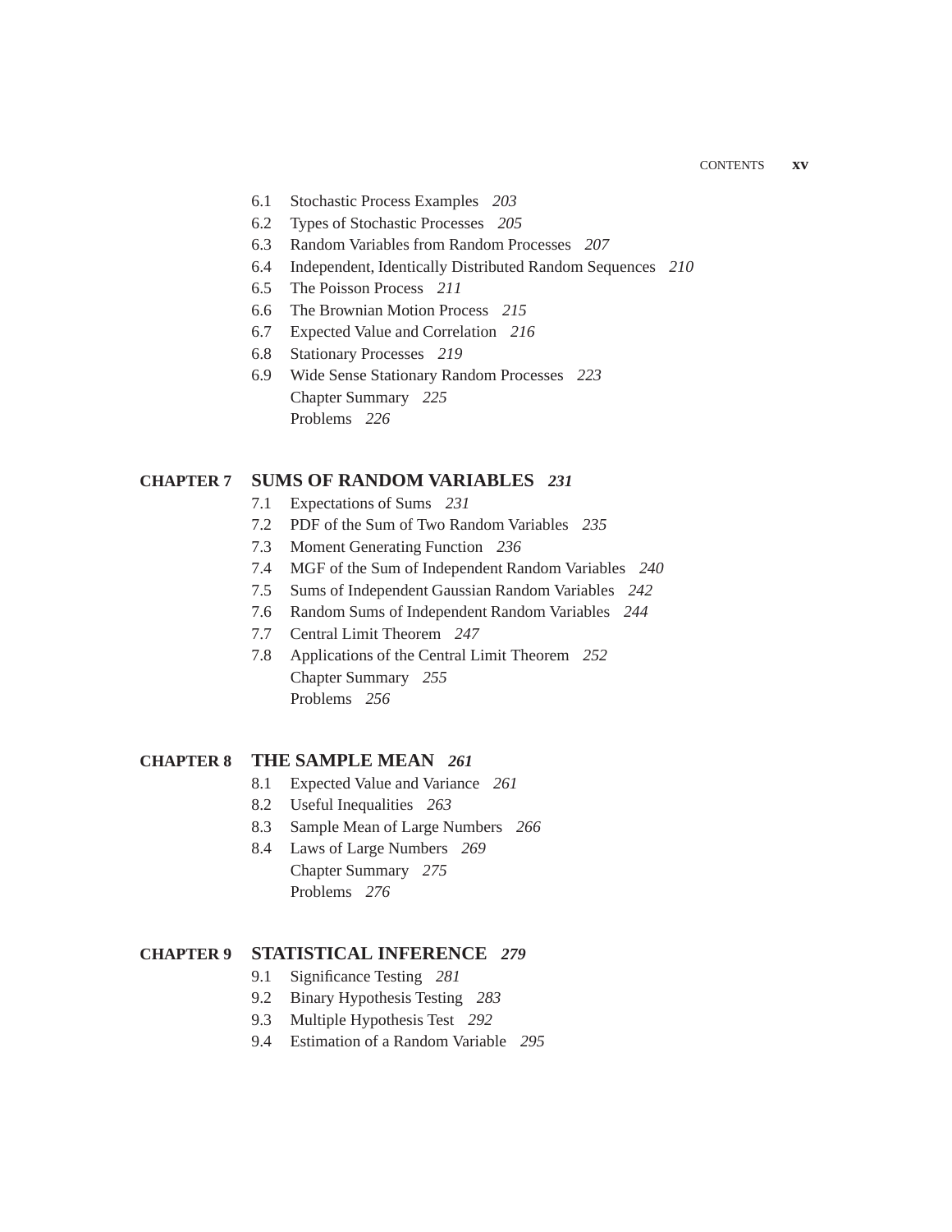6.1 Stochastic Process Examples *203*
6.2 Types of Stochastic Processes *205*
6.3 Random Variables from Random Processes *207*
6.4 Independent, Identically Distributed Random Sequences *210*
6.5 The Poisson Process *211*
6.6 The Brownian Motion Process *215*
6.7 Expected Value and Correlation *216*
6.8 Stationary Processes *219*
6.9 Wide Sense Stationary Random Processes *223*
Chapter Summary *225*
Problems *226*

## CHAPTER 7 SUMS OF RANDOM VARIABLES *231*

7.1 Expectations of Sums *231*
7.2 PDF of the Sum of Two Random Variables *235*
7.3 Moment Generating Function *236*
7.4 MGF of the Sum of Independent Random Variables *240*
7.5 Sums of Independent Gaussian Random Variables *242*
7.6 Random Sums of Independent Random Variables *244*
7.7 Central Limit Theorem *247*
7.8 Applications of the Central Limit Theorem *252*
Chapter Summary *255*
Problems *256*

## CHAPTER 8 THE SAMPLE MEAN *261*

8.1 Expected Value and Variance *261*
8.2 Useful Inequalities *263*
8.3 Sample Mean of Large Numbers *266*
8.4 Laws of Large Numbers *269*
Chapter Summary *275*
Problems *276*

## CHAPTER 9 STATISTICAL INFERENCE *279*

9.1 Significance Testing *281*
9.2 Binary Hypothesis Testing *283*
9.3 Multiple Hypothesis Test *292*
9.4 Estimation of a Random Variable *295*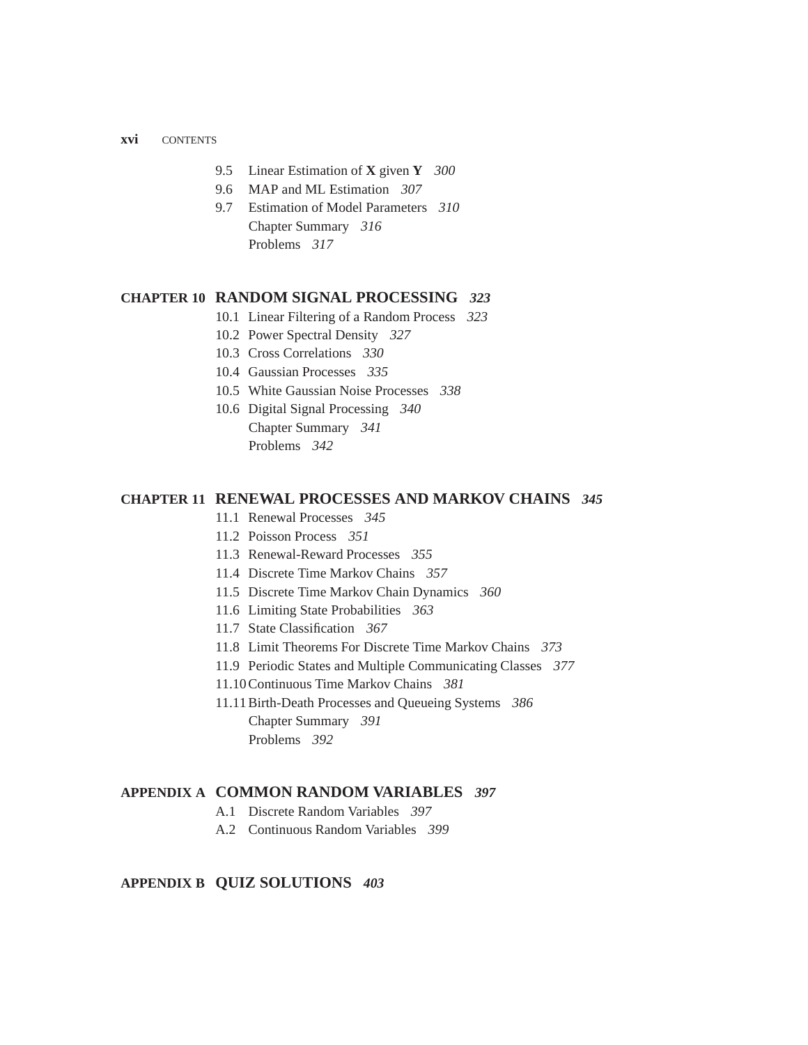9.5 Linear Estimation of **X** given **Y** *300*
9.6 MAP and ML Estimation *307*
9.7 Estimation of Model Parameters *310*
Chapter Summary *316*
Problems *317*

## CHAPTER 10 RANDOM SIGNAL PROCESSING *323*

10.1 Linear Filtering of a Random Process *323*
10.2 Power Spectral Density *327*
10.3 Cross Correlations *330*
10.4 Gaussian Processes *335*
10.5 White Gaussian Noise Processes *338*
10.6 Digital Signal Processing *340*
Chapter Summary *341*
Problems *342*

## CHAPTER 11 RENEWAL PROCESSES AND MARKOV CHAINS *345*

11.1 Renewal Processes *345*
11.2 Poisson Process *351*
11.3 Renewal-Reward Processes *355*
11.4 Discrete Time Markov Chains *357*
11.5 Discrete Time Markov Chain Dynamics *360*
11.6 Limiting State Probabilities *363*
11.7 State Classification *367*
11.8 Limit Theorems For Discrete Time Markov Chains *373*
11.9 Periodic States and Multiple Communicating Classes *377*
11.10 Continuous Time Markov Chains *381*
11.11 Birth-Death Processes and Queueing Systems *386*
Chapter Summary *391*
Problems *392*

## APPENDIX A COMMON RANDOM VARIABLES *397*

A.1 Discrete Random Variables *397*
A.2 Continuous Random Variables *399*

## APPENDIX B QUIZ SOLUTIONS *403*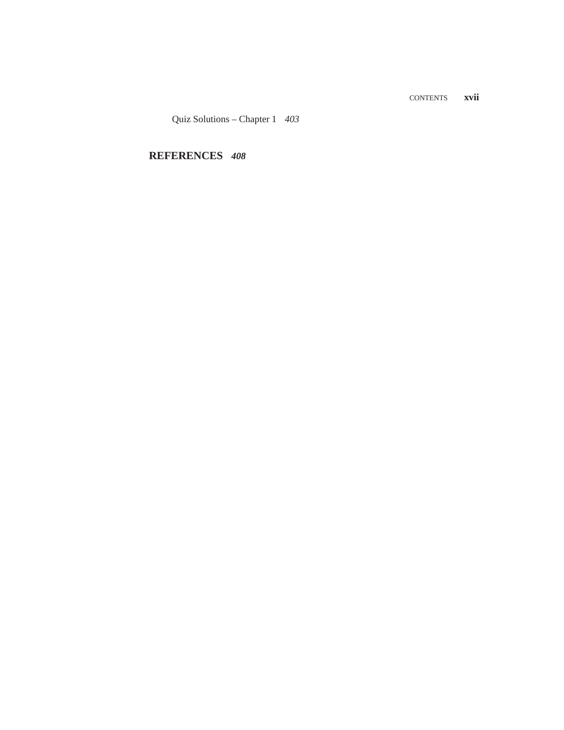Quiz Solutions – Chapter 1 *403*

**REFERENCES** ***408***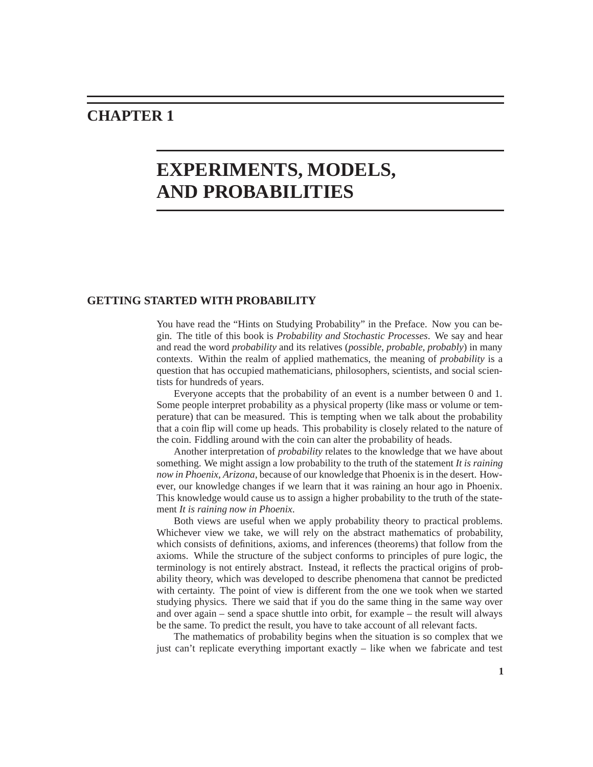# CHAPTER 1

# EXPERIMENTS, MODELS, AND PROBABILITIES

## GETTING STARTED WITH PROBABILITY

You have read the "Hints on Studying Probability" in the Preface. Now you can begin. The title of this book is *Probability and Stochastic Processes*. We say and hear and read the word *probability* and its relatives (*possible*, *probable*, *probably*) in many contexts. Within the realm of applied mathematics, the meaning of *probability* is a question that has occupied mathematicians, philosophers, scientists, and social scientists for hundreds of years.

Everyone accepts that the probability of an event is a number between 0 and 1. Some people interpret probability as a physical property (like mass or volume or temperature) that can be measured. This is tempting when we talk about the probability that a coin flip will come up heads. This probability is closely related to the nature of the coin. Fiddling around with the coin can alter the probability of heads.

Another interpretation of *probability* relates to the knowledge that we have about something. We might assign a low probability to the truth of the statement *It is raining now in Phoenix, Arizona*, because of our knowledge that Phoenix is in the desert. However, our knowledge changes if we learn that it was raining an hour ago in Phoenix. This knowledge would cause us to assign a higher probability to the truth of the statement *It is raining now in Phoenix*.

Both views are useful when we apply probability theory to practical problems. Whichever view we take, we will rely on the abstract mathematics of probability, which consists of definitions, axioms, and inferences (theorems) that follow from the axioms. While the structure of the subject conforms to principles of pure logic, the terminology is not entirely abstract. Instead, it reflects the practical origins of probability theory, which was developed to describe phenomena that cannot be predicted with certainty. The point of view is different from the one we took when we started studying physics. There we said that if you do the same thing in the same way over and over again – send a space shuttle into orbit, for example – the result will always be the same. To predict the result, you have to take account of all relevant facts.

The mathematics of probability begins when the situation is so complex that we just can't replicate everything important exactly – like when we fabricate and test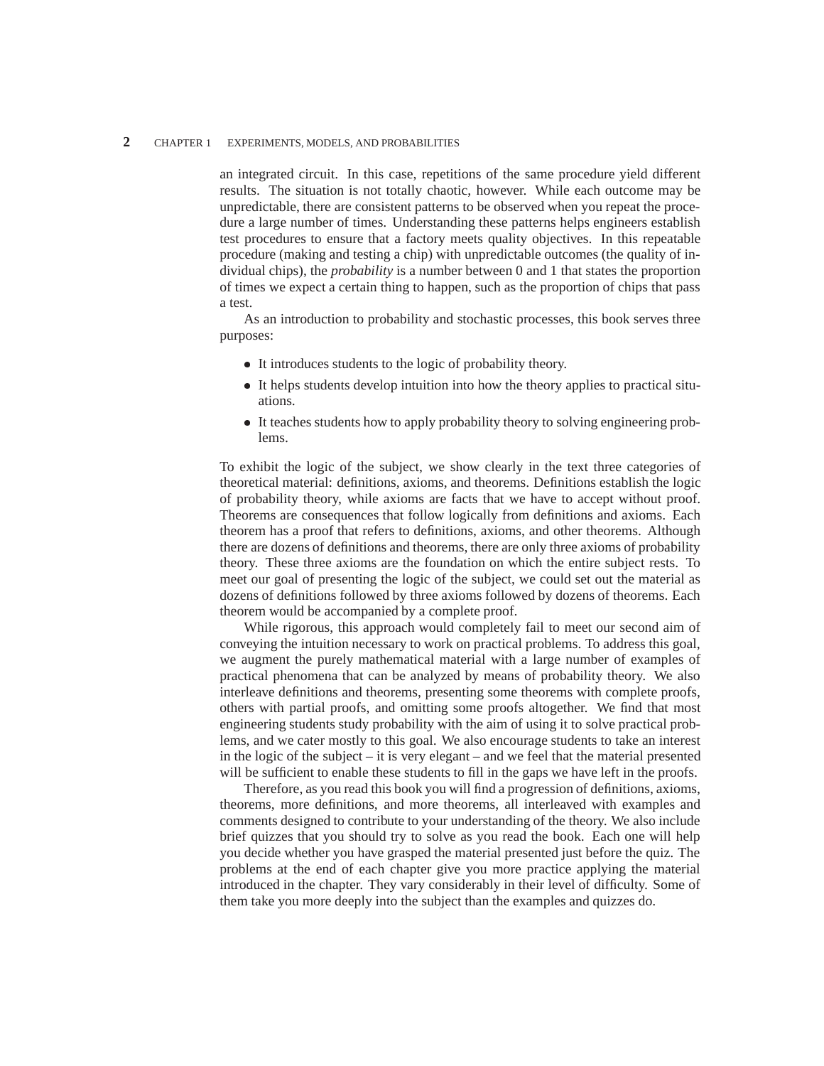an integrated circuit. In this case, repetitions of the same procedure yield different results. The situation is not totally chaotic, however. While each outcome may be unpredictable, there are consistent patterns to be observed when you repeat the procedure a large number of times. Understanding these patterns helps engineers establish test procedures to ensure that a factory meets quality objectives. In this repeatable procedure (making and testing a chip) with unpredictable outcomes (the quality of individual chips), the *probability* is a number between 0 and 1 that states the proportion of times we expect a certain thing to happen, such as the proportion of chips that pass a test.

As an introduction to probability and stochastic processes, this book serves three purposes:

- It introduces students to the logic of probability theory.
- It helps students develop intuition into how the theory applies to practical situations.
- It teaches students how to apply probability theory to solving engineering problems.

To exhibit the logic of the subject, we show clearly in the text three categories of theoretical material: definitions, axioms, and theorems. Definitions establish the logic of probability theory, while axioms are facts that we have to accept without proof. Theorems are consequences that follow logically from definitions and axioms. Each theorem has a proof that refers to definitions, axioms, and other theorems. Although there are dozens of definitions and theorems, there are only three axioms of probability theory. These three axioms are the foundation on which the entire subject rests. To meet our goal of presenting the logic of the subject, we could set out the material as dozens of definitions followed by three axioms followed by dozens of theorems. Each theorem would be accompanied by a complete proof.

While rigorous, this approach would completely fail to meet our second aim of conveying the intuition necessary to work on practical problems. To address this goal, we augment the purely mathematical material with a large number of examples of practical phenomena that can be analyzed by means of probability theory. We also interleave definitions and theorems, presenting some theorems with complete proofs, others with partial proofs, and omitting some proofs altogether. We find that most engineering students study probability with the aim of using it to solve practical problems, and we cater mostly to this goal. We also encourage students to take an interest in the logic of the subject – it is very elegant – and we feel that the material presented will be sufficient to enable these students to fill in the gaps we have left in the proofs.

Therefore, as you read this book you will find a progression of definitions, axioms, theorems, more definitions, and more theorems, all interleaved with examples and comments designed to contribute to your understanding of the theory. We also include brief quizzes that you should try to solve as you read the book. Each one will help you decide whether you have grasped the material presented just before the quiz. The problems at the end of each chapter give you more practice applying the material introduced in the chapter. They vary considerably in their level of difficulty. Some of them take you more deeply into the subject than the examples and quizzes do.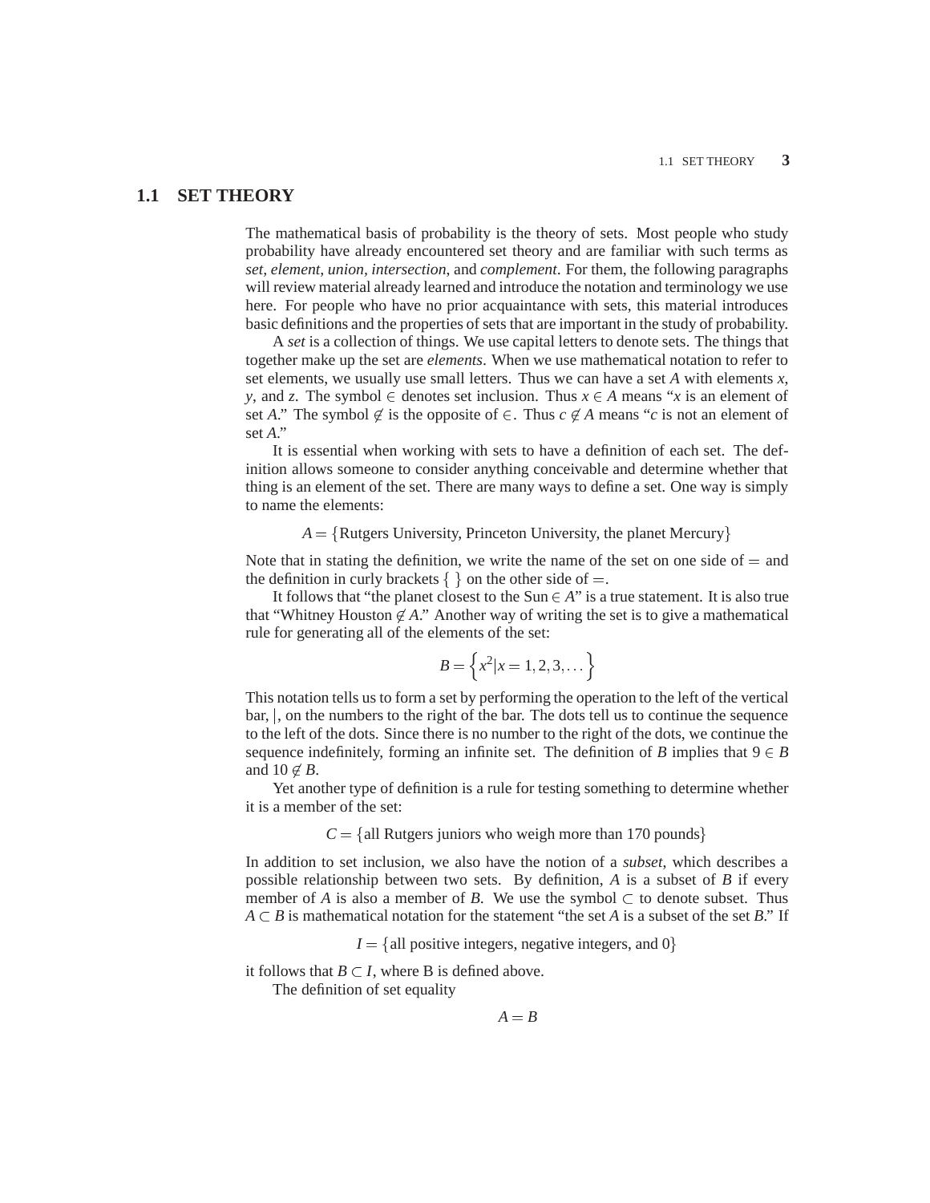## 1.1 SET THEORY

The mathematical basis of probability is the theory of sets. Most people who study probability have already encountered set theory and are familiar with such terms as *set*, *element*, *union*, *intersection*, and *complement*. For them, the following paragraphs will review material already learned and introduce the notation and terminology we use here. For people who have no prior acquaintance with sets, this material introduces basic definitions and the properties of sets that are important in the study of probability.

A *set* is a collection of things. We use capital letters to denote sets. The things that together make up the set are *elements*. When we use mathematical notation to refer to set elements, we usually use small letters. Thus we can have a set $A$ with elements $x$, $y$, and $z$. The symbol $\in$ denotes set inclusion. Thus $x \in A$ means "$x$ is an element of set $A$." The symbol $\notin$ is the opposite of $\in$. Thus $c \notin A$ means "$c$ is not an element of set $A$."

It is essential when working with sets to have a definition of each set. The definition allows someone to consider anything conceivable and determine whether that thing is an element of the set. There are many ways to define a set. One way is simply to name the elements:

$$A = \{\text{Rutgers University, Princeton University, the planet Mercury}\}$$

Note that in stating the definition, we write the name of the set on one side of $=$ and the definition in curly brackets $\{\ \}$ on the other side of $=$.

It follows that "the planet closest to the Sun $\in A$" is a true statement. It is also true that "Whitney Houston $\notin A$." Another way of writing the set is to give a mathematical rule for generating all of the elements of the set:

$$B = \left\{x^2 | x = 1, 2, 3, \dots\right\}$$

This notation tells us to form a set by performing the operation to the left of the vertical bar, $|$, on the numbers to the right of the bar. The dots tell us to continue the sequence to the left of the dots. Since there is no number to the right of the dots, we continue the sequence indefinitely, forming an infinite set. The definition of $B$ implies that $9 \in B$ and $10 \notin B$.

Yet another type of definition is a rule for testing something to determine whether it is a member of the set:

$$C = \{\text{all Rutgers juniors who weigh more than 170 pounds}\}$$

In addition to set inclusion, we also have the notion of a *subset*, which describes a possible relationship between two sets. By definition, $A$ is a subset of $B$ if every member of $A$ is also a member of $B$. We use the symbol $\subset$ to denote subset. Thus $A \subset B$ is mathematical notation for the statement "the set $A$ is a subset of the set $B$." If

$$I = \{\text{all positive integers, negative integers, and } 0\}$$

it follows that $B \subset I$, where B is defined above.

The definition of set equality

$$A = B$$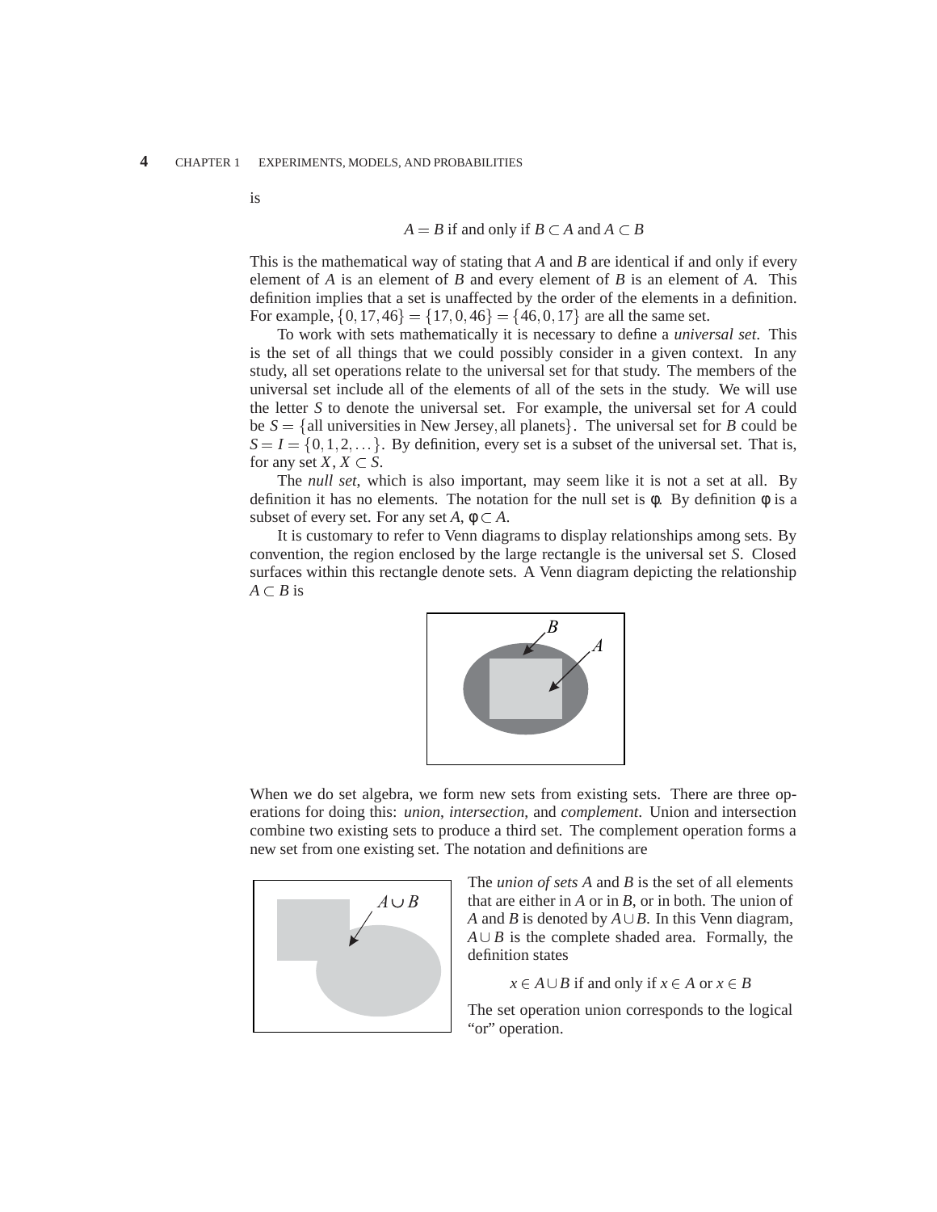is

$$A = B \text{ if and only if } B \subset A \text{ and } A \subset B$$

This is the mathematical way of stating that $A$ and $B$ are identical if and only if every element of $A$ is an element of $B$ and every element of $B$ is an element of $A$. This definition implies that a set is unaffected by the order of the elements in a definition. For example, $\{0,17,46\} = \{17,0,46\} = \{46,0,17\}$ are all the same set.

To work with sets mathematically it is necessary to define a *universal set*. This is the set of all things that we could possibly consider in a given context. In any study, all set operations relate to the universal set for that study. The members of the universal set include all of the elements of all of the sets in the study. We will use the letter $S$ to denote the universal set. For example, the universal set for $A$ could be $S = \{\text{all universities in New Jersey}, \text{all planets}\}$. The universal set for $B$ could be $S = I = \{0,1,2,\ldots\}$. By definition, every set is a subset of the universal set. That is, for any set $X$, $X \subset S$.

The *null set*, which is also important, may seem like it is not a set at all. By definition it has no elements. The notation for the null set is $\phi$. By definition $\phi$ is a subset of every set. For any set $A$, $\phi \subset A$.

It is customary to refer to Venn diagrams to display relationships among sets. By convention, the region enclosed by the large rectangle is the universal set $S$. Closed surfaces within this rectangle denote sets. A Venn diagram depicting the relationship $A \subset B$ is

When we do set algebra, we form new sets from existing sets. There are three operations for doing this: *union*, *intersection*, and *complement*. Union and intersection combine two existing sets to produce a third set. The complement operation forms a new set from one existing set. The notation and definitions are

The *union of sets A* and *B* is the set of all elements that are either in $A$ or in $B$, or in both. The union of $A$ and $B$ is denoted by $A \cup B$. In this Venn diagram, $A \cup B$ is the complete shaded area. Formally, the definition states

$$x \in A \cup B \text{ if and only if } x \in A \text{ or } x \in B$$

The set operation union corresponds to the logical "or" operation.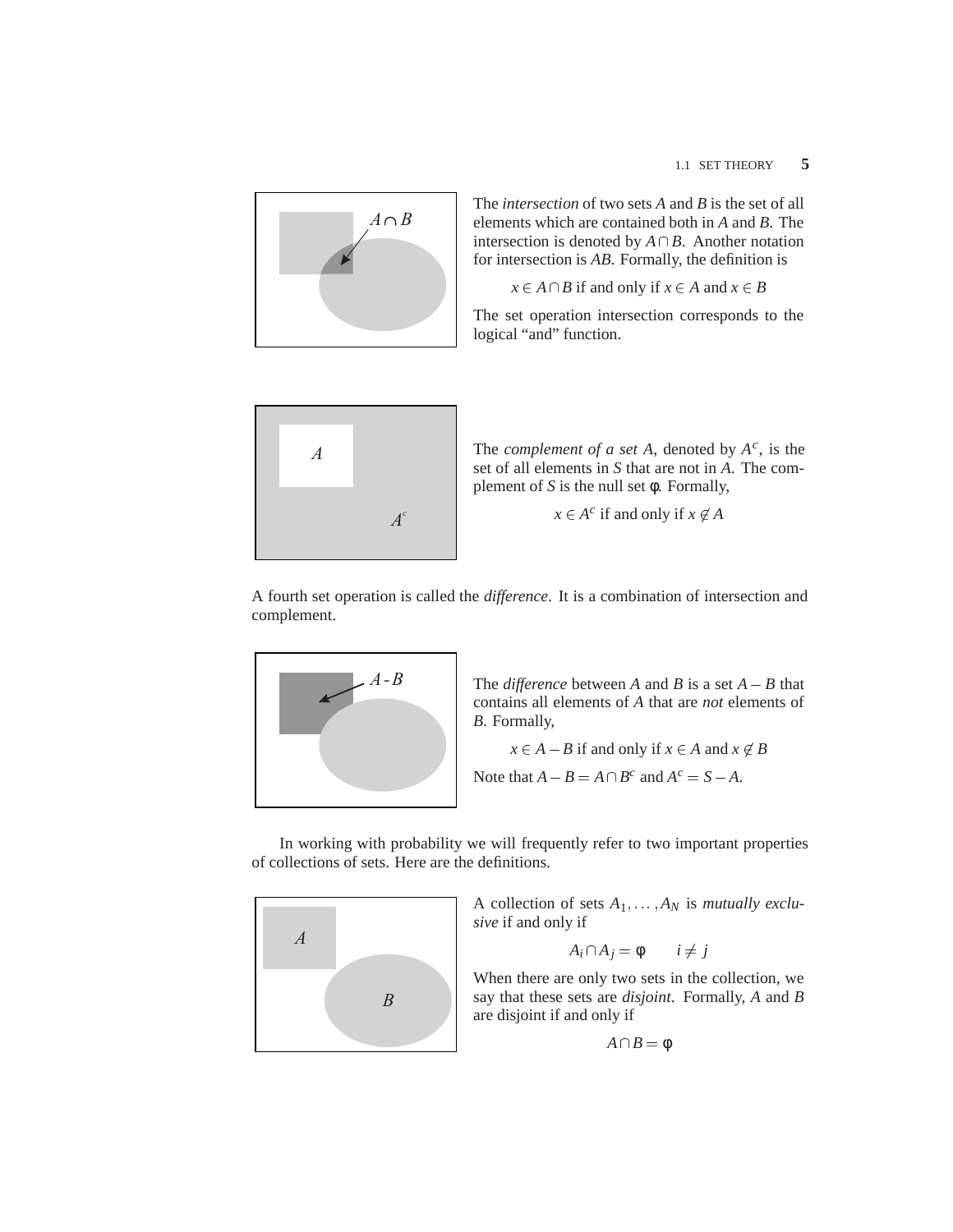The *intersection* of two sets $A$ and $B$ is the set of all elements which are contained both in $A$ and $B$. The intersection is denoted by $A \cap B$. Another notation for intersection is $AB$. Formally, the definition is

$$x \in A \cap B \text{ if and only if } x \in A \text{ and } x \in B$$

The set operation intersection corresponds to the logical "and" function.

The *complement of a set A*, denoted by $A^c$, is the set of all elements in $S$ that are not in $A$. The complement of $S$ is the null set $\phi$. Formally,

$$x \in A^c \text{ if and only if } x \notin A$$

A fourth set operation is called the *difference*. It is a combination of intersection and complement.

The *difference* between $A$ and $B$ is a set $A - B$ that contains all elements of $A$ that are *not* elements of $B$. Formally,

$$x \in A - B \text{ if and only if } x \in A \text{ and } x \notin B$$

Note that $A - B = A \cap B^c$ and $A^c = S - A$.

In working with probability we will frequently refer to two important properties of collections of sets. Here are the definitions.

A collection of sets $A_1, \ldots, A_N$ is *mutually exclusive* if and only if

$$A_i \cap A_j = \phi \qquad i \neq j$$

When there are only two sets in the collection, we say that these sets are *disjoint*. Formally, $A$ and $B$ are disjoint if and only if

$$A \cap B = \phi$$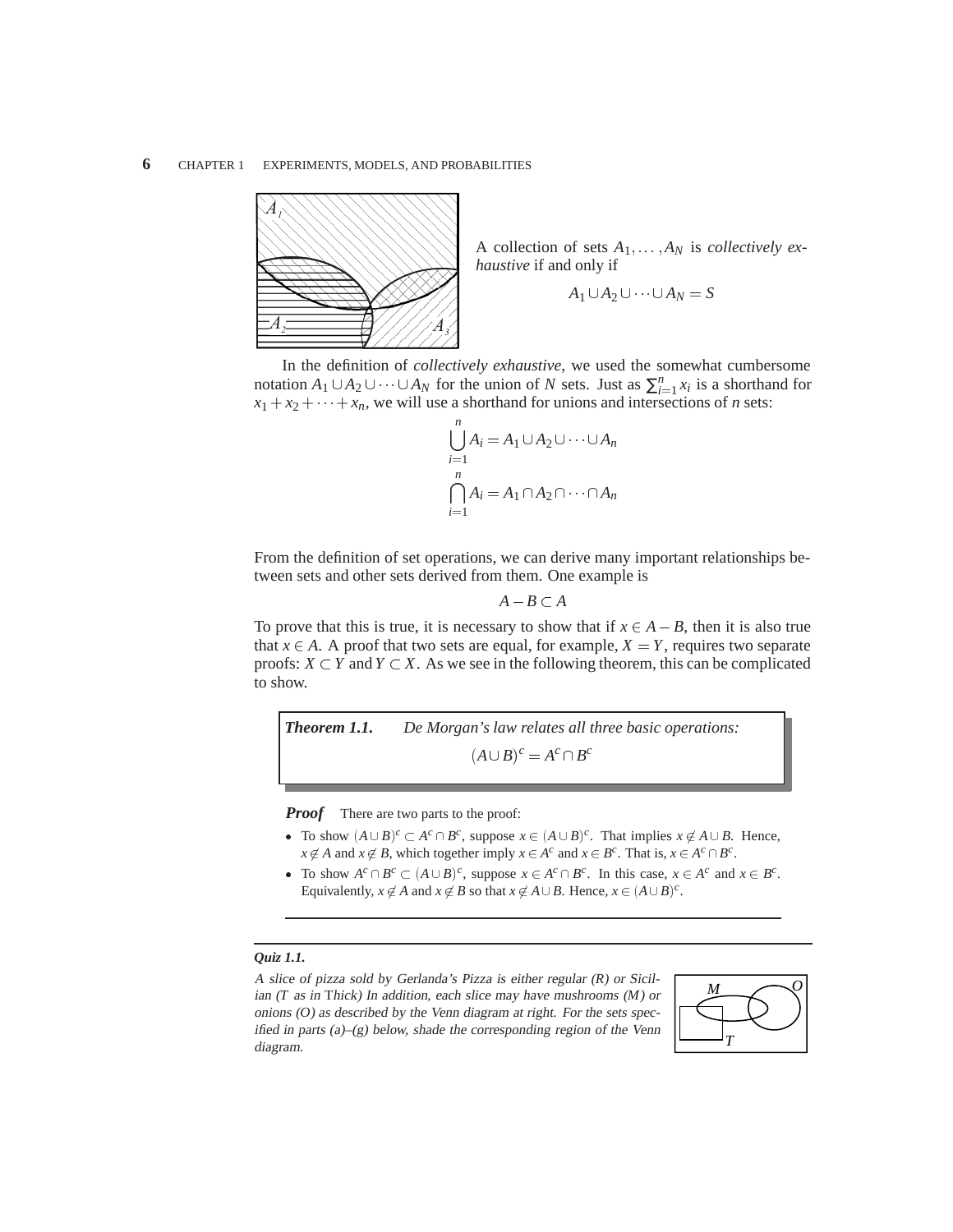A collection of sets $A_1, \ldots, A_N$ is *collectively exhaustive* if and only if

$$A_1 \cup A_2 \cup \cdots \cup A_N = S$$

In the definition of *collectively exhaustive*, we used the somewhat cumbersome notation $A_1 \cup A_2 \cup \cdots \cup A_N$ for the union of $N$ sets. Just as $\sum_{i=1}^{n} x_i$ is a shorthand for $x_1 + x_2 + \cdots + x_n$, we will use a shorthand for unions and intersections of $n$ sets:

$$\bigcup_{i=1}^{n} A_i = A_1 \cup A_2 \cup \cdots \cup A_n$$

$$\bigcap_{i=1}^{n} A_i = A_1 \cap A_2 \cap \cdots \cap A_n$$

From the definition of set operations, we can derive many important relationships between sets and other sets derived from them. One example is

$$A - B \subset A$$

To prove that this is true, it is necessary to show that if $x \in A - B$, then it is also true that $x \in A$. A proof that two sets are equal, for example, $X = Y$, requires two separate proofs: $X \subset Y$ and $Y \subset X$. As we see in the following theorem, this can be complicated to show.

**Theorem 1.1.** *De Morgan's law relates all three basic operations:*

$$(A \cup B)^c = A^c \cap B^c$$

***Proof*** There are two parts to the proof:

- To show $(A \cup B)^c \subset A^c \cap B^c$, suppose $x \in (A \cup B)^c$. That implies $x \notin A \cup B$. Hence, $x \notin A$ and $x \notin B$, which together imply $x \in A^c$ and $x \in B^c$. That is, $x \in A^c \cap B^c$.
- To show $A^c \cap B^c \subset (A \cup B)^c$, suppose $x \in A^c \cap B^c$. In this case, $x \in A^c$ and $x \in B^c$. Equivalently, $x \notin A$ and $x \notin B$ so that $x \notin A \cup B$. Hence, $x \in (A \cup B)^c$.

***Quiz 1.1.***

*A slice of pizza sold by Gerlanda's Pizza is either regular (R) or Sicilian (T as in Thick) In addition, each slice may have mushrooms (M) or onions (O) as described by the Venn diagram at right. For the sets specified in parts (a)–(g) below, shade the corresponding region of the Venn diagram.*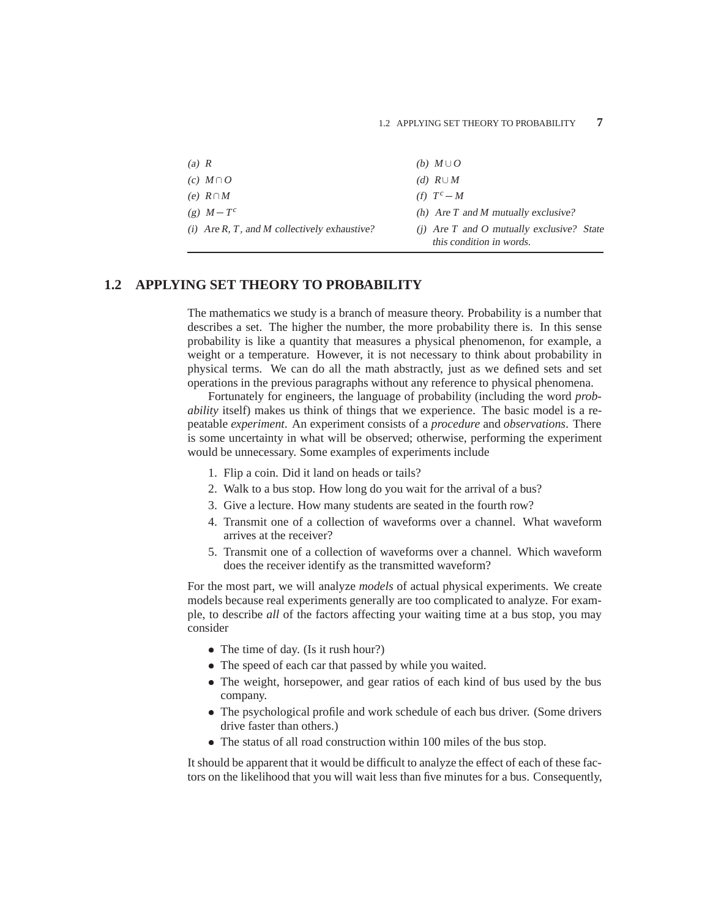| | |
|---|---|
| *(a)* $R$ | *(b)* $M \cup O$ |
| *(c)* $M \cap O$ | *(d)* $R \cup M$ |
| *(e)* $R \cap M$ | *(f)* $T^c - M$ |
| *(g)* $M - T^c$ | *(h)* *Are $T$ and $M$ mutually exclusive?* |
| *(i)* *Are $R$, $T$, and $M$ collectively exhaustive?* | *(j)* *Are $T$ and $O$ mutually exclusive? State this condition in words.* |

## 1.2 APPLYING SET THEORY TO PROBABILITY

The mathematics we study is a branch of measure theory. Probability is a number that describes a set. The higher the number, the more probability there is. In this sense probability is like a quantity that measures a physical phenomenon, for example, a weight or a temperature. However, it is not necessary to think about probability in physical terms. We can do all the math abstractly, just as we defined sets and set operations in the previous paragraphs without any reference to physical phenomena.

Fortunately for engineers, the language of probability (including the word *probability* itself) makes us think of things that we experience. The basic model is a repeatable *experiment*. An experiment consists of a *procedure* and *observations*. There is some uncertainty in what will be observed; otherwise, performing the experiment would be unnecessary. Some examples of experiments include

1. Flip a coin. Did it land on heads or tails?
2. Walk to a bus stop. How long do you wait for the arrival of a bus?
3. Give a lecture. How many students are seated in the fourth row?
4. Transmit one of a collection of waveforms over a channel. What waveform arrives at the receiver?
5. Transmit one of a collection of waveforms over a channel. Which waveform does the receiver identify as the transmitted waveform?

For the most part, we will analyze *models* of actual physical experiments. We create models because real experiments generally are too complicated to analyze. For example, to describe *all* of the factors affecting your waiting time at a bus stop, you may consider

- The time of day. (Is it rush hour?)
- The speed of each car that passed by while you waited.
- The weight, horsepower, and gear ratios of each kind of bus used by the bus company.
- The psychological profile and work schedule of each bus driver. (Some drivers drive faster than others.)
- The status of all road construction within 100 miles of the bus stop.

It should be apparent that it would be difficult to analyze the effect of each of these factors on the likelihood that you will wait less than five minutes for a bus. Consequently,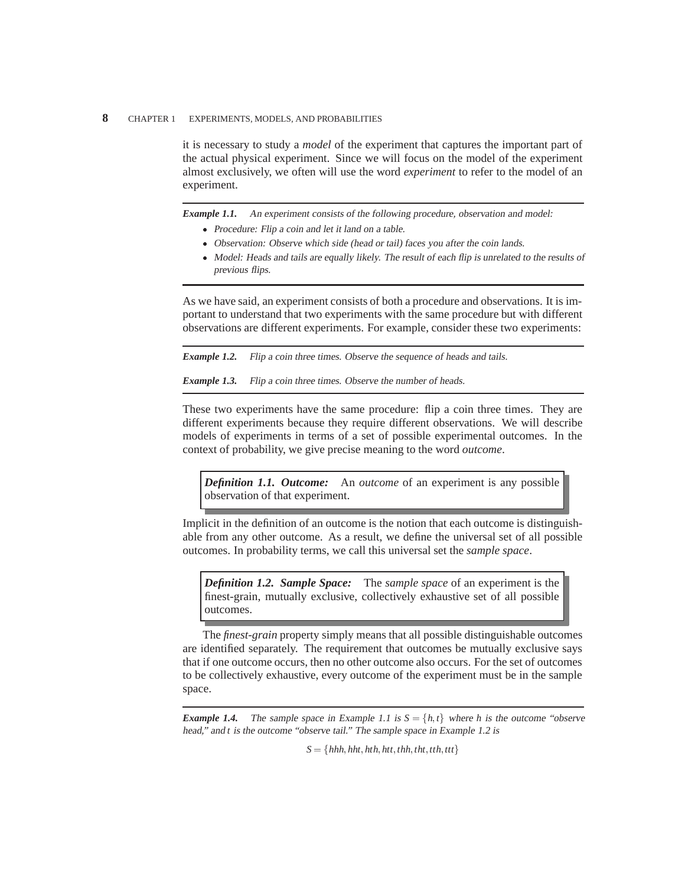it is necessary to study a *model* of the experiment that captures the important part of the actual physical experiment. Since we will focus on the model of the experiment almost exclusively, we often will use the word *experiment* to refer to the model of an experiment.

---

***Example 1.1.*** *An experiment consists of the following procedure, observation and model:*

- *Procedure: Flip a coin and let it land on a table.*
- *Observation: Observe which side (head or tail) faces you after the coin lands.*
- *Model: Heads and tails are equally likely. The result of each flip is unrelated to the results of previous flips.*

---

As we have said, an experiment consists of both a procedure and observations. It is important to understand that two experiments with the same procedure but with different observations are different experiments. For example, consider these two experiments:

---

***Example 1.2.*** *Flip a coin three times. Observe the sequence of heads and tails.*

***Example 1.3.*** *Flip a coin three times. Observe the number of heads.*

---

These two experiments have the same procedure: flip a coin three times. They are different experiments because they require different observations. We will describe models of experiments in terms of a set of possible experimental outcomes. In the context of probability, we give precise meaning to the word *outcome*.

> ***Definition 1.1. Outcome:*** An *outcome* of an experiment is any possible observation of that experiment.

Implicit in the definition of an outcome is the notion that each outcome is distinguishable from any other outcome. As a result, we define the universal set of all possible outcomes. In probability terms, we call this universal set the *sample space*.

> ***Definition 1.2. Sample Space:*** The *sample space* of an experiment is the finest-grain, mutually exclusive, collectively exhaustive set of all possible outcomes.

The *finest-grain* property simply means that all possible distinguishable outcomes are identified separately. The requirement that outcomes be mutually exclusive says that if one outcome occurs, then no other outcome also occurs. For the set of outcomes to be collectively exhaustive, every outcome of the experiment must be in the sample space.

---

***Example 1.4.*** *The sample space in Example 1.1 is $S = \{h, t\}$ where $h$ is the outcome "observe head," and $t$ is the outcome "observe tail." The sample space in Example 1.2 is*

$$S = \{hhh, hht, hth, htt, thh, tht, tth, ttt\}$$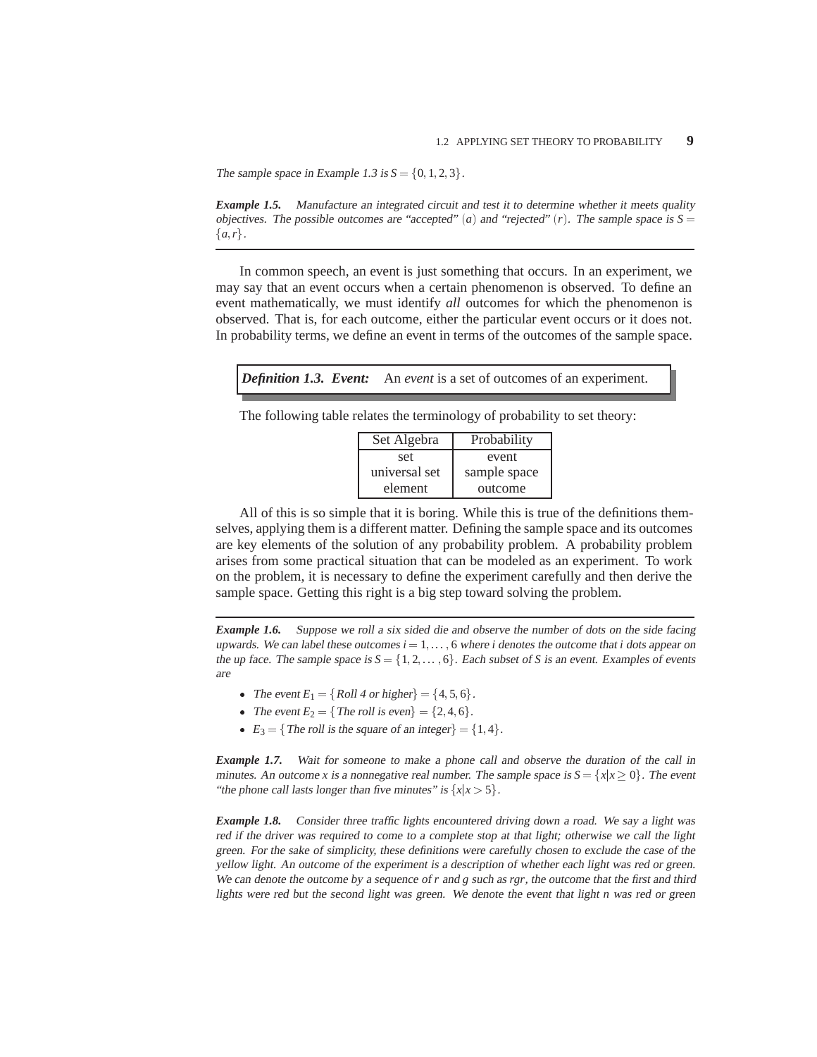*The sample space in Example 1.3 is $S = \{0, 1, 2, 3\}$.*

***Example 1.5.*** *Manufacture an integrated circuit and test it to determine whether it meets quality objectives. The possible outcomes are "accepted" $(a)$ and "rejected" $(r)$. The sample space is $S = \{a, r\}$.*

---

In common speech, an event is just something that occurs. In an experiment, we may say that an event occurs when a certain phenomenon is observed. To define an event mathematically, we must identify *all* outcomes for which the phenomenon is observed. That is, for each outcome, either the particular event occurs or it does not. In probability terms, we define an event in terms of the outcomes of the sample space.

> ***Definition 1.3. Event:*** An *event* is a set of outcomes of an experiment.

The following table relates the terminology of probability to set theory:

| Set Algebra | Probability |
|---|---|
| set | event |
| universal set | sample space |
| element | outcome |

All of this is so simple that it is boring. While this is true of the definitions themselves, applying them is a different matter. Defining the sample space and its outcomes are key elements of the solution of any probability problem. A probability problem arises from some practical situation that can be modeled as an experiment. To work on the problem, it is necessary to define the experiment carefully and then derive the sample space. Getting this right is a big step toward solving the problem.

---

***Example 1.6.*** *Suppose we roll a six sided die and observe the number of dots on the side facing upwards. We can label these outcomes $i = 1, \ldots, 6$ where $i$ denotes the outcome that $i$ dots appear on the up face. The sample space is $S = \{1, 2, \ldots, 6\}$. Each subset of $S$ is an event. Examples of events are*

- *The event $E_1 = \{$Roll 4 or higher$\} = \{4, 5, 6\}$.*
- *The event $E_2 = \{$The roll is even$\} = \{2, 4, 6\}$.*
- *$E_3 = \{$The roll is the square of an integer$\} = \{1, 4\}$.*

***Example 1.7.*** *Wait for someone to make a phone call and observe the duration of the call in minutes. An outcome $x$ is a nonnegative real number. The sample space is $S = \{x | x \geq 0\}$. The event "the phone call lasts longer than five minutes" is $\{x | x > 5\}$.*

***Example 1.8.*** *Consider three traffic lights encountered driving down a road. We say a light was red if the driver was required to come to a complete stop at that light; otherwise we call the light green. For the sake of simplicity, these definitions were carefully chosen to exclude the case of the yellow light. An outcome of the experiment is a description of whether each light was red or green. We can denote the outcome by a sequence of $r$ and $g$ such as $rgr$, the outcome that the first and third lights were red but the second light was green. We denote the event that light $n$ was red or green*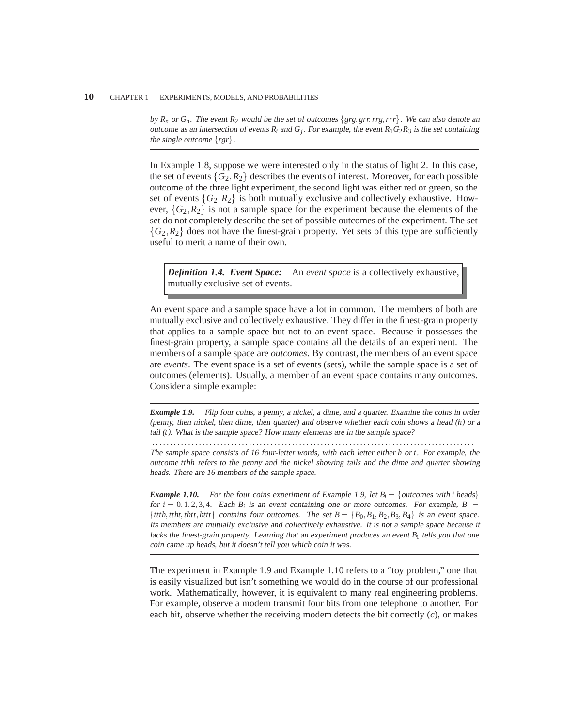*by $R_n$ or $G_n$. The event $R_2$ would be the set of outcomes $\{grg, grr, rrg, rrr\}$. We can also denote an outcome as an intersection of events $R_i$ and $G_j$. For example, the event $R_1G_2R_3$ is the set containing the single outcome $\{rgr\}$.*

---

In Example 1.8, suppose we were interested only in the status of light 2. In this case, the set of events $\{G_2, R_2\}$ describes the events of interest. Moreover, for each possible outcome of the three light experiment, the second light was either red or green, so the set of events $\{G_2, R_2\}$ is both mutually exclusive and collectively exhaustive. However, $\{G_2, R_2\}$ is not a sample space for the experiment because the elements of the set do not completely describe the set of possible outcomes of the experiment. The set $\{G_2, R_2\}$ does not have the finest-grain property. Yet sets of this type are sufficiently useful to merit a name of their own.

> ***Definition 1.4. Event Space:*** An *event space* is a collectively exhaustive, mutually exclusive set of events.

An event space and a sample space have a lot in common. The members of both are mutually exclusive and collectively exhaustive. They differ in the finest-grain property that applies to a sample space but not to an event space. Because it possesses the finest-grain property, a sample space contains all the details of an experiment. The members of a sample space are *outcomes*. By contrast, the members of an event space are *events*. The event space is a set of events (sets), while the sample space is a set of outcomes (elements). Usually, a member of an event space contains many outcomes. Consider a simple example:

---

***Example 1.9.*** *Flip four coins, a penny, a nickel, a dime, and a quarter. Examine the coins in order (penny, then nickel, then dime, then quarter) and observe whether each coin shows a head (h) or a tail (t). What is the sample space? How many elements are in the sample space?*

. . . . . . . . . . . . . . . . . . . . . . . . . . . . . . . . . . . . . . . . . . . . . . . . . . . . . . . . . . . . . . . . . . . . . . . . . . . . . . . . . . . . .

*The sample space consists of 16 four-letter words, with each letter either h or t. For example, the outcome tthh refers to the penny and the nickel showing tails and the dime and quarter showing heads. There are 16 members of the sample space.*

***Example 1.10.*** *For the four coins experiment of Example 1.9, let $B_i = \{\text{outcomes with } i \text{ heads}\}$ for $i = 0, 1, 2, 3, 4$. Each $B_i$ is an event containing one or more outcomes. For example, $B_1 = \{ttth, ttht, thtt, httt\}$ contains four outcomes. The set $B = \{B_0, B_1, B_2, B_3, B_4\}$ is an event space. Its members are mutually exclusive and collectively exhaustive. It is not a sample space because it lacks the finest-grain property. Learning that an experiment produces an event $B_1$ tells you that one coin came up heads, but it doesn't tell you which coin it was.*

---

The experiment in Example 1.9 and Example 1.10 refers to a "toy problem," one that is easily visualized but isn't something we would do in the course of our professional work. Mathematically, however, it is equivalent to many real engineering problems. For example, observe a modem transmit four bits from one telephone to another. For each bit, observe whether the receiving modem detects the bit correctly ($c$), or makes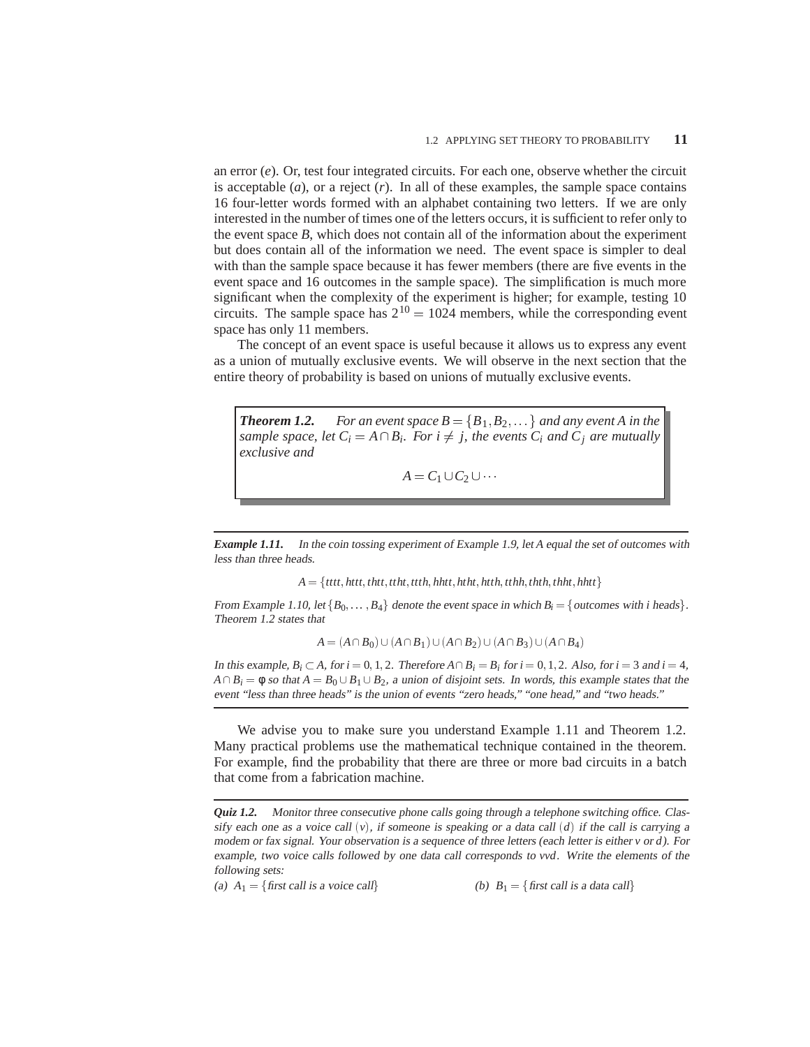an error ($e$). Or, test four integrated circuits. For each one, observe whether the circuit is acceptable ($a$), or a reject ($r$). In all of these examples, the sample space contains 16 four-letter words formed with an alphabet containing two letters. If we are only interested in the number of times one of the letters occurs, it is sufficient to refer only to the event space $B$, which does not contain all of the information about the experiment but does contain all of the information we need. The event space is simpler to deal with than the sample space because it has fewer members (there are five events in the event space and 16 outcomes in the sample space). The simplification is much more significant when the complexity of the experiment is higher; for example, testing 10 circuits. The sample space has $2^{10} = 1024$ members, while the corresponding event space has only 11 members.

The concept of an event space is useful because it allows us to express any event as a union of mutually exclusive events. We will observe in the next section that the entire theory of probability is based on unions of mutually exclusive events.

> ***Theorem 1.2.*** *For an event space $B = \{B_1, B_2, \dots\}$ and any event $A$ in the sample space, let $C_i = A \cap B_i$. For $i \neq j$, the events $C_i$ and $C_j$ are mutually exclusive and*
>
> $$A = C_1 \cup C_2 \cup \cdots$$

---

***Example 1.11.*** *In the coin tossing experiment of Example 1.9, let $A$ equal the set of outcomes with less than three heads.*

$$A = \{tttt, httt, thtt, ttht, ttth, hhtt, htht, htth, tthh, thth, thht, hhtt\}$$

*From Example 1.10, let $\{B_0, \dots, B_4\}$ denote the event space in which $B_i = \{$outcomes with $i$ heads$\}$. Theorem 1.2 states that*

$$A = (A \cap B_0) \cup (A \cap B_1) \cup (A \cap B_2) \cup (A \cap B_3) \cup (A \cap B_4)$$

*In this example, $B_i \subset A$, for $i = 0, 1, 2$. Therefore $A \cap B_i = B_i$ for $i = 0, 1, 2$. Also, for $i = 3$ and $i = 4$, $A \cap B_i = \phi$ so that $A = B_0 \cup B_1 \cup B_2$, a union of disjoint sets. In words, this example states that the event "less than three heads" is the union of events "zero heads," "one head," and "two heads."*

---

We advise you to make sure you understand Example 1.11 and Theorem 1.2. Many practical problems use the mathematical technique contained in the theorem. For example, find the probability that there are three or more bad circuits in a batch that come from a fabrication machine.

---

***Quiz 1.2.*** *Monitor three consecutive phone calls going through a telephone switching office. Classify each one as a voice call ($v$), if someone is speaking or a data call ($d$) if the call is carrying a modem or fax signal. Your observation is a sequence of three letters (each letter is either $v$ or $d$). For example, two voice calls followed by one data call corresponds to $vvd$. Write the elements of the following sets:*

*(a) $A_1 = \{$first call is a voice call$\}$* *(b) $B_1 = \{$first call is a data call$\}$*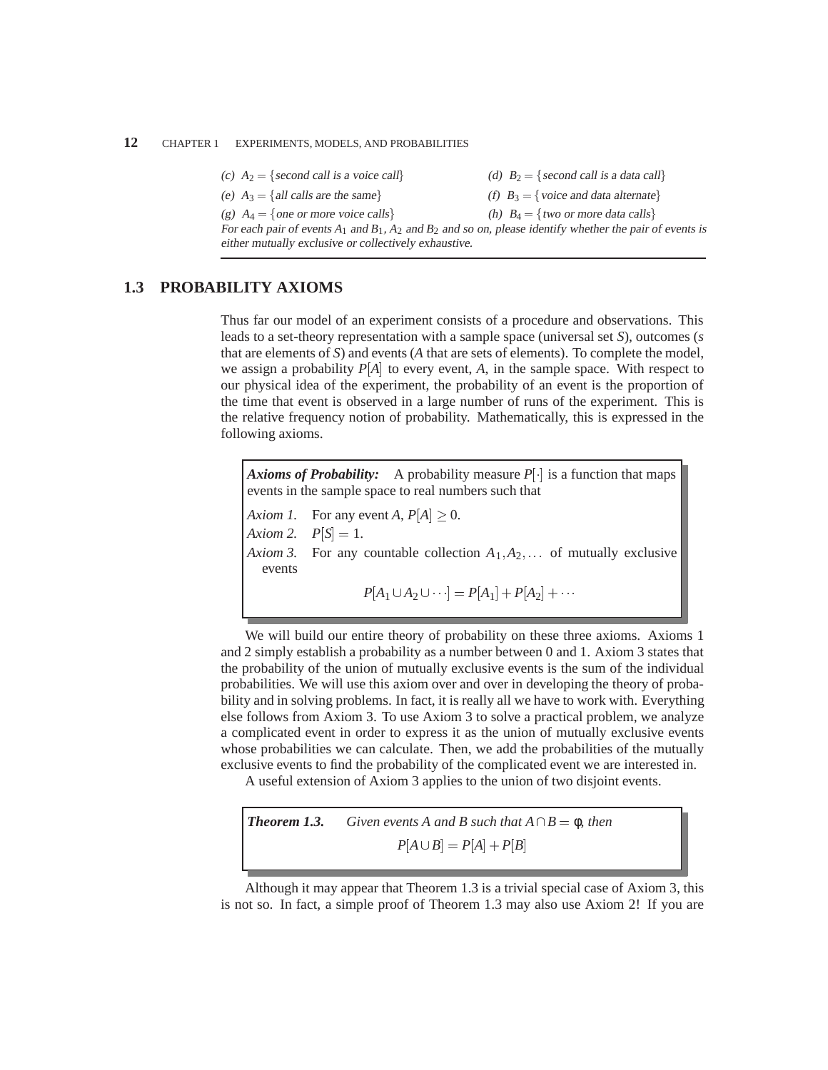(c) $A_2 = \{$*second call is a voice call*$\}$ (d) $B_2 = \{$*second call is a data call*$\}$

(e) $A_3 = \{$*all calls are the same*$\}$ (f) $B_3 = \{$*voice and data alternate*$\}$

(g) $A_4 = \{$*one or more voice calls*$\}$ (h) $B_4 = \{$*two or more data calls*$\}$

*For each pair of events $A_1$ and $B_1$, $A_2$ and $B_2$ and so on, please identify whether the pair of events is either mutually exclusive or collectively exhaustive.*

## 1.3 PROBABILITY AXIOMS

Thus far our model of an experiment consists of a procedure and observations. This leads to a set-theory representation with a sample space (universal set $S$), outcomes ($s$ that are elements of $S$) and events ($A$ that are sets of elements). To complete the model, we assign a probability $P[A]$ to every event, $A$, in the sample space. With respect to our physical idea of the experiment, the probability of an event is the proportion of the time that event is observed in a large number of runs of the experiment. This is the relative frequency notion of probability. Mathematically, this is expressed in the following axioms.

> ***Axioms of Probability:*** A probability measure $P[\cdot]$ is a function that maps events in the sample space to real numbers such that
>
> *Axiom 1.* For any event $A$, $P[A] \geq 0$.
>
> *Axiom 2.* $P[S] = 1$.
>
> *Axiom 3.* For any countable collection $A_1, A_2, \ldots$ of mutually exclusive events
>
> $$P[A_1 \cup A_2 \cup \cdots] = P[A_1] + P[A_2] + \cdots$$

We will build our entire theory of probability on these three axioms. Axioms 1 and 2 simply establish a probability as a number between 0 and 1. Axiom 3 states that the probability of the union of mutually exclusive events is the sum of the individual probabilities. We will use this axiom over and over in developing the theory of probability and in solving problems. In fact, it is really all we have to work with. Everything else follows from Axiom 3. To use Axiom 3 to solve a practical problem, we analyze a complicated event in order to express it as the union of mutually exclusive events whose probabilities we can calculate. Then, we add the probabilities of the mutually exclusive events to find the probability of the complicated event we are interested in.

A useful extension of Axiom 3 applies to the union of two disjoint events.

> ***Theorem 1.3.*** *Given events $A$ and $B$ such that $A \cap B = \phi$, then*
>
> $$P[A \cup B] = P[A] + P[B]$$

Although it may appear that Theorem 1.3 is a trivial special case of Axiom 3, this is not so. In fact, a simple proof of Theorem 1.3 may also use Axiom 2! If you are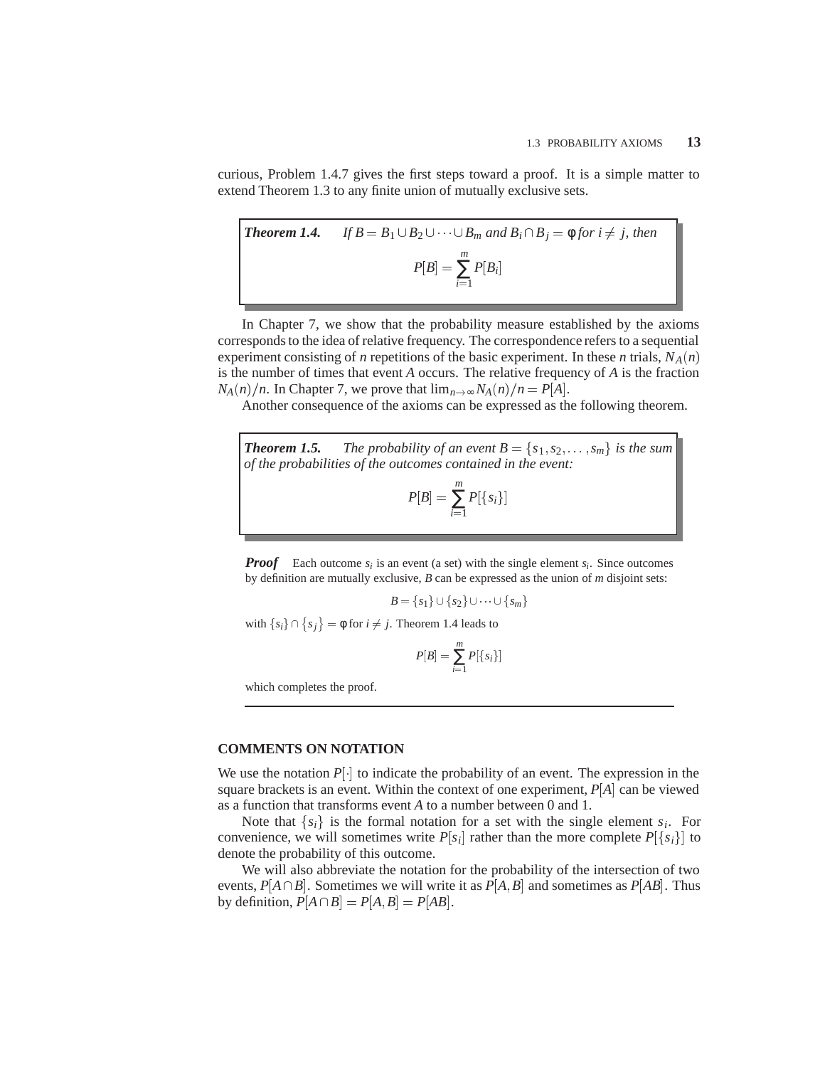curious, Problem 1.4.7 gives the first steps toward a proof. It is a simple matter to extend Theorem 1.3 to any finite union of mutually exclusive sets.

> ***Theorem 1.4.*** *If $B = B_1 \cup B_2 \cup \cdots \cup B_m$ and $B_i \cap B_j = \phi$ for $i \neq j$, then*
>
> $$P[B] = \sum_{i=1}^{m} P[B_i]$$

In Chapter 7, we show that the probability measure established by the axioms corresponds to the idea of relative frequency. The correspondence refers to a sequential experiment consisting of $n$ repetitions of the basic experiment. In these $n$ trials, $N_A(n)$ is the number of times that event $A$ occurs. The relative frequency of $A$ is the fraction $N_A(n)/n$. In Chapter 7, we prove that $\lim_{n\to\infty} N_A(n)/n = P[A]$.

Another consequence of the axioms can be expressed as the following theorem.

> ***Theorem 1.5.*** *The probability of an event $B = \{s_1, s_2, \ldots, s_m\}$ is the sum of the probabilities of the outcomes contained in the event:*
>
> $$P[B] = \sum_{i=1}^{m} P[\{s_i\}]$$

***Proof*** Each outcome $s_i$ is an event (a set) with the single element $s_i$. Since outcomes by definition are mutually exclusive, $B$ can be expressed as the union of $m$ disjoint sets:

$$B = \{s_1\} \cup \{s_2\} \cup \cdots \cup \{s_m\}$$

with $\{s_i\} \cap \{s_j\} = \phi$ for $i \neq j$. Theorem 1.4 leads to

$$P[B] = \sum_{i=1}^{m} P[\{s_i\}]$$

which completes the proof.

## COMMENTS ON NOTATION

We use the notation $P[\cdot]$ to indicate the probability of an event. The expression in the square brackets is an event. Within the context of one experiment, $P[A]$ can be viewed as a function that transforms event $A$ to a number between 0 and 1.

Note that $\{s_i\}$ is the formal notation for a set with the single element $s_i$. For convenience, we will sometimes write $P[s_i]$ rather than the more complete $P[\{s_i\}]$ to denote the probability of this outcome.

We will also abbreviate the notation for the probability of the intersection of two events, $P[A \cap B]$. Sometimes we will write it as $P[A, B]$ and sometimes as $P[AB]$. Thus by definition, $P[A \cap B] = P[A, B] = P[AB]$.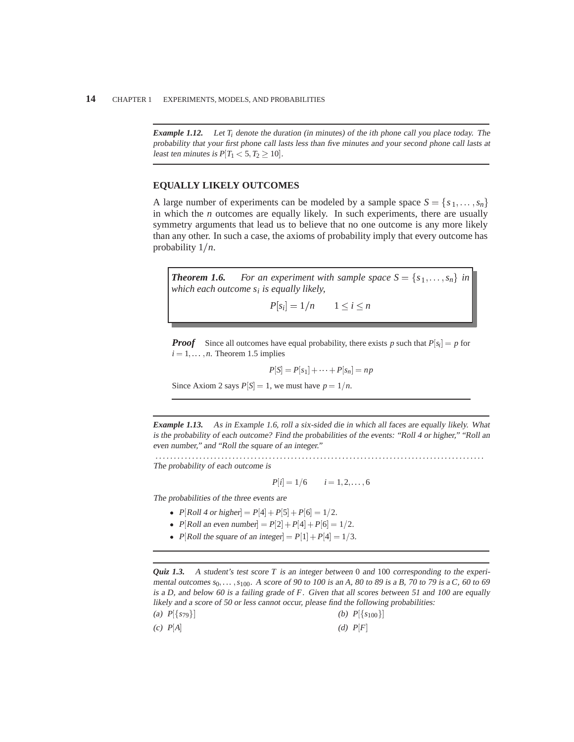***Example 1.12.*** *Let $T_i$ denote the duration (in minutes) of the ith phone call you place today. The probability that your first phone call lasts less than five minutes and your second phone call lasts at least ten minutes is $P[T_1 < 5, T_2 \geq 10]$.*

---

## EQUALLY LIKELY OUTCOMES

A large number of experiments can be modeled by a sample space $S = \{s_1, \ldots, s_n\}$ in which the $n$ outcomes are equally likely. In such experiments, there are usually symmetry arguments that lead us to believe that no one outcome is any more likely than any other. In such a case, the axioms of probability imply that every outcome has probability $1/n$.

> ***Theorem 1.6.*** *For an experiment with sample space $S = \{s_1, \ldots, s_n\}$ in which each outcome $s_i$ is equally likely,*
>
> $$P[s_i] = 1/n \qquad 1 \leq i \leq n$$

***Proof*** Since all outcomes have equal probability, there exists $p$ such that $P[s_i] = p$ for $i = 1, \ldots, n$. Theorem 1.5 implies

$$P[S] = P[s_1] + \cdots + P[s_n] = np$$

Since Axiom 2 says $P[S] = 1$, we must have $p = 1/n$.

---

***Example 1.13.*** *As in Example 1.6, roll a six-sided die in which all faces are equally likely. What is the probability of each outcome? Find the probabilities of the events: "Roll 4 or higher," "Roll an even number," and "Roll the square of an integer."*

.................................................................................................

*The probability of each outcome is*

$$P[i] = 1/6 \qquad i = 1, 2, \ldots, 6$$

*The probabilities of the three events are*

- $P[\text{Roll 4 or higher}] = P[4] + P[5] + P[6] = 1/2.$
- $P[\text{Roll an even number}] = P[2] + P[4] + P[6] = 1/2.$
- $P[\text{Roll the square of an integer}] = P[1] + P[4] = 1/3.$

---

***Quiz 1.3.*** *A student's test score $T$ is an integer between 0 and 100 corresponding to the experimental outcomes $s_0, \ldots, s_{100}$. A score of 90 to 100 is an A, 80 to 89 is a B, 70 to 79 is a C, 60 to 69 is a D, and below 60 is a failing grade of F. Given that all scores between 51 and 100 are equally likely and a score of 50 or less cannot occur, please find the following probabilities:*

*(a)* $P[\{s_{79}\}]$

*(b)* $P[\{s_{100}\}]$

*(c)* $P[A]$

*(d)* $P[F]$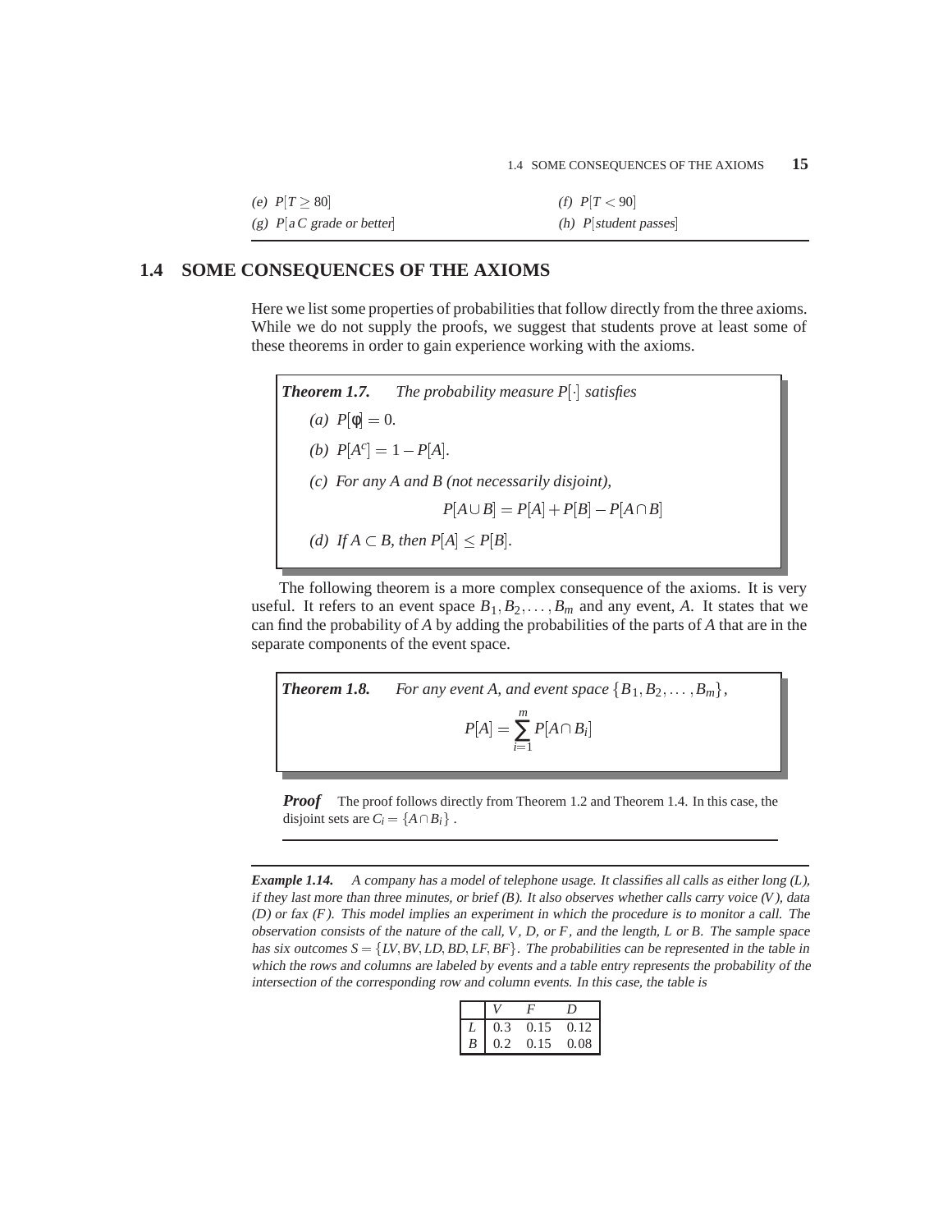*(e)* $P[T \geq 80]$

*(f)* $P[T < 90]$

*(g)* $P[$*a C grade or better*$]$

*(h)* $P[$*student passes*$]$

## 1.4 SOME CONSEQUENCES OF THE AXIOMS

Here we list some properties of probabilities that follow directly from the three axioms. While we do not supply the proofs, we suggest that students prove at least some of these theorems in order to gain experience working with the axioms.

***Theorem 1.7.*** *The probability measure $P[\cdot]$ satisfies*

*(a)* $P[\phi] = 0$.

*(b)* $P[A^c] = 1 - P[A]$.

*(c) For any A and B (not necessarily disjoint),*

$$P[A \cup B] = P[A] + P[B] - P[A \cap B]$$

*(d) If $A \subset B$, then $P[A] \leq P[B]$.*

The following theorem is a more complex consequence of the axioms. It is very useful. It refers to an event space $B_1, B_2, \ldots, B_m$ and any event, $A$. It states that we can find the probability of $A$ by adding the probabilities of the parts of $A$ that are in the separate components of the event space.

***Theorem 1.8.*** *For any event A, and event space $\{B_1, B_2, \ldots, B_m\}$,*

$$P[A] = \sum_{i=1}^{m} P[A \cap B_i]$$

***Proof*** The proof follows directly from Theorem 1.2 and Theorem 1.4. In this case, the disjoint sets are $C_i = \{A \cap B_i\}$ .

***Example 1.14.*** *A company has a model of telephone usage. It classifies all calls as either long (L), if they last more than three minutes, or brief (B). It also observes whether calls carry voice (V), data (D) or fax (F). This model implies an experiment in which the procedure is to monitor a call. The observation consists of the nature of the call, V, D, or F, and the length, L or B. The sample space has six outcomes $S = \{LV, BV, LD, BD, LF, BF\}$. The probabilities can be represented in the table in which the rows and columns are labeled by events and a table entry represents the probability of the intersection of the corresponding row and column events. In this case, the table is*

| | $V$ | $F$ | $D$ |
|---|---|---|---|
| $L$ | 0.3 | 0.15 | 0.12 |
| $B$ | 0.2 | 0.15 | 0.08 |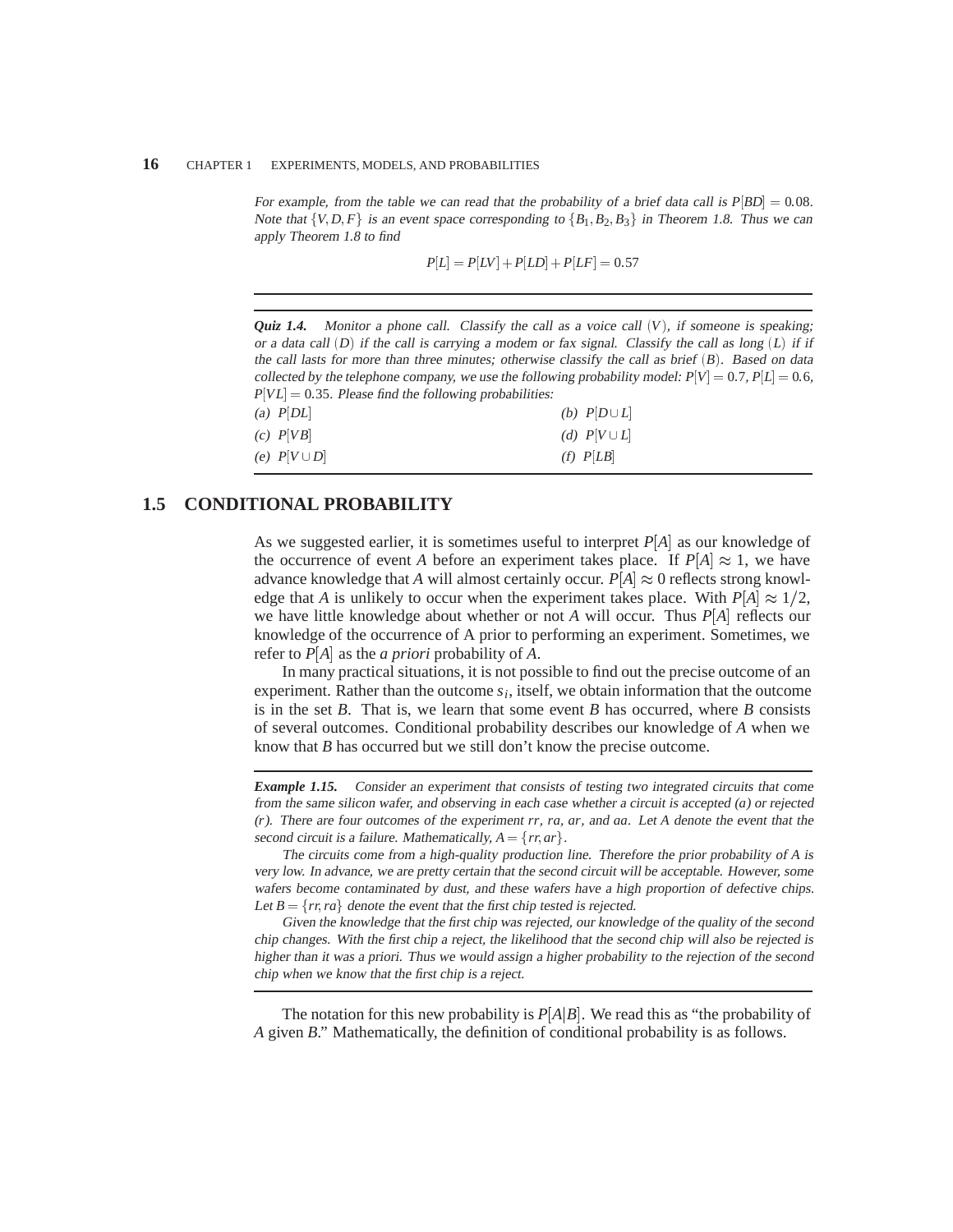*For example, from the table we can read that the probability of a brief data call is $P[BD] = 0.08$. Note that $\{V, D, F\}$ is an event space corresponding to $\{B_1, B_2, B_3\}$ in Theorem 1.8. Thus we can apply Theorem 1.8 to find*

$$P[L] = P[LV] + P[LD] + P[LF] = 0.57$$

---

***Quiz 1.4.*** *Monitor a phone call. Classify the call as a voice call $(V)$, if someone is speaking; or a data call $(D)$ if the call is carrying a modem or fax signal. Classify the call as long $(L)$ if if the call lasts for more than three minutes; otherwise classify the call as brief $(B)$. Based on data collected by the telephone company, we use the following probability model: $P[V] = 0.7$, $P[L] = 0.6$, $P[VL] = 0.35$. Please find the following probabilities:*

*(a)* $P[DL]$

*(b)* $P[D \cup L]$

*(c)* $P[VB]$

*(d)* $P[V \cup L]$

*(e)* $P[V \cup D]$

*(f)* $P[LB]$

---

## 1.5 CONDITIONAL PROBABILITY

As we suggested earlier, it is sometimes useful to interpret $P[A]$ as our knowledge of the occurrence of event $A$ before an experiment takes place. If $P[A] \approx 1$, we have advance knowledge that $A$ will almost certainly occur. $P[A] \approx 0$ reflects strong knowledge that $A$ is unlikely to occur when the experiment takes place. With $P[A] \approx 1/2$, we have little knowledge about whether or not $A$ will occur. Thus $P[A]$ reflects our knowledge of the occurrence of A prior to performing an experiment. Sometimes, we refer to $P[A]$ as the *a priori* probability of $A$.

In many practical situations, it is not possible to find out the precise outcome of an experiment. Rather than the outcome $s_i$, itself, we obtain information that the outcome is in the set $B$. That is, we learn that some event $B$ has occurred, where $B$ consists of several outcomes. Conditional probability describes our knowledge of $A$ when we know that $B$ has occurred but we still don't know the precise outcome.

---

***Example 1.15.*** *Consider an experiment that consists of testing two integrated circuits that come from the same silicon wafer, and observing in each case whether a circuit is accepted (a) or rejected (r). There are four outcomes of the experiment rr, ra, ar, and aa. Let $A$ denote the event that the second circuit is a failure. Mathematically, $A = \{rr, ar\}$.*

*The circuits come from a high-quality production line. Therefore the prior probability of $A$ is very low. In advance, we are pretty certain that the second circuit will be acceptable. However, some wafers become contaminated by dust, and these wafers have a high proportion of defective chips. Let $B = \{rr, ra\}$ denote the event that the first chip tested is rejected.*

*Given the knowledge that the first chip was rejected, our knowledge of the quality of the second chip changes. With the first chip a reject, the likelihood that the second chip will also be rejected is higher than it was a priori. Thus we would assign a higher probability to the rejection of the second chip when we know that the first chip is a reject.*

---

The notation for this new probability is $P[A|B]$. We read this as "the probability of $A$ given $B$." Mathematically, the definition of conditional probability is as follows.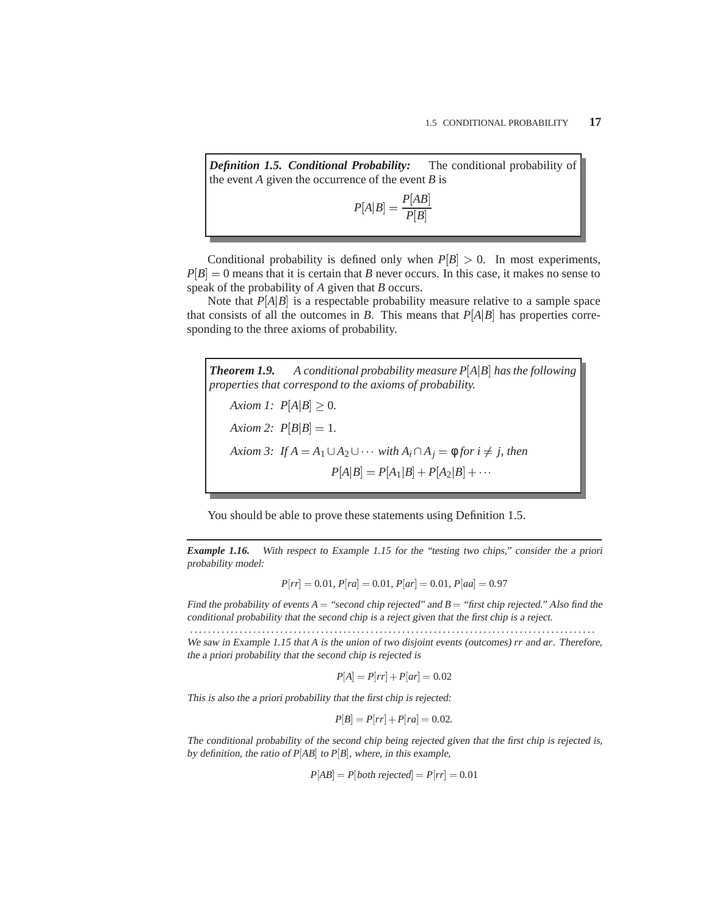**Definition 1.5. Conditional Probability:** The conditional probability of the event $A$ given the occurrence of the event $B$ is

$$P[A|B] = \frac{P[AB]}{P[B]}$$

Conditional probability is defined only when $P[B] > 0$. In most experiments, $P[B] = 0$ means that it is certain that $B$ never occurs. In this case, it makes no sense to speak of the probability of $A$ given that $B$ occurs.

Note that $P[A|B]$ is a respectable probability measure relative to a sample space that consists of all the outcomes in $B$. This means that $P[A|B]$ has properties corresponding to the three axioms of probability.

***Theorem 1.9.*** *A conditional probability measure $P[A|B]$ has the following properties that correspond to the axioms of probability.*

*Axiom 1:* $P[A|B] \geq 0$.

*Axiom 2:* $P[B|B] = 1$.

*Axiom 3: If* $A = A_1 \cup A_2 \cup \cdots$ *with* $A_i \cap A_j = \phi$ *for* $i \neq j$*, then*

$$P[A|B] = P[A_1|B] + P[A_2|B] + \cdots$$

You should be able to prove these statements using Definition 1.5.

---

***Example 1.16.*** *With respect to Example 1.15 for the "testing two chips," consider the a priori probability model:*

$$P[rr] = 0.01, P[ra] = 0.01, P[ar] = 0.01, P[aa] = 0.97$$

*Find the probability of events $A$ = "second chip rejected" and $B$ = "first chip rejected." Also find the conditional probability that the second chip is a reject given that the first chip is a reject.*

.............................................................................................

*We saw in Example 1.15 that $A$ is the union of two disjoint events (outcomes) $rr$ and $ar$. Therefore, the a priori probability that the second chip is rejected is*

$$P[A] = P[rr] + P[ar] = 0.02$$

*This is also the a priori probability that the first chip is rejected:*

$$P[B] = P[rr] + P[ra] = 0.02.$$

*The conditional probability of the second chip being rejected given that the first chip is rejected is, by definition, the ratio of $P[AB]$ to $P[B]$, where, in this example,*

$$P[AB] = P[\text{both rejected}] = P[rr] = 0.01$$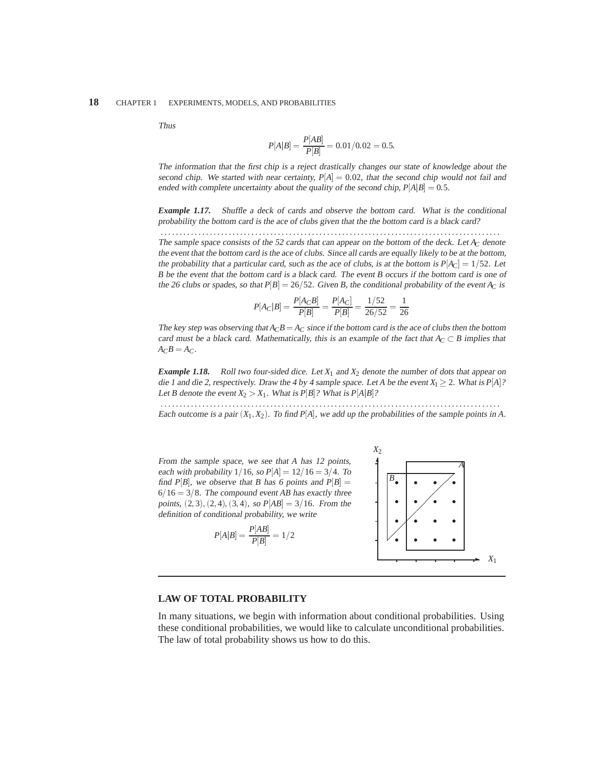*Thus*

$$P[A|B] = \frac{P[AB]}{P[B]} = 0.01/0.02 = 0.5.$$

*The information that the first chip is a reject drastically changes our state of knowledge about the second chip. We started with near certainty, $P[A] = 0.02$, that the second chip would not fail and ended with complete uncertainty about the quality of the second chip, $P[A|B] = 0.5$.*

***Example 1.17.*** *Shuffle a deck of cards and observe the bottom card. What is the conditional probability the bottom card is the ace of clubs given that the the bottom card is a black card?*

*The sample space consists of the 52 cards that can appear on the bottom of the deck. Let $A_C$ denote the event that the bottom card is the ace of clubs. Since all cards are equally likely to be at the bottom, the probability that a particular card, such as the ace of clubs, is at the bottom is $P[A_C] = 1/52$. Let $B$ be the event that the bottom card is a black card. The event $B$ occurs if the bottom card is one of the 26 clubs or spades, so that $P[B] = 26/52$. Given $B$, the conditional probability of the event $A_C$ is*

$$P[A_C|B] = \frac{P[A_C B]}{P[B]} = \frac{P[A_C]}{P[B]} = \frac{1/52}{26/52} = \frac{1}{26}$$

*The key step was observing that $A_C B = A_C$ since if the bottom card is the ace of clubs then the bottom card must be a black card. Mathematically, this is an example of the fact that $A_C \subset B$ implies that $A_C B = A_C$.*

***Example 1.18.*** *Roll two four-sided dice. Let $X_1$ and $X_2$ denote the number of dots that appear on die 1 and die 2, respectively. Draw the 4 by 4 sample space. Let $A$ be the event $X_1 \geq 2$. What is $P[A]$? Let $B$ denote the event $X_2 > X_1$. What is $P[B]$? What is $P[A|B]$?*

*Each outcome is a pair $(X_1, X_2)$. To find $P[A]$, we add up the probabilities of the sample points in $A$.*

*From the sample space, we see that $A$ has 12 points, each with probability $1/16$, so $P[A] = 12/16 = 3/4$. To find $P[B]$, we observe that $B$ has 6 points and $P[B] = 6/16 = 3/8$. The compound event $AB$ has exactly three points, $(2,3), (2,4), (3,4)$, so $P[AB] = 3/16$. From the definition of conditional probability, we write*

$$P[A|B] = \frac{P[AB]}{P[B]} = 1/2$$

## LAW OF TOTAL PROBABILITY

In many situations, we begin with information about conditional probabilities. Using these conditional probabilities, we would like to calculate unconditional probabilities. The law of total probability shows us how to do this.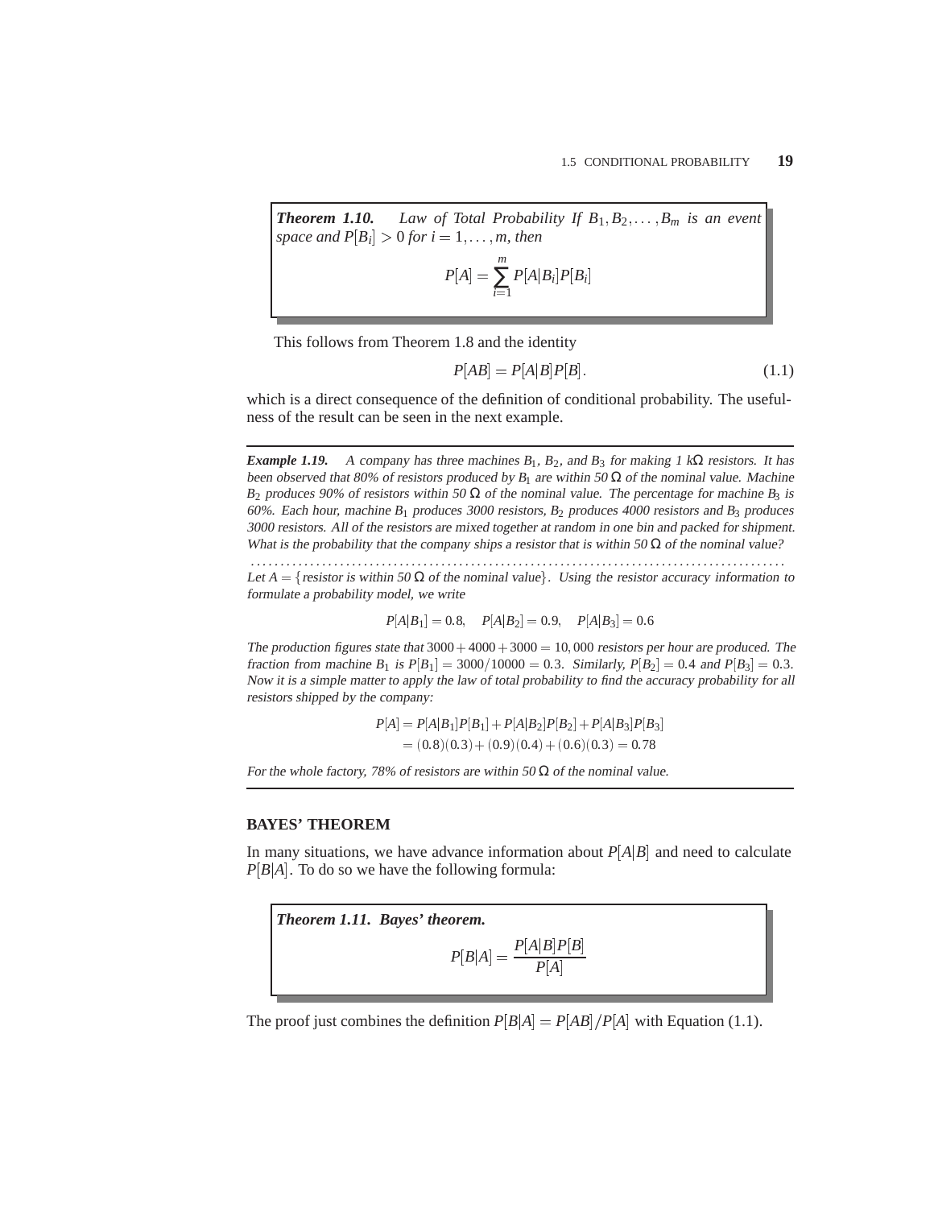**Theorem 1.10.** *Law of Total Probability If $B_1, B_2, \ldots, B_m$ is an event space and $P[B_i] > 0$ for $i = 1, \ldots, m$, then*

$$P[A] = \sum_{i=1}^{m} P[A|B_i]P[B_i]$$

This follows from Theorem 1.8 and the identity

$$P[AB] = P[A|B]P[B]. \tag{1.1}$$

which is a direct consequence of the definition of conditional probability. The usefulness of the result can be seen in the next example.

---

***Example 1.19.*** *A company has three machines $B_1$, $B_2$, and $B_3$ for making 1 k$\Omega$ resistors. It has been observed that 80% of resistors produced by $B_1$ are within 50 $\Omega$ of the nominal value. Machine $B_2$ produces 90% of resistors within 50 $\Omega$ of the nominal value. The percentage for machine $B_3$ is 60%. Each hour, machine $B_1$ produces 3000 resistors, $B_2$ produces 4000 resistors and $B_3$ produces 3000 resistors. All of the resistors are mixed together at random in one bin and packed for shipment. What is the probability that the company ships a resistor that is within 50 $\Omega$ of the nominal value?*

. . . . . . . . . . . . . . . . . . . . . . . . . . . . . . . . . . . . . . . . . . . . . . . . . . . . . . . . . . . . . . . . . . . . . . . . . . . . . . . . . . . .

*Let $A = \{$resistor is within 50 $\Omega$ of the nominal value$\}$. Using the resistor accuracy information to formulate a probability model, we write*

$$P[A|B_1] = 0.8, \quad P[A|B_2] = 0.9, \quad P[A|B_3] = 0.6$$

*The production figures state that $3000 + 4000 + 3000 = 10,000$ resistors per hour are produced. The fraction from machine $B_1$ is $P[B_1] = 3000/10000 = 0.3$. Similarly, $P[B_2] = 0.4$ and $P[B_3] = 0.3$. Now it is a simple matter to apply the law of total probability to find the accuracy probability for all resistors shipped by the company:*

$$\begin{aligned} P[A] &= P[A|B_1]P[B_1] + P[A|B_2]P[B_2] + P[A|B_3]P[B_3] \\ &= (0.8)(0.3) + (0.9)(0.4) + (0.6)(0.3) = 0.78 \end{aligned}$$

*For the whole factory, 78% of resistors are within 50 $\Omega$ of the nominal value.*

---

## BAYES' THEOREM

In many situations, we have advance information about $P[A|B]$ and need to calculate $P[B|A]$. To do so we have the following formula:

***Theorem 1.11. Bayes' theorem.***

$$P[B|A] = \frac{P[A|B]P[B]}{P[A]}$$

The proof just combines the definition $P[B|A] = P[AB]/P[A]$ with Equation (1.1).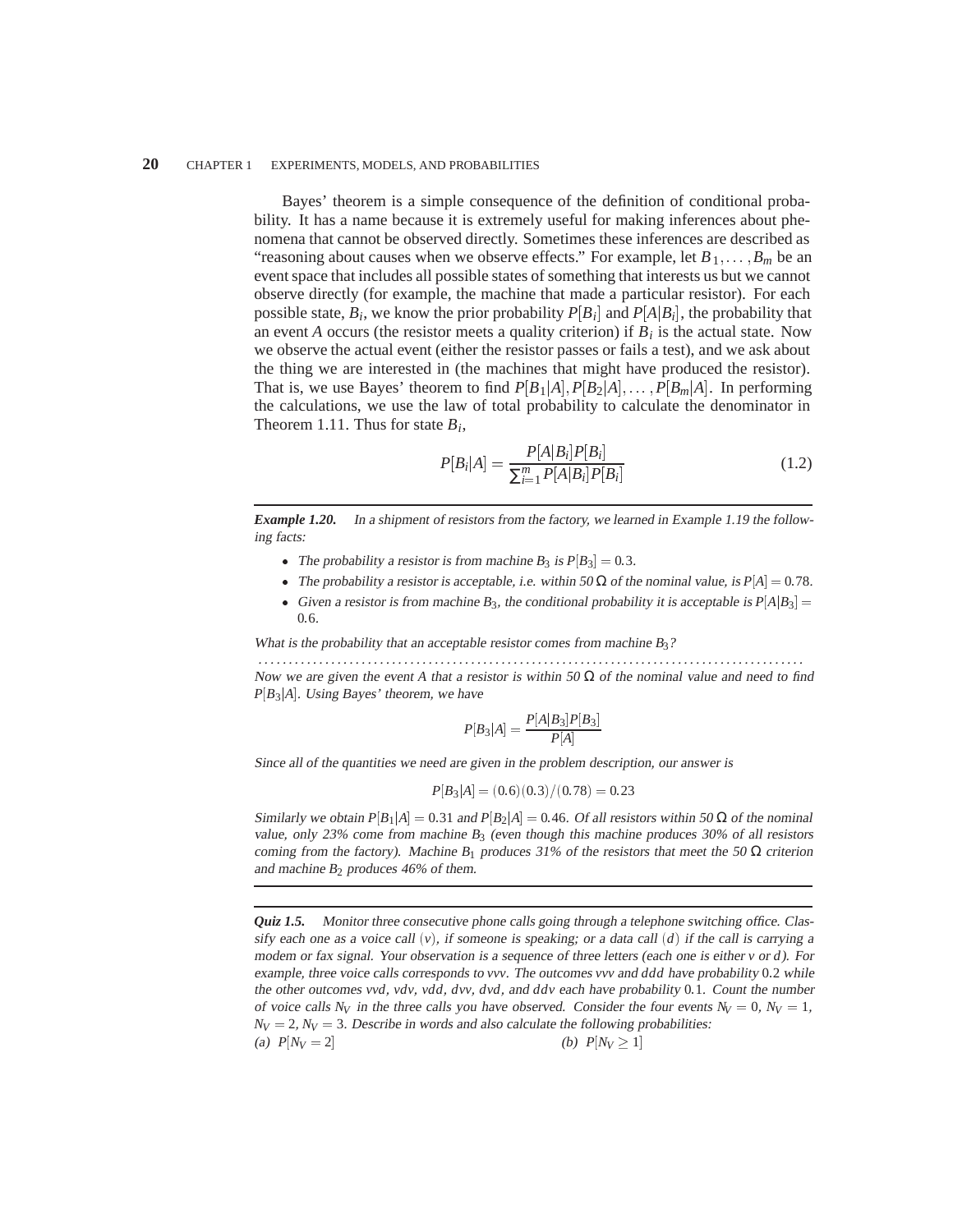Bayes' theorem is a simple consequence of the definition of conditional probability. It has a name because it is extremely useful for making inferences about phenomena that cannot be observed directly. Sometimes these inferences are described as "reasoning about causes when we observe effects." For example, let $B_1, \ldots, B_m$ be an event space that includes all possible states of something that interests us but we cannot observe directly (for example, the machine that made a particular resistor). For each possible state, $B_i$, we know the prior probability $P[B_i]$ and $P[A|B_i]$, the probability that an event $A$ occurs (the resistor meets a quality criterion) if $B_i$ is the actual state. Now we observe the actual event (either the resistor passes or fails a test), and we ask about the thing we are interested in (the machines that might have produced the resistor). That is, we use Bayes' theorem to find $P[B_1|A], P[B_2|A], \ldots, P[B_m|A]$. In performing the calculations, we use the law of total probability to calculate the denominator in Theorem 1.11. Thus for state $B_i$,

$$P[B_i|A] = \frac{P[A|B_i]P[B_i]}{\sum_{i=1}^{m} P[A|B_i]P[B_i]} \tag{1.2}$$

---

***Example 1.20.*** *In a shipment of resistors from the factory, we learned in Example 1.19 the following facts:*

- *The probability a resistor is from machine $B_3$ is $P[B_3] = 0.3$.*
- *The probability a resistor is acceptable, i.e. within 50 $\Omega$ of the nominal value, is $P[A] = 0.78$.*
- *Given a resistor is from machine $B_3$, the conditional probability it is acceptable is $P[A|B_3] = 0.6$.*

*What is the probability that an acceptable resistor comes from machine $B_3$?*

.....................................................................................

*Now we are given the event $A$ that a resistor is within 50 $\Omega$ of the nominal value and need to find $P[B_3|A]$. Using Bayes' theorem, we have*

$$P[B_3|A] = \frac{P[A|B_3]P[B_3]}{P[A]}$$

*Since all of the quantities we need are given in the problem description, our answer is*

$$P[B_3|A] = (0.6)(0.3)/(0.78) = 0.23$$

*Similarly we obtain $P[B_1|A] = 0.31$ and $P[B_2|A] = 0.46$. Of all resistors within 50 $\Omega$ of the nominal value, only 23% come from machine $B_3$ (even though this machine produces 30% of all resistors coming from the factory). Machine $B_1$ produces 31% of the resistors that meet the 50 $\Omega$ criterion and machine $B_2$ produces 46% of them.*

---

***Quiz 1.5.*** *Monitor three consecutive phone calls going through a telephone switching office. Classify each one as a voice call $(v)$, if someone is speaking; or a data call $(d)$ if the call is carrying a modem or fax signal. Your observation is a sequence of three letters (each one is either $v$ or $d$). For example, three voice calls corresponds to $vvv$. The outcomes $vvv$ and $ddd$ have probability 0.2 while the other outcomes $vvd$, $vdv$, $vdd$, $dvv$, $dvd$, and $ddv$ each have probability 0.1. Count the number of voice calls $N_V$ in the three calls you have observed. Consider the four events $N_V = 0$, $N_V = 1$, $N_V = 2$, $N_V = 3$. Describe in words and also calculate the following probabilities:*

*(a)* $P[N_V = 2]$

*(b)* $P[N_V \geq 1]$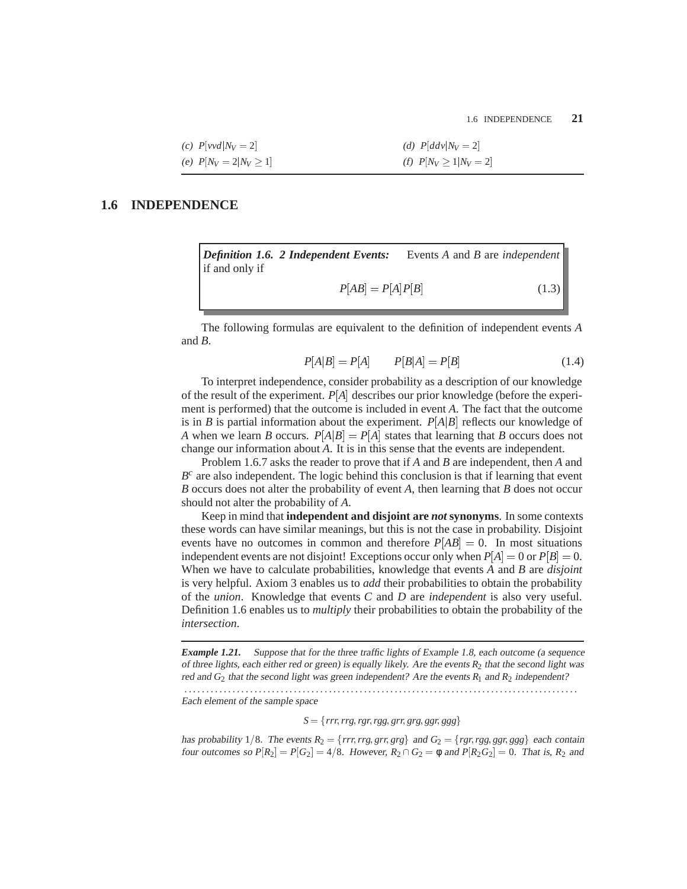(c) $P[vvd|N_V = 2]$ (d) $P[ddv|N_V = 2]$

(e) $P[N_V = 2|N_V \geq 1]$ (f) $P[N_V \geq 1|N_V = 2]$

## 1.6 INDEPENDENCE

***Definition 1.6. 2 Independent Events:*** Events $A$ and $B$ are *independent* if and only if

$$P[AB] = P[A]P[B] \tag{1.3}$$

The following formulas are equivalent to the definition of independent events $A$ and $B$.

$$P[A|B] = P[A] \qquad P[B|A] = P[B] \tag{1.4}$$

To interpret independence, consider probability as a description of our knowledge of the result of the experiment. $P[A]$ describes our prior knowledge (before the experiment is performed) that the outcome is included in event $A$. The fact that the outcome is in $B$ is partial information about the experiment. $P[A|B]$ reflects our knowledge of $A$ when we learn $B$ occurs. $P[A|B] = P[A]$ states that learning that $B$ occurs does not change our information about $A$. It is in this sense that the events are independent.

Problem 1.6.7 asks the reader to prove that if $A$ and $B$ are independent, then $A$ and $B^c$ are also independent. The logic behind this conclusion is that if learning that event $B$ occurs does not alter the probability of event $A$, then learning that $B$ does not occur should not alter the probability of $A$.

Keep in mind that **independent and disjoint are *not* synonyms**. In some contexts these words can have similar meanings, but this is not the case in probability. Disjoint events have no outcomes in common and therefore $P[AB] = 0$. In most situations independent events are not disjoint! Exceptions occur only when $P[A] = 0$ or $P[B] = 0$. When we have to calculate probabilities, knowledge that events $A$ and $B$ are *disjoint* is very helpful. Axiom 3 enables us to *add* their probabilities to obtain the probability of the *union*. Knowledge that events $C$ and $D$ are *independent* is also very useful. Definition 1.6 enables us to *multiply* their probabilities to obtain the probability of the *intersection*.

---

***Example 1.21.*** *Suppose that for the three traffic lights of Example 1.8, each outcome (a sequence of three lights, each either red or green) is equally likely. Are the events $R_2$ that the second light was red and $G_2$ that the second light was green independent? Are the events $R_1$ and $R_2$ independent?*

.........................................................................................

*Each element of the sample space*

$$S = \{rrr, rrg, rgr, rgg, grr, grg, ggr, ggg\}$$

*has probability $1/8$. The events $R_2 = \{rrr, rrg, grr, grg\}$ and $G_2 = \{rgr, rgg, ggr, ggg\}$ each contain four outcomes so $P[R_2] = P[G_2] = 4/8$. However, $R_2 \cap G_2 = \phi$ and $P[R_2G_2] = 0$. That is, $R_2$ and*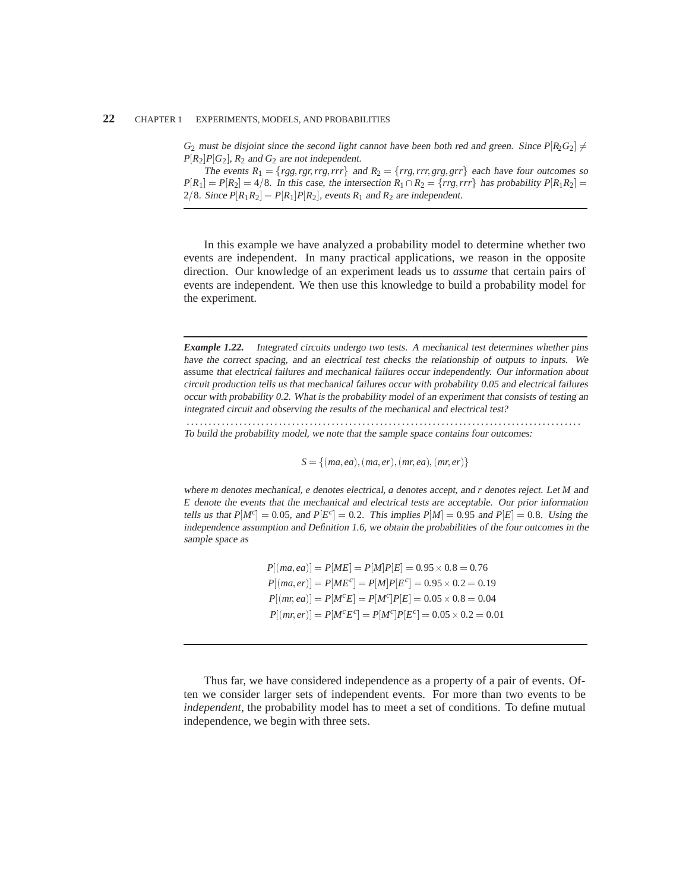*$G_2$ must be disjoint since the second light cannot have been both red and green. Since $P[R_2G_2] \neq P[R_2]P[G_2]$, $R_2$ and $G_2$ are not independent.*

*The events $R_1 = \{rgg, rgr, rrg, rrr\}$ and $R_2 = \{rrg, rrr, grg, grr\}$ each have four outcomes so $P[R_1] = P[R_2] = 4/8$. In this case, the intersection $R_1 \cap R_2 = \{rrg, rrr\}$ has probability $P[R_1R_2] = 2/8$. Since $P[R_1R_2] = P[R_1]P[R_2]$, events $R_1$ and $R_2$ are independent.*

---

In this example we have analyzed a probability model to determine whether two events are independent. In many practical applications, we reason in the opposite direction. Our knowledge of an experiment leads us to *assume* that certain pairs of events are independent. We then use this knowledge to build a probability model for the experiment.

---

***Example 1.22.*** *Integrated circuits undergo two tests. A mechanical test determines whether pins have the correct spacing, and an electrical test checks the relationship of outputs to inputs. We* assume *that electrical failures and mechanical failures occur independently. Our information about circuit production tells us that mechanical failures occur with probability 0.05 and electrical failures occur with probability 0.2. What is the probability model of an experiment that consists of testing an integrated circuit and observing the results of the mechanical and electrical test?*

. . . . . . . . . . . . . . . . . . . . . . . . . . . . . . . . . . . . . . . . . . . . . . . . . . . . . . . . . . . . . . . . . . . . . . . . . . . . . . . . . . . . . . . . . . . . . . . . . . .

*To build the probability model, we note that the sample space contains four outcomes:*

$$S = \{(ma, ea), (ma, er), (mr, ea), (mr, er)\}$$

*where $m$ denotes mechanical, $e$ denotes electrical, $a$ denotes accept, and $r$ denotes reject. Let $M$ and $E$ denote the events that the mechanical and electrical tests are acceptable. Our prior information tells us that $P[M^c] = 0.05$, and $P[E^c] = 0.2$. This implies $P[M] = 0.95$ and $P[E] = 0.8$. Using the independence assumption and Definition 1.6, we obtain the probabilities of the four outcomes in the sample space as*

$$P[(ma, ea)] = P[ME] = P[M]P[E] = 0.95 \times 0.8 = 0.76$$
$$P[(ma, er)] = P[ME^c] = P[M]P[E^c] = 0.95 \times 0.2 = 0.19$$
$$P[(mr, ea)] = P[M^cE] = P[M^c]P[E] = 0.05 \times 0.8 = 0.04$$
$$P[(mr, er)] = P[M^cE^c] = P[M^c]P[E^c] = 0.05 \times 0.2 = 0.01$$

---

Thus far, we have considered independence as a property of a pair of events. Often we consider larger sets of independent events. For more than two events to be *independent*, the probability model has to meet a set of conditions. To define mutual independence, we begin with three sets.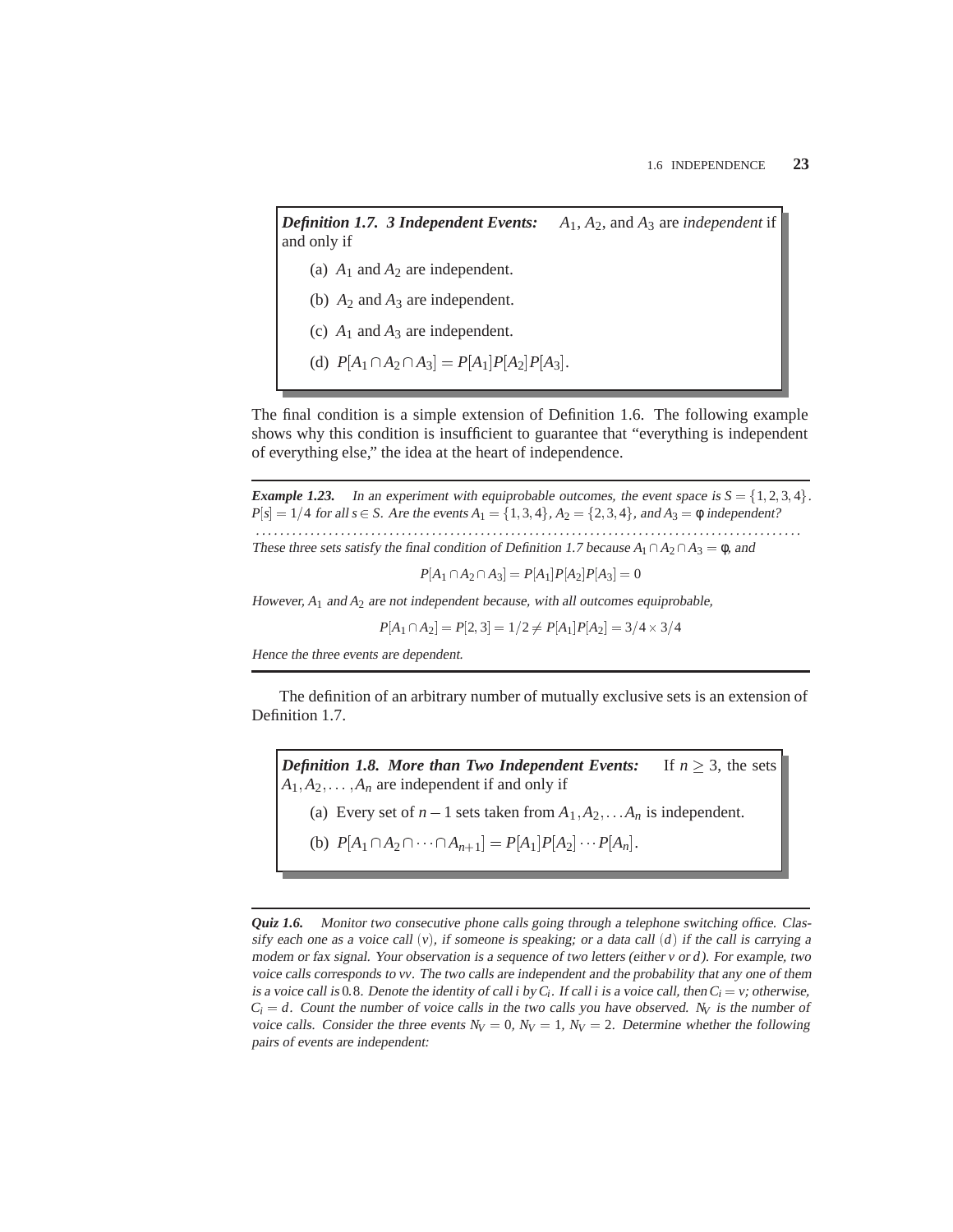***Definition 1.7. 3 Independent Events:*** $A_1$, $A_2$, and $A_3$ are *independent* if and only if

(a) $A_1$ and $A_2$ are independent.

(b) $A_2$ and $A_3$ are independent.

(c) $A_1$ and $A_3$ are independent.

(d) $P[A_1 \cap A_2 \cap A_3] = P[A_1]P[A_2]P[A_3]$.

The final condition is a simple extension of Definition 1.6. The following example shows why this condition is insufficient to guarantee that "everything is independent of everything else," the idea at the heart of independence.

---

***Example 1.23.*** *In an experiment with equiprobable outcomes, the event space is $S = \{1, 2, 3, 4\}$. $P[s] = 1/4$ for all $s \in S$. Are the events $A_1 = \{1, 3, 4\}$, $A_2 = \{2, 3, 4\}$, and $A_3 = \phi$ independent?*

.................................................................................................

*These three sets satisfy the final condition of Definition 1.7 because $A_1 \cap A_2 \cap A_3 = \phi$, and*

$$P[A_1 \cap A_2 \cap A_3] = P[A_1]P[A_2]P[A_3] = 0$$

*However, $A_1$ and $A_2$ are not independent because, with all outcomes equiprobable,*

$$P[A_1 \cap A_2] = P[2, 3] = 1/2 \neq P[A_1]P[A_2] = 3/4 \times 3/4$$

*Hence the three events are dependent.*

---

The definition of an arbitrary number of mutually exclusive sets is an extension of Definition 1.7.

***Definition 1.8. More than Two Independent Events:*** If $n \geq 3$, the sets $A_1, A_2, \ldots, A_n$ are independent if and only if

(a) Every set of $n - 1$ sets taken from $A_1, A_2, \ldots A_n$ is independent.

(b) $P[A_1 \cap A_2 \cap \cdots \cap A_{n+1}] = P[A_1]P[A_2] \cdots P[A_n]$.

---

***Quiz 1.6.*** *Monitor two consecutive phone calls going through a telephone switching office. Classify each one as a voice call $(v)$, if someone is speaking; or a data call $(d)$ if the call is carrying a modem or fax signal. Your observation is a sequence of two letters (either $v$ or $d$). For example, two voice calls corresponds to $vv$. The two calls are independent and the probability that any one of them is a voice call is 0.8. Denote the identity of call $i$ by $C_i$. If call $i$ is a voice call, then $C_i = v$; otherwise, $C_i = d$. Count the number of voice calls in the two calls you have observed. $N_V$ is the number of voice calls. Consider the three events $N_V = 0$, $N_V = 1$, $N_V = 2$. Determine whether the following pairs of events are independent:*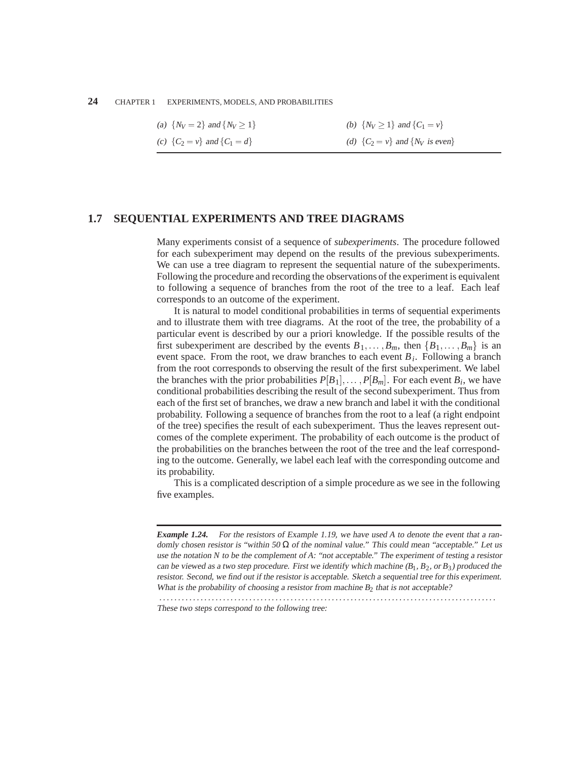(a) $\{N_V = 2\}$ and $\{N_V \geq 1\}$ | (b) $\{N_V \geq 1\}$ and $\{C_1 = v\}$

(c) $\{C_2 = v\}$ and $\{C_1 = d\}$ | (d) $\{C_2 = v\}$ and $\{N_V$ is even$\}$

---

## 1.7 SEQUENTIAL EXPERIMENTS AND TREE DIAGRAMS

Many experiments consist of a sequence of *subexperiments*. The procedure followed for each subexperiment may depend on the results of the previous subexperiments. We can use a tree diagram to represent the sequential nature of the subexperiments. Following the procedure and recording the observations of the experiment is equivalent to following a sequence of branches from the root of the tree to a leaf. Each leaf corresponds to an outcome of the experiment.

It is natural to model conditional probabilities in terms of sequential experiments and to illustrate them with tree diagrams. At the root of the tree, the probability of a particular event is described by our a priori knowledge. If the possible results of the first subexperiment are described by the events $B_1, \ldots, B_m$, then $\{B_1, \ldots, B_m\}$ is an event space. From the root, we draw branches to each event $B_i$. Following a branch from the root corresponds to observing the result of the first subexperiment. We label the branches with the prior probabilities $P[B_1], \ldots, P[B_m]$. For each event $B_i$, we have conditional probabilities describing the result of the second subexperiment. Thus from each of the first set of branches, we draw a new branch and label it with the conditional probability. Following a sequence of branches from the root to a leaf (a right endpoint of the tree) specifies the result of each subexperiment. Thus the leaves represent outcomes of the complete experiment. The probability of each outcome is the product of the probabilities on the branches between the root of the tree and the leaf corresponding to the outcome. Generally, we label each leaf with the corresponding outcome and its probability.

This is a complicated description of a simple procedure as we see in the following five examples.

---

***Example 1.24.*** *For the resistors of Example 1.19, we have used $A$ to denote the event that a randomly chosen resistor is "within 50 $\Omega$ of the nominal value." This could mean "acceptable." Let us use the notation $N$ to be the complement of $A$: "not acceptable." The experiment of testing a resistor can be viewed as a two step procedure. First we identify which machine ($B_1$, $B_2$, or $B_3$) produced the resistor. Second, we find out if the resistor is acceptable. Sketch a sequential tree for this experiment. What is the probability of choosing a resistor from machine $B_2$ that is not acceptable?*

. . . . . . . . . . . . . . . . . . . . . . . . . . . . . . . . . . . . . . . . . . . . . . . . . . . . . . . . . . . . . . . . . . . . . . . . . . . . . . . . . .

*These two steps correspond to the following tree:*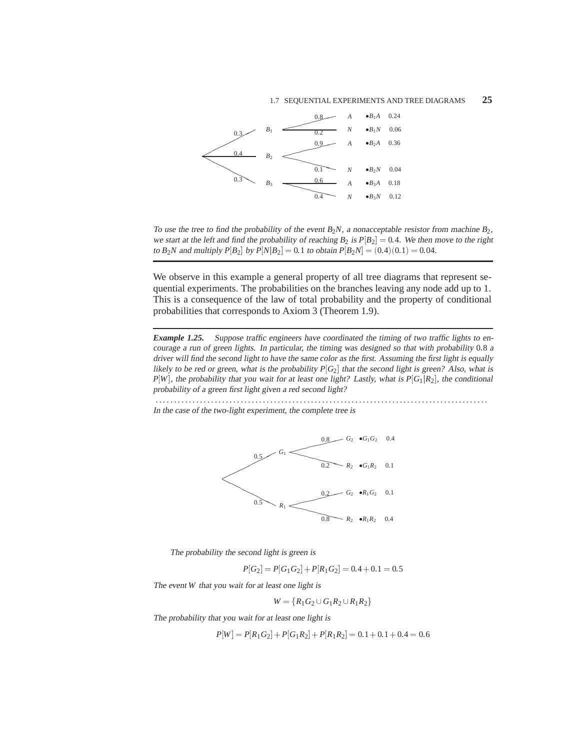*To use the tree to find the probability of the event $B_2N$, a nonacceptable resistor from machine $B_2$, we start at the left and find the probability of reaching $B_2$ is $P[B_2] = 0.4$. We then move to the right to $B_2N$ and multiply $P[B_2]$ by $P[N|B_2] = 0.1$ to obtain $P[B_2N] = (0.4)(0.1) = 0.04$.*

---

We observe in this example a general property of all tree diagrams that represent sequential experiments. The probabilities on the branches leaving any node add up to 1. This is a consequence of the law of total probability and the property of conditional probabilities that corresponds to Axiom 3 (Theorem 1.9).

---

***Example 1.25.*** *Suppose traffic engineers have coordinated the timing of two traffic lights to encourage a run of green lights. In particular, the timing was designed so that with probability 0.8 a driver will find the second light to have the same color as the first. Assuming the first light is equally likely to be red or green, what is the probability $P[G_2]$ that the second light is green? Also, what is $P[W]$, the probability that you wait for at least one light? Lastly, what is $P[G_1|R_2]$, the conditional probability of a green first light given a red second light?*

.........................................................................................

*In the case of the two-light experiment, the complete tree is*

*The probability the second light is green is*

$$P[G_2] = P[G_1G_2] + P[R_1G_2] = 0.4 + 0.1 = 0.5$$

*The event $W$ that you wait for at least one light is*

$$W = \{R_1G_2 \cup G_1R_2 \cup R_1R_2\}$$

*The probability that you wait for at least one light is*

$$P[W] = P[R_1G_2] + P[G_1R_2] + P[R_1R_2] = 0.1 + 0.1 + 0.4 = 0.6$$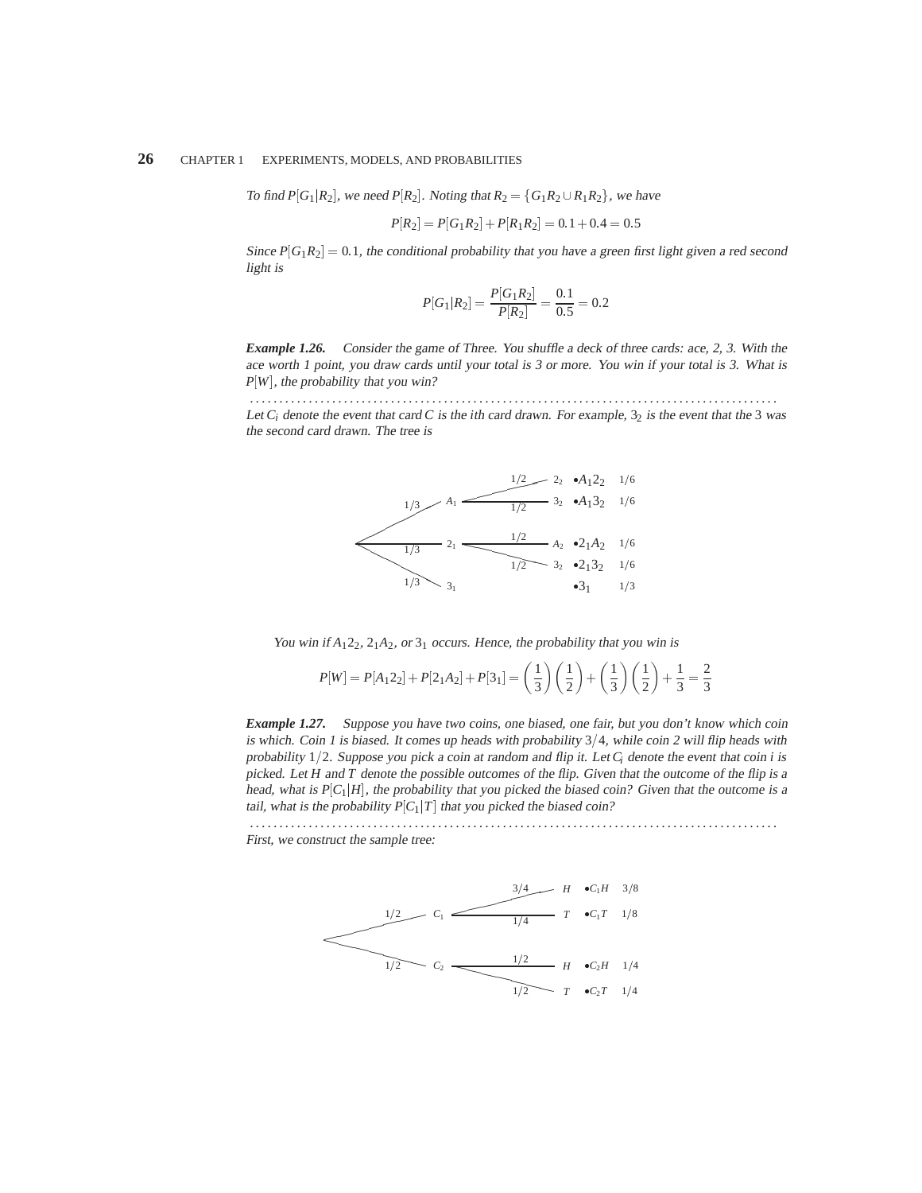*To find $P[G_1|R_2]$, we need $P[R_2]$. Noting that $R_2 = \{G_1R_2 \cup R_1R_2\}$, we have*

$$P[R_2] = P[G_1R_2] + P[R_1R_2] = 0.1 + 0.4 = 0.5$$

*Since $P[G_1R_2] = 0.1$, the conditional probability that you have a green first light given a red second light is*

$$P[G_1|R_2] = \frac{P[G_1R_2]}{P[R_2]} = \frac{0.1}{0.5} = 0.2$$

***Example 1.26.*** *Consider the game of Three. You shuffle a deck of three cards: ace, 2, 3. With the ace worth 1 point, you draw cards until your total is 3 or more. You win if your total is 3. What is $P[W]$, the probability that you win?*

. . . . . . . . . . . . . . . . . . . . . . . . . . . . . . . . . . . . . . . . . . . . . . . . . . . . . . . . . . . . . . . . . . . . . . . . . . . . . . . . . . . . . . . . . . . .

*Let $C_i$ denote the event that card $C$ is the $i$th card drawn. For example, $3_2$ is the event that the 3 was the second card drawn. The tree is*

| First draw | Prob. | Second draw | Prob. | Outcome | Probability |
|---|---|---|---|---|---|
| $A_1$ | 1/3 | $2_2$ | 1/2 | $\bullet A_1 2_2$ | 1/6 |
| | | $3_2$ | 1/2 | $\bullet A_1 3_2$ | 1/6 |
| $2_1$ | 1/3 | $A_2$ | 1/2 | $\bullet 2_1 A_2$ | 1/6 |
| | | $3_2$ | 1/2 | $\bullet 2_1 3_2$ | 1/6 |
| $3_1$ | 1/3 | | | $\bullet 3_1$ | 1/3 |

*You win if $A_12_2$, $2_1A_2$, or $3_1$ occurs. Hence, the probability that you win is*

$$P[W] = P[A_12_2] + P[2_1A_2] + P[3_1] = \left(\frac{1}{3}\right)\left(\frac{1}{2}\right) + \left(\frac{1}{3}\right)\left(\frac{1}{2}\right) + \frac{1}{3} = \frac{2}{3}$$

***Example 1.27.*** *Suppose you have two coins, one biased, one fair, but you don't know which coin is which. Coin 1 is biased. It comes up heads with probability $3/4$, while coin 2 will flip heads with probability $1/2$. Suppose you pick a coin at random and flip it. Let $C_i$ denote the event that coin $i$ is picked. Let $H$ and $T$ denote the possible outcomes of the flip. Given that the outcome of the flip is a head, what is $P[C_1|H]$, the probability that you picked the biased coin? Given that the outcome is a tail, what is the probability $P[C_1|T]$ that you picked the biased coin?*

. . . . . . . . . . . . . . . . . . . . . . . . . . . . . . . . . . . . . . . . . . . . . . . . . . . . . . . . . . . . . . . . . . . . . . . . . . . . . . . . . . . . . . . . . . . .

*First, we construct the sample tree:*

| Coin | Prob. | Flip | Prob. | Outcome | Probability |
|---|---|---|---|---|---|
| $C_1$ | 1/2 | $H$ | 3/4 | $\bullet C_1H$ | 3/8 |
| | | $T$ | 1/4 | $\bullet C_1T$ | 1/8 |
| $C_2$ | 1/2 | $H$ | 1/2 | $\bullet C_2H$ | 1/4 |
| | | $T$ | 1/2 | $\bullet C_2T$ | 1/4 |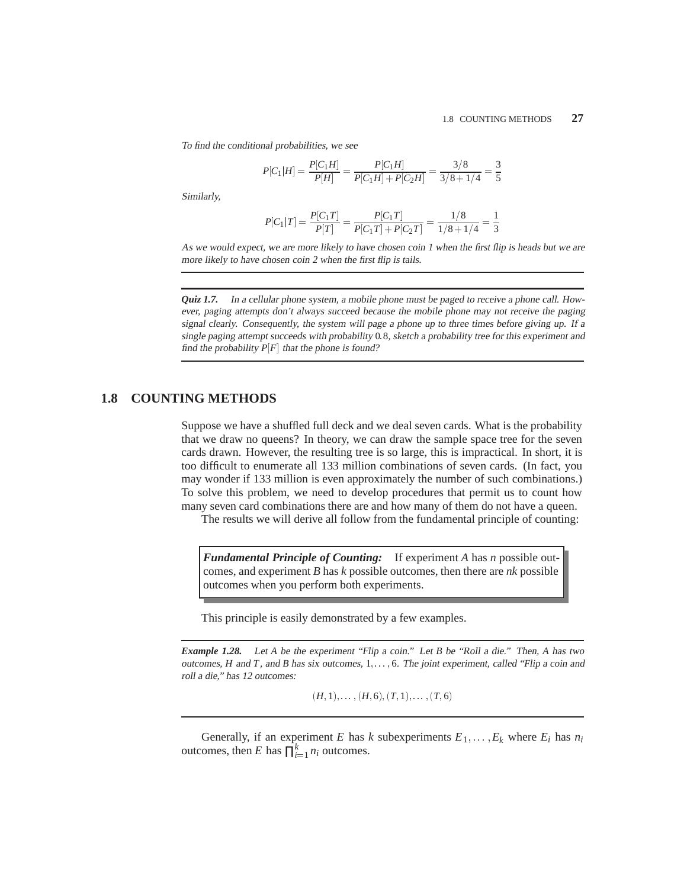*To find the conditional probabilities, we see*

$$P[C_1|H] = \frac{P[C_1H]}{P[H]} = \frac{P[C_1H]}{P[C_1H] + P[C_2H]} = \frac{3/8}{3/8 + 1/4} = \frac{3}{5}$$

*Similarly,*

$$P[C_1|T] = \frac{P[C_1T]}{P[T]} = \frac{P[C_1T]}{P[C_1T] + P[C_2T]} = \frac{1/8}{1/8 + 1/4} = \frac{1}{3}$$

*As we would expect, we are more likely to have chosen coin 1 when the first flip is heads but we are more likely to have chosen coin 2 when the first flip is tails.*

---

***Quiz 1.7.*** *In a cellular phone system, a mobile phone must be paged to receive a phone call. However, paging attempts don't always succeed because the mobile phone may not receive the paging signal clearly. Consequently, the system will page a phone up to three times before giving up. If a single paging attempt succeeds with probability 0.8, sketch a probability tree for this experiment and find the probability $P[F]$ that the phone is found?*

---

## 1.8 COUNTING METHODS

Suppose we have a shuffled full deck and we deal seven cards. What is the probability that we draw no queens? In theory, we can draw the sample space tree for the seven cards drawn. However, the resulting tree is so large, this is impractical. In short, it is too difficult to enumerate all 133 million combinations of seven cards. (In fact, you may wonder if 133 million is even approximately the number of such combinations.) To solve this problem, we need to develop procedures that permit us to count how many seven card combinations there are and how many of them do not have a queen.

The results we will derive all follow from the fundamental principle of counting:

> ***Fundamental Principle of Counting:*** If experiment $A$ has $n$ possible outcomes, and experiment $B$ has $k$ possible outcomes, then there are $nk$ possible outcomes when you perform both experiments.

This principle is easily demonstrated by a few examples.

---

***Example 1.28.*** *Let $A$ be the experiment "Flip a coin." Let $B$ be "Roll a die." Then, $A$ has two outcomes, $H$ and $T$, and $B$ has six outcomes, $1, \ldots, 6$. The joint experiment, called "Flip a coin and roll a die," has 12 outcomes:*

$$(H,1), \ldots, (H,6), (T,1), \ldots, (T,6)$$

---

Generally, if an experiment $E$ has $k$ subexperiments $E_1, \ldots, E_k$ where $E_i$ has $n_i$ outcomes, then $E$ has $\prod_{i=1}^{k} n_i$ outcomes.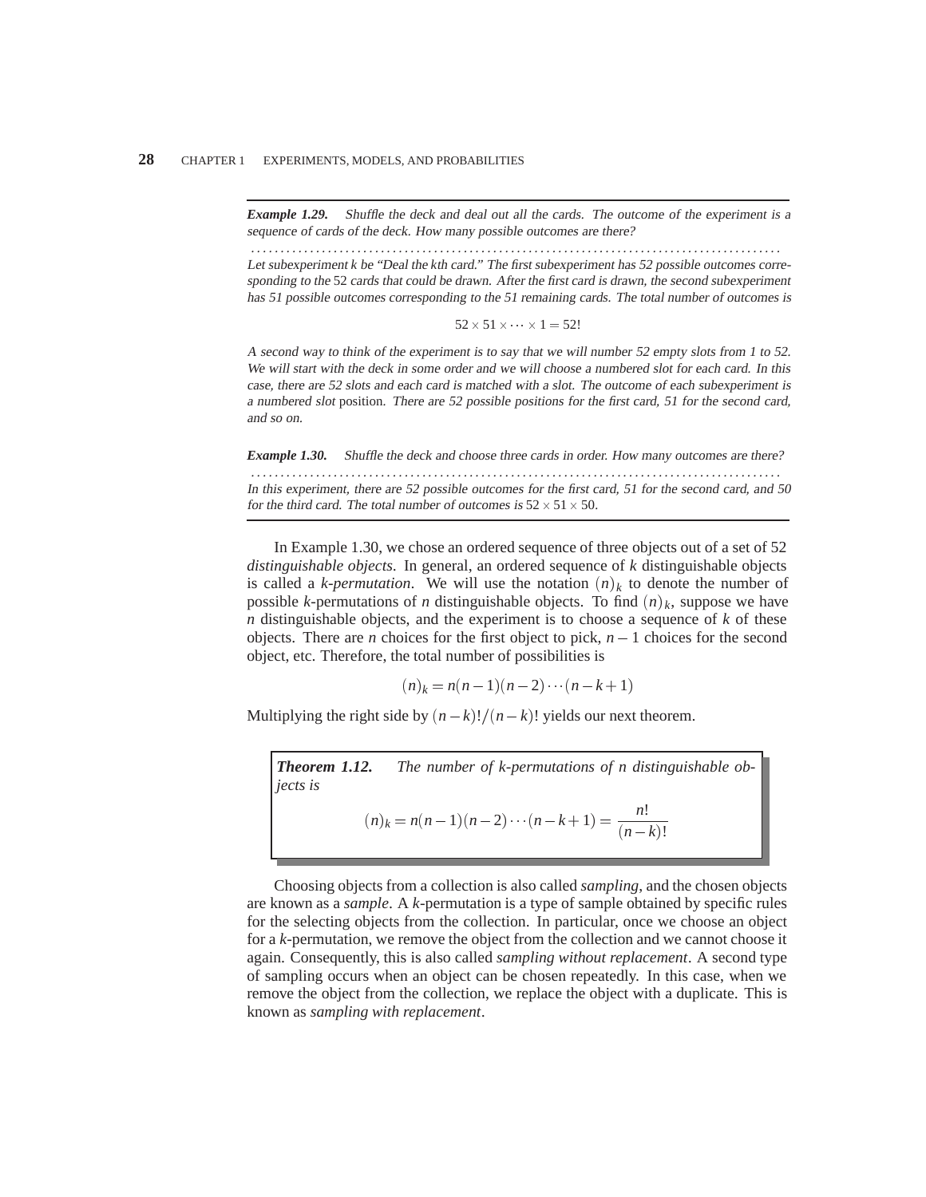**Example 1.29.** *Shuffle the deck and deal out all the cards. The outcome of the experiment is a sequence of cards of the deck. How many possible outcomes are there?*

. . . . . . . . . . . . . . . . . . . . . . . . . . . . . . . . . . . . . . . . . . . . . . . . . . . . . . . . . . . . . . . . . . . . . . . . . . . . . . . . . . . . .

*Let subexperiment k be "Deal the kth card." The first subexperiment has 52 possible outcomes corresponding to the* 52 *cards that could be drawn. After the first card is drawn, the second subexperiment has 51 possible outcomes corresponding to the 51 remaining cards. The total number of outcomes is*

$$52 \times 51 \times \cdots \times 1 = 52!$$

*A second way to think of the experiment is to say that we will number 52 empty slots from 1 to 52. We will start with the deck in some order and we will choose a numbered slot for each card. In this case, there are 52 slots and each card is matched with a slot. The outcome of each subexperiment is a numbered slot* position. *There are 52 possible positions for the first card, 51 for the second card, and so on.*

**Example 1.30.** *Shuffle the deck and choose three cards in order. How many outcomes are there?*

. . . . . . . . . . . . . . . . . . . . . . . . . . . . . . . . . . . . . . . . . . . . . . . . . . . . . . . . . . . . . . . . . . . . . . . . . . . . . . . . . . . . .

*In this experiment, there are 52 possible outcomes for the first card, 51 for the second card, and 50 for the third card. The total number of outcomes is* $52 \times 51 \times 50$.

In Example 1.30, we chose an ordered sequence of three objects out of a set of 52 *distinguishable objects*. In general, an ordered sequence of $k$ distinguishable objects is called a *k-permutation*. We will use the notation $(n)_k$ to denote the number of possible $k$-permutations of $n$ distinguishable objects. To find $(n)_k$, suppose we have $n$ distinguishable objects, and the experiment is to choose a sequence of $k$ of these objects. There are $n$ choices for the first object to pick, $n-1$ choices for the second object, etc. Therefore, the total number of possibilities is

$$(n)_k = n(n-1)(n-2)\cdots(n-k+1)$$

Multiplying the right side by $(n-k)!/(n-k)!$ yields our next theorem.

> **Theorem 1.12.** *The number of k-permutations of n distinguishable objects is*
>
> $$(n)_k = n(n-1)(n-2)\cdots(n-k+1) = \frac{n!}{(n-k)!}$$

Choosing objects from a collection is also called *sampling*, and the chosen objects are known as a *sample*. A $k$-permutation is a type of sample obtained by specific rules for the selecting objects from the collection. In particular, once we choose an object for a $k$-permutation, we remove the object from the collection and we cannot choose it again. Consequently, this is also called *sampling without replacement*. A second type of sampling occurs when an object can be chosen repeatedly. In this case, when we remove the object from the collection, we replace the object with a duplicate. This is known as *sampling with replacement*.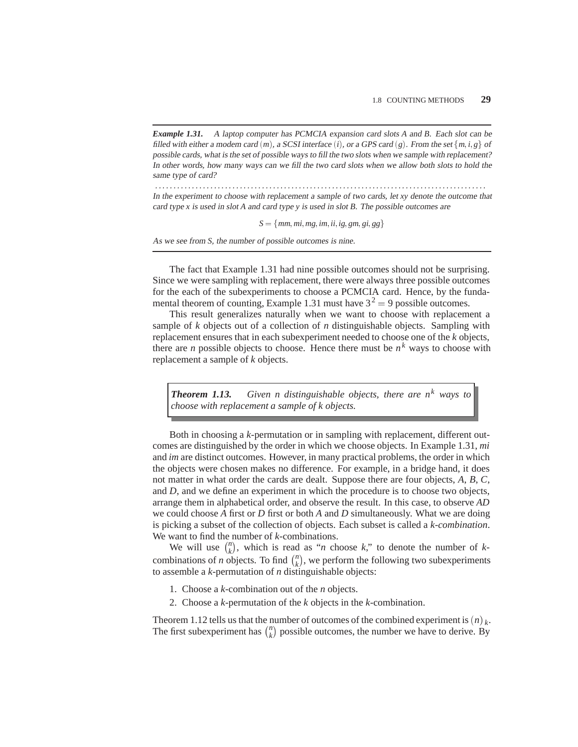---

***Example 1.31.*** *A laptop computer has PCMCIA expansion card slots A and B. Each slot can be filled with either a modem card $(m)$, a SCSI interface $(i)$, or a GPS card $(g)$. From the set $\{m, i, g\}$ of possible cards, what is the set of possible ways to fill the two slots when we sample with replacement? In other words, how many ways can we fill the two card slots when we allow both slots to hold the same type of card?*

. . . . . . . . . . . . . . . . . . . . . . . . . . . . . . . . . . . . . . . . . . . . . . . . . . . . . . . . . . . . . . . . . . . . . . . . . . . . . . . . . . . . . . . . . . .

*In the experiment to choose with replacement a sample of two cards, let xy denote the outcome that card type x is used in slot A and card type y is used in slot B. The possible outcomes are*

$$S = \{mm, mi, mg, im, ii, ig, gm, gi, gg\}$$

*As we see from S, the number of possible outcomes is nine.*

---

The fact that Example 1.31 had nine possible outcomes should not be surprising. Since we were sampling with replacement, there were always three possible outcomes for the each of the subexperiments to choose a PCMCIA card. Hence, by the fundamental theorem of counting, Example 1.31 must have $3^2 = 9$ possible outcomes.

This result generalizes naturally when we want to choose with replacement a sample of $k$ objects out of a collection of $n$ distinguishable objects. Sampling with replacement ensures that in each subexperiment needed to choose one of the $k$ objects, there are $n$ possible objects to choose. Hence there must be $n^k$ ways to choose with replacement a sample of $k$ objects.

> ***Theorem 1.13.*** *Given n distinguishable objects, there are $n^k$ ways to choose with replacement a sample of k objects.*

Both in choosing a $k$-permutation or in sampling with replacement, different outcomes are distinguished by the order in which we choose objects. In Example 1.31, *mi* and *im* are distinct outcomes. However, in many practical problems, the order in which the objects were chosen makes no difference. For example, in a bridge hand, it does not matter in what order the cards are dealt. Suppose there are four objects, *A*, *B*, *C*, and *D*, and we define an experiment in which the procedure is to choose two objects, arrange them in alphabetical order, and observe the result. In this case, to observe *AD* we could choose *A* first or *D* first or both *A* and *D* simultaneously. What we are doing is picking a subset of the collection of objects. Each subset is called a *k-combination*. We want to find the number of $k$-combinations.

We will use $\binom{n}{k}$, which is read as "$n$ choose $k$," to denote the number of $k$-combinations of $n$ objects. To find $\binom{n}{k}$, we perform the following two subexperiments to assemble a $k$-permutation of $n$ distinguishable objects:

1. Choose a $k$-combination out of the $n$ objects.
2. Choose a $k$-permutation of the $k$ objects in the $k$-combination.

Theorem 1.12 tells us that the number of outcomes of the combined experiment is $(n)_k$. The first subexperiment has $\binom{n}{k}$ possible outcomes, the number we have to derive. By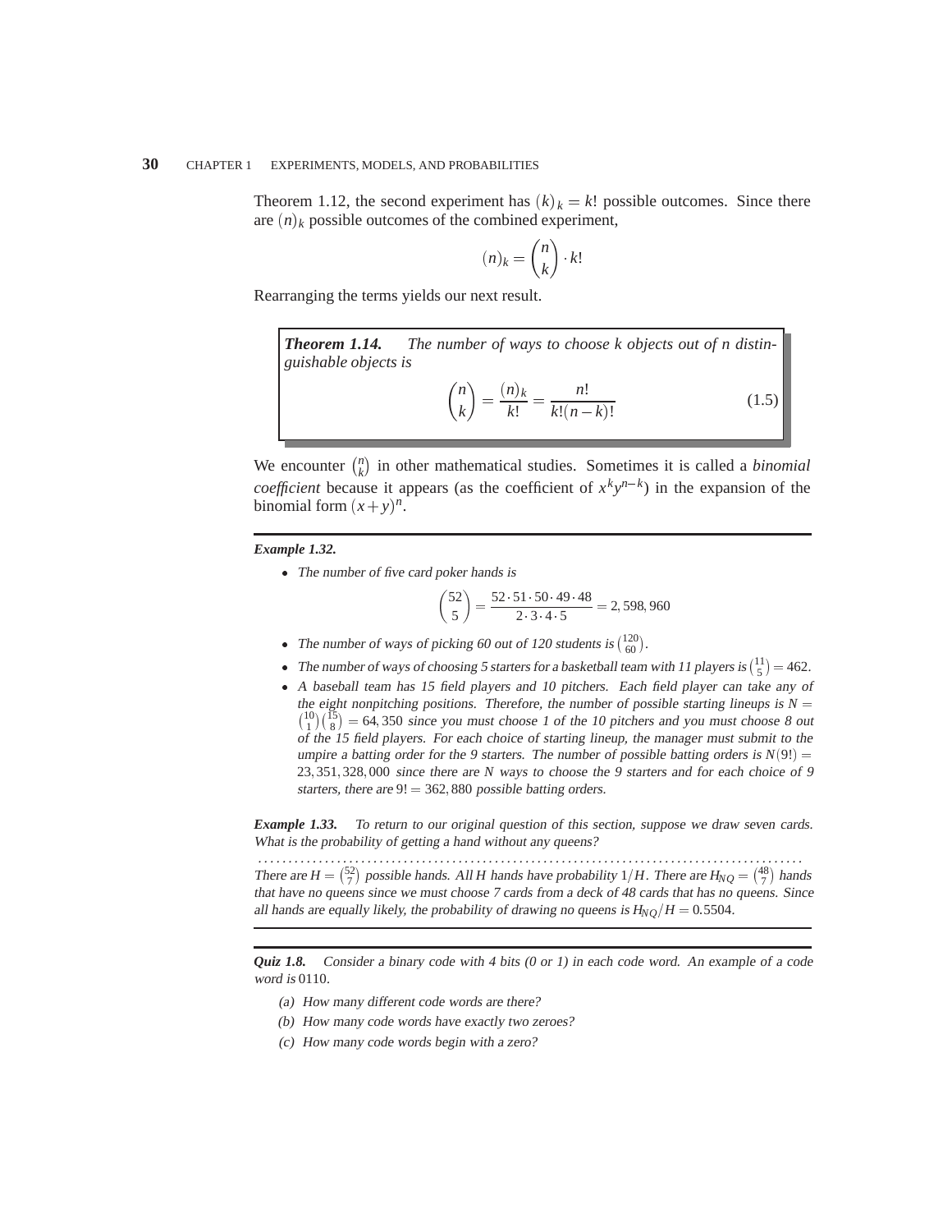Theorem 1.12, the second experiment has $(k)_k = k!$ possible outcomes. Since there are $(n)_k$ possible outcomes of the combined experiment,

$$(n)_k = \binom{n}{k} \cdot k!$$

Rearranging the terms yields our next result.

> ***Theorem 1.14.*** *The number of ways to choose k objects out of n distinguishable objects is*
>
> $$\binom{n}{k} = \frac{(n)_k}{k!} = \frac{n!}{k!(n-k)!} \tag{1.5}$$

We encounter $\binom{n}{k}$ in other mathematical studies. Sometimes it is called a *binomial coefficient* because it appears (as the coefficient of $x^k y^{n-k}$) in the expansion of the binomial form $(x+y)^n$.

---

***Example 1.32.***

- *The number of five card poker hands is*

$$\binom{52}{5} = \frac{52 \cdot 51 \cdot 50 \cdot 49 \cdot 48}{2 \cdot 3 \cdot 4 \cdot 5} = 2,598,960$$

- *The number of ways of picking 60 out of 120 students is* $\binom{120}{60}$.
- *The number of ways of choosing 5 starters for a basketball team with 11 players is* $\binom{11}{5} = 462$.
- *A baseball team has 15 field players and 10 pitchers. Each field player can take any of the eight nonpitching positions. Therefore, the number of possible starting lineups is* $N = \binom{10}{1}\binom{15}{8} = 64,350$ *since you must choose 1 of the 10 pitchers and you must choose 8 out of the 15 field players. For each choice of starting lineup, the manager must submit to the umpire a batting order for the 9 starters. The number of possible batting orders is* $N(9!) = 23,351,328,000$ *since there are N ways to choose the 9 starters and for each choice of 9 starters, there are* $9! = 362,880$ *possible batting orders.*

***Example 1.33.*** *To return to our original question of this section, suppose we draw seven cards. What is the probability of getting a hand without any queens?*

.................................................................................................

*There are* $H = \binom{52}{7}$ *possible hands. All H hands have probability* $1/H$. *There are* $H_{NQ} = \binom{48}{7}$ *hands that have no queens since we must choose 7 cards from a deck of 48 cards that has no queens. Since all hands are equally likely, the probability of drawing no queens is* $H_{NQ}/H = 0.5504$.

---

***Quiz 1.8.*** *Consider a binary code with 4 bits (0 or 1) in each code word. An example of a code word is* 0110.

(a) *How many different code words are there?*

(b) *How many code words have exactly two zeroes?*

(c) *How many code words begin with a zero?*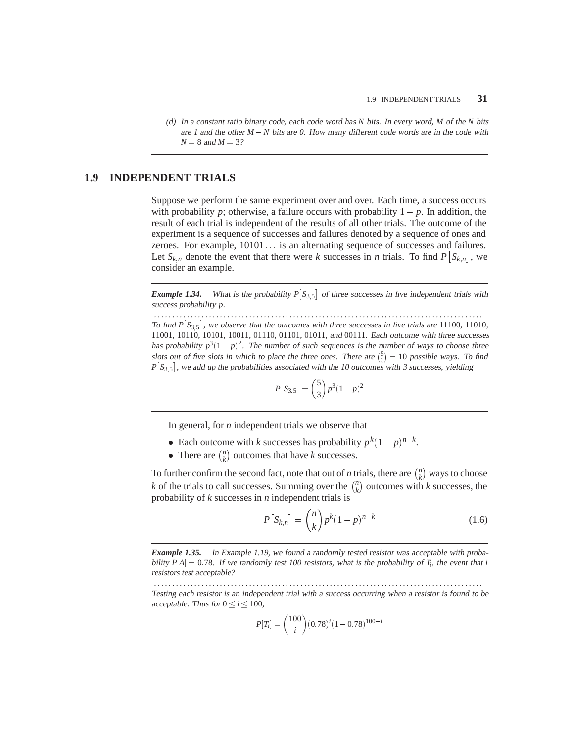(d) *In a constant ratio binary code, each code word has $N$ bits. In every word, $M$ of the $N$ bits are 1 and the other $M-N$ bits are 0. How many different code words are in the code with $N=8$ and $M=3$?*

## 1.9 INDEPENDENT TRIALS

Suppose we perform the same experiment over and over. Each time, a success occurs with probability $p$; otherwise, a failure occurs with probability $1-p$. In addition, the result of each trial is independent of the results of all other trials. The outcome of the experiment is a sequence of successes and failures denoted by a sequence of ones and zeroes. For example, 10101... is an alternating sequence of successes and failures. Let $S_{k,n}$ denote the event that there were $k$ successes in $n$ trials. To find $P[S_{k,n}]$, we consider an example.

---

***Example 1.34.*** *What is the probability $P[S_{3,5}]$ of three successes in five independent trials with success probability $p$.*

*To find $P[S_{3,5}]$, we observe that the outcomes with three successes in five trials are 11100, 11010, 11001, 10110, 10101, 10011, 01110, 01101, 01011, and 00111. Each outcome with three successes has probability $p^3(1-p)^2$. The number of such sequences is the number of ways to choose three slots out of five slots in which to place the three ones. There are $\binom{5}{3} = 10$ possible ways. To find $P[S_{3,5}]$, we add up the probabilities associated with the 10 outcomes with 3 successes, yielding*

$$P[S_{3,5}] = \binom{5}{3} p^3 (1-p)^2$$

---

In general, for $n$ independent trials we observe that

- Each outcome with $k$ successes has probability $p^k(1-p)^{n-k}$.
- There are $\binom{n}{k}$ outcomes that have $k$ successes.

To further confirm the second fact, note that out of $n$ trials, there are $\binom{n}{k}$ ways to choose $k$ of the trials to call successes. Summing over the $\binom{n}{k}$ outcomes with $k$ successes, the probability of $k$ successes in $n$ independent trials is

$$P[S_{k,n}] = \binom{n}{k} p^k (1-p)^{n-k} \tag{1.6}$$

---

***Example 1.35.*** *In Example 1.19, we found a randomly tested resistor was acceptable with probability $P[A] = 0.78$. If we randomly test 100 resistors, what is the probability of $T_i$, the event that $i$ resistors test acceptable?*

*Testing each resistor is an independent trial with a success occurring when a resistor is found to be acceptable. Thus for $0 \le i \le 100$,*

$$P[T_i] = \binom{100}{i} (0.78)^i (1-0.78)^{100-i}$$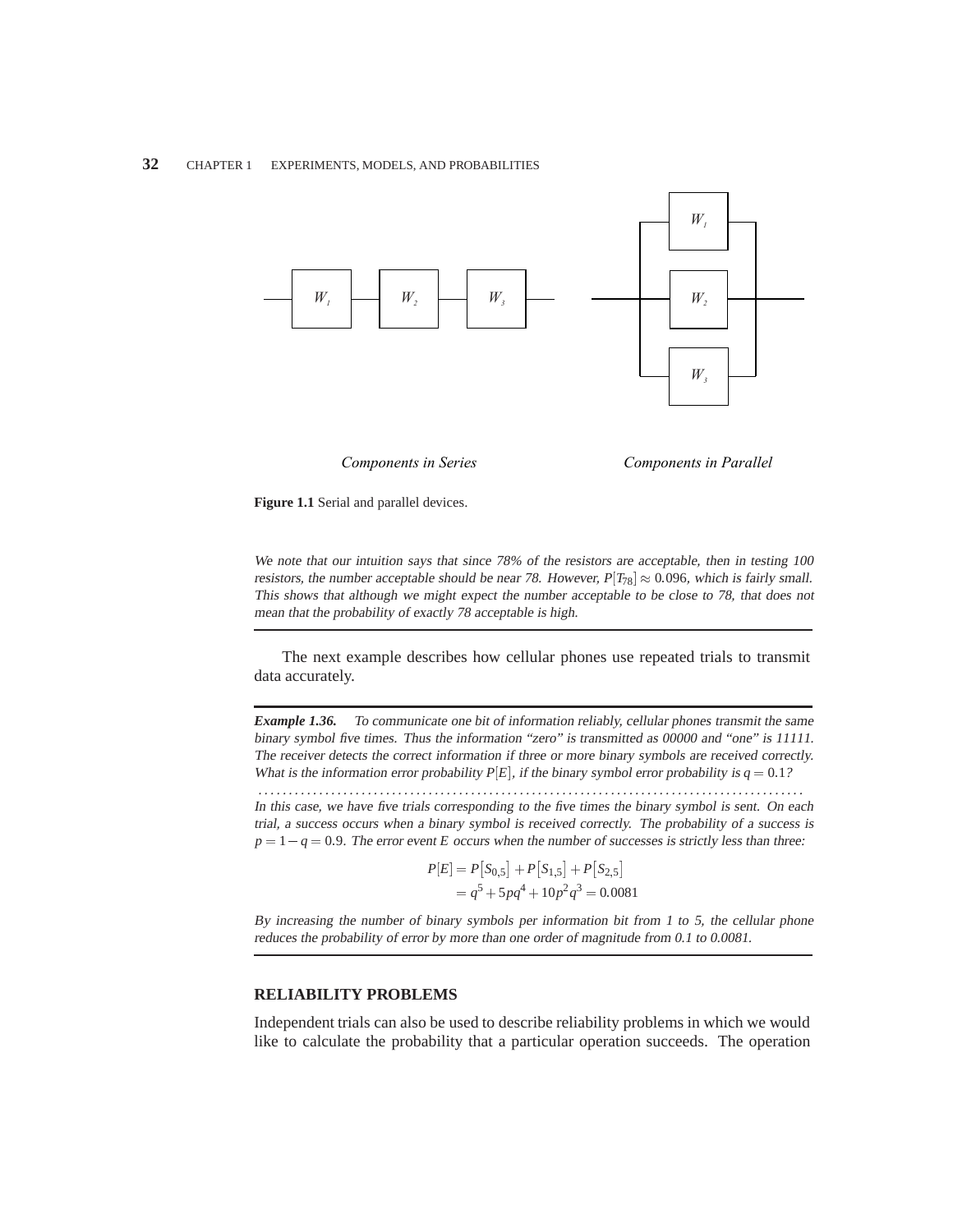Components in Series

Components in Parallel

**Figure 1.1** Serial and parallel devices.

*We note that our intuition says that since 78% of the resistors are acceptable, then in testing 100 resistors, the number acceptable should be near 78. However, $P[T_{78}] \approx 0.096$, which is fairly small. This shows that although we might expect the number acceptable to be close to 78, that does not mean that the probability of exactly 78 acceptable is high.*

---

The next example describes how cellular phones use repeated trials to transmit data accurately.

---

***Example 1.36.*** *To communicate one bit of information reliably, cellular phones transmit the same binary symbol five times. Thus the information "zero" is transmitted as 00000 and "one" is 11111. The receiver detects the correct information if three or more binary symbols are received correctly. What is the information error probability $P[E]$, if the binary symbol error probability is $q = 0.1$?*

*In this case, we have five trials corresponding to the five times the binary symbol is sent. On each trial, a success occurs when a binary symbol is received correctly. The probability of a success is $p = 1 - q = 0.9$. The error event $E$ occurs when the number of successes is strictly less than three:*

$$
\begin{aligned}
P[E] &= P[S_{0,5}] + P[S_{1,5}] + P[S_{2,5}] \\
&= q^5 + 5pq^4 + 10p^2q^3 = 0.0081
\end{aligned}
$$

*By increasing the number of binary symbols per information bit from 1 to 5, the cellular phone reduces the probability of error by more than one order of magnitude from 0.1 to 0.0081.*

---

### RELIABILITY PROBLEMS

Independent trials can also be used to describe reliability problems in which we would like to calculate the probability that a particular operation succeeds. The operation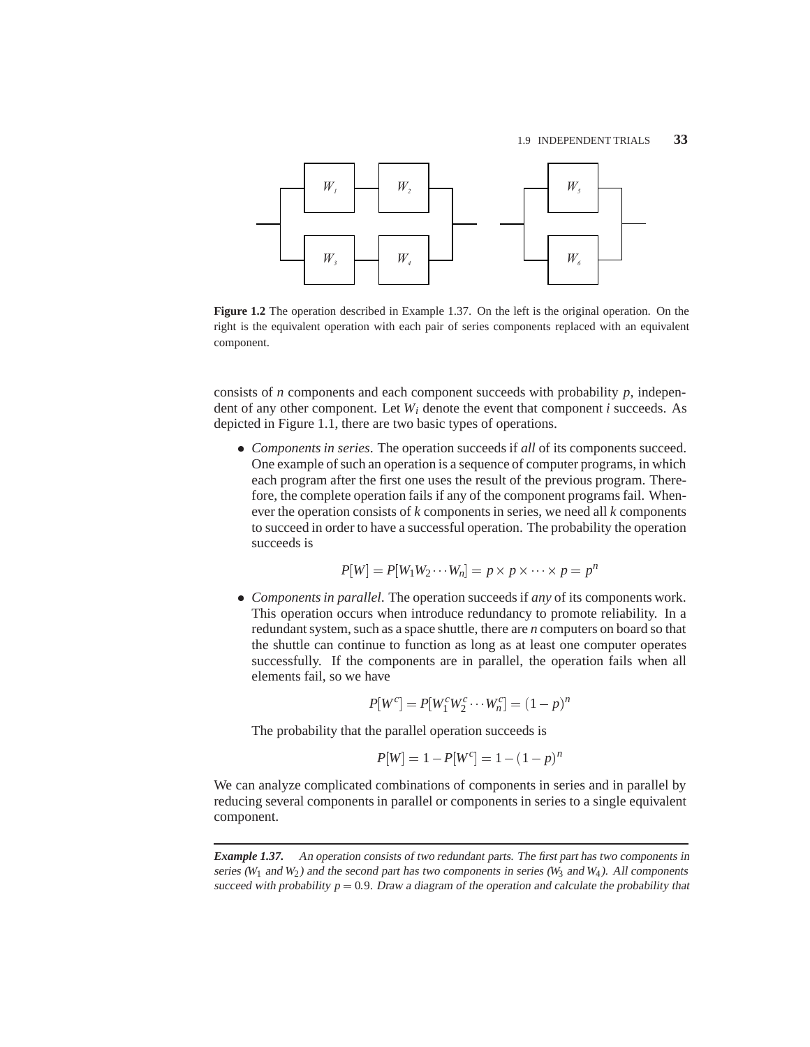**Figure 1.2** The operation described in Example 1.37. On the left is the original operation. On the right is the equivalent operation with each pair of series components replaced with an equivalent component.

consists of $n$ components and each component succeeds with probability $p$, independent of any other component. Let $W_i$ denote the event that component $i$ succeeds. As depicted in Figure 1.1, there are two basic types of operations.

- *Components in series*. The operation succeeds if *all* of its components succeed. One example of such an operation is a sequence of computer programs, in which each program after the first one uses the result of the previous program. Therefore, the complete operation fails if any of the component programs fail. Whenever the operation consists of $k$ components in series, we need all $k$ components to succeed in order to have a successful operation. The probability the operation succeeds is

$$P[W] = P[W_1 W_2 \cdots W_n] = p \times p \times \cdots \times p = p^n$$

- *Components in parallel*. The operation succeeds if *any* of its components work. This operation occurs when introduce redundancy to promote reliability. In a redundant system, such as a space shuttle, there are $n$ computers on board so that the shuttle can continue to function as long as at least one computer operates successfully. If the components are in parallel, the operation fails when all elements fail, so we have

$$P[W^c] = P[W_1^c W_2^c \cdots W_n^c] = (1-p)^n$$

  The probability that the parallel operation succeeds is

$$P[W] = 1 - P[W^c] = 1 - (1-p)^n$$

We can analyze complicated combinations of components in series and in parallel by reducing several components in parallel or components in series to a single equivalent component.

---

***Example 1.37.*** *An operation consists of two redundant parts. The first part has two components in series ($W_1$ and $W_2$) and the second part has two components in series ($W_3$ and $W_4$). All components succeed with probability $p = 0.9$. Draw a diagram of the operation and calculate the probability that*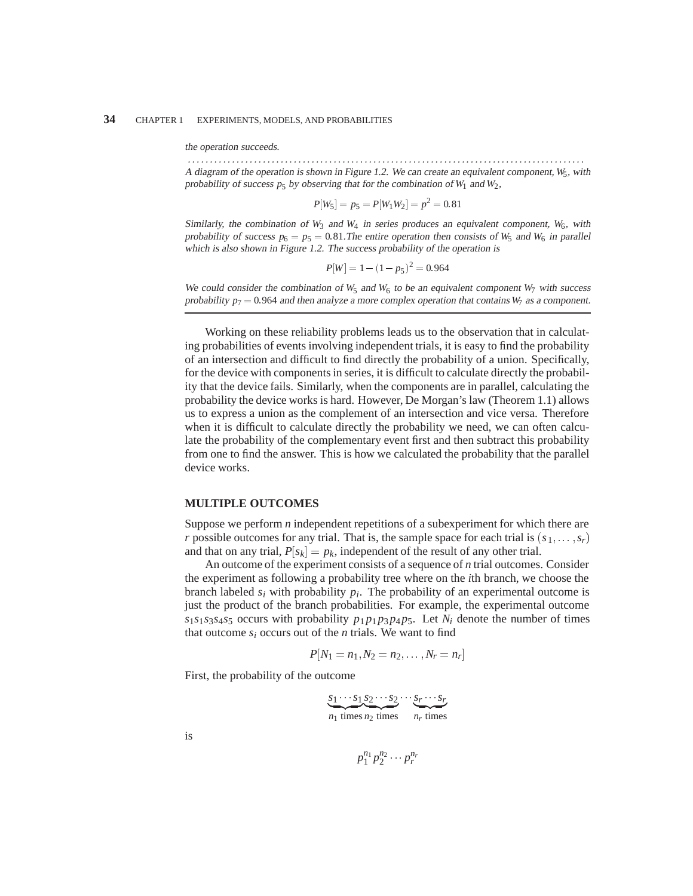*the operation succeeds.*

. . . . . . . . . . . . . . . . . . . . . . . . . . . . . . . . . . . . . . . . . . . . . . . . . . . . . . . . . . . . . . . . . . . . . . . . . . . . . . . . . . . . . .

*A diagram of the operation is shown in Figure 1.2. We can create an equivalent component, $W_5$, with probability of success $p_5$ by observing that for the combination of $W_1$ and $W_2$,*

$$P[W_5] = p_5 = P[W_1W_2] = p^2 = 0.81$$

*Similarly, the combination of $W_3$ and $W_4$ in series produces an equivalent component, $W_6$, with probability of success $p_6 = p_5 = 0.81$. The entire operation then consists of $W_5$ and $W_6$ in parallel which is also shown in Figure 1.2. The success probability of the operation is*

$$P[W] = 1 - (1 - p_5)^2 = 0.964$$

*We could consider the combination of $W_5$ and $W_6$ to be an equivalent component $W_7$ with success probability $p_7 = 0.964$ and then analyze a more complex operation that contains $W_7$ as a component.*

---

Working on these reliability problems leads us to the observation that in calculating probabilities of events involving independent trials, it is easy to find the probability of an intersection and difficult to find directly the probability of a union. Specifically, for the device with components in series, it is difficult to calculate directly the probability that the device fails. Similarly, when the components are in parallel, calculating the probability the device works is hard. However, De Morgan's law (Theorem 1.1) allows us to express a union as the complement of an intersection and vice versa. Therefore when it is difficult to calculate directly the probability we need, we can often calculate the probability of the complementary event first and then subtract this probability from one to find the answer. This is how we calculated the probability that the parallel device works.

## MULTIPLE OUTCOMES

Suppose we perform $n$ independent repetitions of a subexperiment for which there are $r$ possible outcomes for any trial. That is, the sample space for each trial is $(s_1, \ldots, s_r)$ and that on any trial, $P[s_k] = p_k$, independent of the result of any other trial.

An outcome of the experiment consists of a sequence of $n$ trial outcomes. Consider the experiment as following a probability tree where on the $i$th branch, we choose the branch labeled $s_i$ with probability $p_i$. The probability of an experimental outcome is just the product of the branch probabilities. For example, the experimental outcome $s_1s_1s_3s_4s_5$ occurs with probability $p_1p_1p_3p_4p_5$. Let $N_i$ denote the number of times that outcome $s_i$ occurs out of the $n$ trials. We want to find

$$P[N_1 = n_1, N_2 = n_2, \ldots, N_r = n_r]$$

First, the probability of the outcome

$$\underbrace{s_1 \cdots s_1}_{n_1 \text{ times}} \underbrace{s_2 \cdots s_2}_{n_2 \text{ times}} \cdots \underbrace{s_r \cdots s_r}_{n_r \text{ times}}$$

is

$$p_1^{n_1} p_2^{n_2} \cdots p_r^{n_r}$$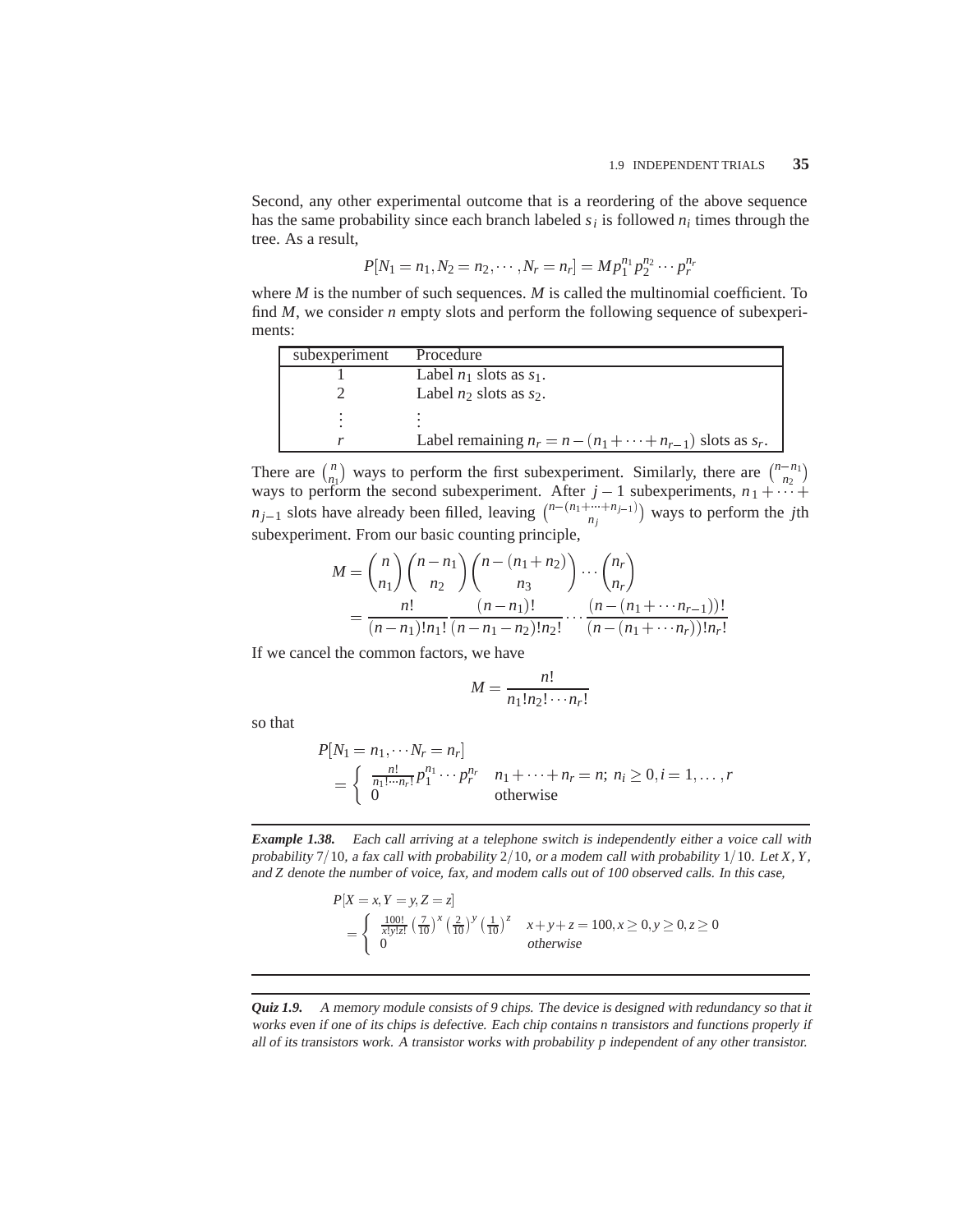Second, any other experimental outcome that is a reordering of the above sequence has the same probability since each branch labeled $s_i$ is followed $n_i$ times through the tree. As a result,

$$P[N_1 = n_1, N_2 = n_2, \cdots, N_r = n_r] = M p_1^{n_1} p_2^{n_2} \cdots p_r^{n_r}$$

where $M$ is the number of such sequences. $M$ is called the multinomial coefficient. To find $M$, we consider $n$ empty slots and perform the following sequence of subexperiments:

| subexperiment | Procedure |
|---|---|
| 1 | Label $n_1$ slots as $s_1$. |
| 2 | Label $n_2$ slots as $s_2$. |
| $\vdots$ | $\vdots$ |
| $r$ | Label remaining $n_r = n - (n_1 + \cdots + n_{r-1})$ slots as $s_r$. |

There are $\binom{n}{n_1}$ ways to perform the first subexperiment. Similarly, there are $\binom{n-n_1}{n_2}$ ways to perform the second subexperiment. After $j-1$ subexperiments, $n_1 + \cdots + n_{j-1}$ slots have already been filled, leaving $\binom{n-(n_1+\cdots+n_{j-1})}{n_j}$ ways to perform the $j$th subexperiment. From our basic counting principle,

$$\begin{aligned} M &= \binom{n}{n_1}\binom{n-n_1}{n_2}\binom{n-(n_1+n_2)}{n_3}\cdots\binom{n_r}{n_r} \\ &= \frac{n!}{(n-n_1)!n_1!}\frac{(n-n_1)!}{(n-n_1-n_2)!n_2!}\cdots\frac{(n-(n_1+\cdots n_{r-1}))!}{(n-(n_1+\cdots n_r))!n_r!} \end{aligned}$$

If we cancel the common factors, we have

$$M = \frac{n!}{n_1!n_2!\cdots n_r!}$$

so that

$$\begin{aligned} &P[N_1 = n_1, \cdots N_r = n_r] \\ &= \begin{cases} \frac{n!}{n_1!\cdots n_r!} p_1^{n_1} \cdots p_r^{n_r} & n_1 + \cdots + n_r = n;\ n_i \geq 0, i = 1, \ldots, r \\ 0 & \text{otherwise} \end{cases} \end{aligned}$$

---

***Example 1.38.*** *Each call arriving at a telephone switch is independently either a voice call with probability $7/10$, a fax call with probability $2/10$, or a modem call with probability $1/10$. Let $X$, $Y$, and $Z$ denote the number of voice, fax, and modem calls out of 100 observed calls. In this case,*

$$\begin{aligned} &P[X = x, Y = y, Z = z] \\ &= \begin{cases} \frac{100!}{x!y!z!}\left(\frac{7}{10}\right)^x\left(\frac{2}{10}\right)^y\left(\frac{1}{10}\right)^z & x + y + z = 100, x \geq 0, y \geq 0, z \geq 0 \\ 0 & \textit{otherwise} \end{cases} \end{aligned}$$

---

***Quiz 1.9.*** *A memory module consists of 9 chips. The device is designed with redundancy so that it works even if one of its chips is defective. Each chip contains $n$ transistors and functions properly if all of its transistors work. A transistor works with probability $p$ independent of any other transistor.*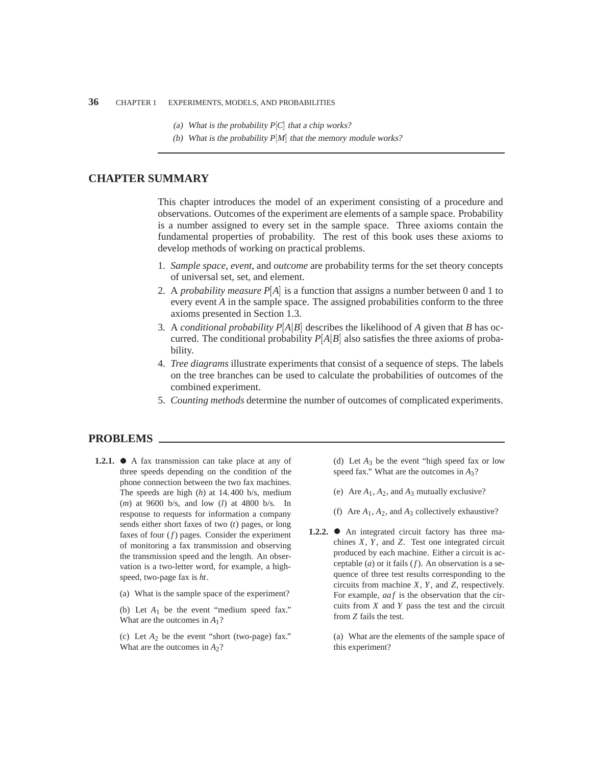*(a) What is the probability $P[C]$ that a chip works?*

*(b) What is the probability $P[M]$ that the memory module works?*

## CHAPTER SUMMARY

This chapter introduces the model of an experiment consisting of a procedure and observations. Outcomes of the experiment are elements of a sample space. Probability is a number assigned to every set in the sample space. Three axioms contain the fundamental properties of probability. The rest of this book uses these axioms to develop methods of working on practical problems.

1. *Sample space*, *event*, and *outcome* are probability terms for the set theory concepts of universal set, set, and element.
2. A *probability measure* $P[A]$ is a function that assigns a number between 0 and 1 to every event $A$ in the sample space. The assigned probabilities conform to the three axioms presented in Section 1.3.
3. A *conditional probability* $P[A|B]$ describes the likelihood of $A$ given that $B$ has occurred. The conditional probability $P[A|B]$ also satisfies the three axioms of probability.
4. *Tree diagrams* illustrate experiments that consist of a sequence of steps. The labels on the tree branches can be used to calculate the probabilities of outcomes of the combined experiment.
5. *Counting methods* determine the number of outcomes of complicated experiments.

## PROBLEMS

**1.2.1.** ● A fax transmission can take place at any of three speeds depending on the condition of the phone connection between the two fax machines. The speeds are high ($h$) at 14,400 b/s, medium ($m$) at 9600 b/s, and low ($l$) at 4800 b/s. In response to requests for information a company sends either short faxes of two ($t$) pages, or long faxes of four ($f$) pages. Consider the experiment of monitoring a fax transmission and observing the transmission speed and the length. An observation is a two-letter word, for example, a high-speed, two-page fax is $ht$.

(a) What is the sample space of the experiment?

(b) Let $A_1$ be the event "medium speed fax." What are the outcomes in $A_1$?

(c) Let $A_2$ be the event "short (two-page) fax." What are the outcomes in $A_2$?

(d) Let $A_3$ be the event "high speed fax or low speed fax." What are the outcomes in $A_3$?

(e) Are $A_1$, $A_2$, and $A_3$ mutually exclusive?

(f) Are $A_1$, $A_2$, and $A_3$ collectively exhaustive?

**1.2.2.** ● An integrated circuit factory has three machines $X$, $Y$, and $Z$. Test one integrated circuit produced by each machine. Either a circuit is acceptable ($a$) or it fails ($f$). An observation is a sequence of three test results corresponding to the circuits from machine $X$, $Y$, and $Z$, respectively. For example, $aaf$ is the observation that the circuits from $X$ and $Y$ pass the test and the circuit from $Z$ fails the test.

(a) What are the elements of the sample space of this experiment?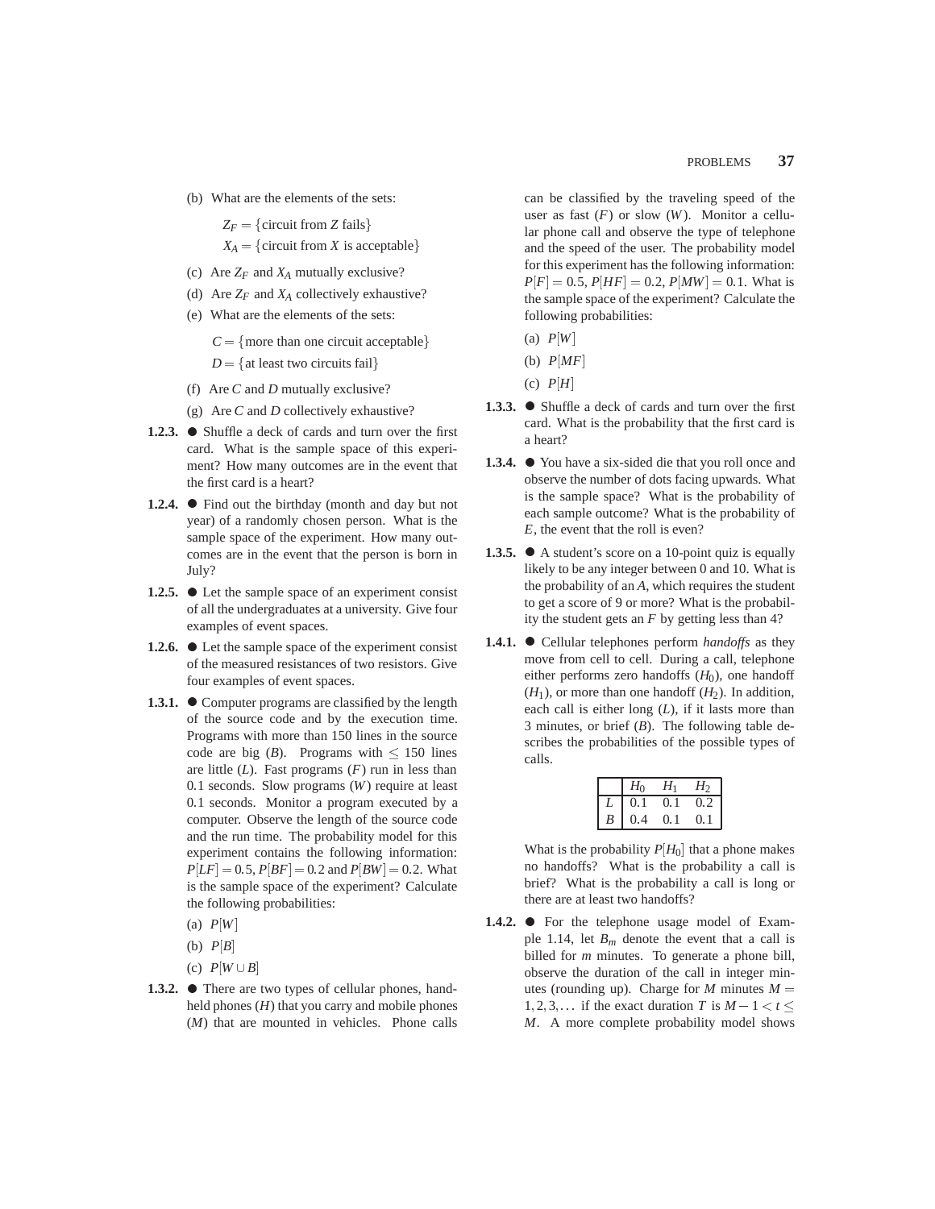(b) What are the elements of the sets:

$Z_F = \{\text{circuit from } Z \text{ fails}\}$
$X_A = \{\text{circuit from } X \text{ is acceptable}\}$

(c) Are $Z_F$ and $X_A$ mutually exclusive?

(d) Are $Z_F$ and $X_A$ collectively exhaustive?

(e) What are the elements of the sets:

$C = \{\text{more than one circuit acceptable}\}$
$D = \{\text{at least two circuits fail}\}$

(f) Are $C$ and $D$ mutually exclusive?

(g) Are $C$ and $D$ collectively exhaustive?

**1.2.3.** ● Shuffle a deck of cards and turn over the first card. What is the sample space of this experiment? How many outcomes are in the event that the first card is a heart?

**1.2.4.** ● Find out the birthday (month and day but not year) of a randomly chosen person. What is the sample space of the experiment. How many outcomes are in the event that the person is born in July?

**1.2.5.** ● Let the sample space of an experiment consist of all the undergraduates at a university. Give four examples of event spaces.

**1.2.6.** ● Let the sample space of the experiment consist of the measured resistances of two resistors. Give four examples of event spaces.

**1.3.1.** ● Computer programs are classified by the length of the source code and by the execution time. Programs with more than 150 lines in the source code are big ($B$). Programs with $\leq 150$ lines are little ($L$). Fast programs ($F$) run in less than 0.1 seconds. Slow programs ($W$) require at least 0.1 seconds. Monitor a program executed by a computer. Observe the length of the source code and the run time. The probability model for this experiment contains the following information: $P[LF] = 0.5$, $P[BF] = 0.2$ and $P[BW] = 0.2$. What is the sample space of the experiment? Calculate the following probabilities:

(a) $P[W]$

(b) $P[B]$

(c) $P[W \cup B]$

**1.3.2.** ● There are two types of cellular phones, handheld phones ($H$) that you carry and mobile phones ($M$) that are mounted in vehicles. Phone calls can be classified by the traveling speed of the user as fast ($F$) or slow ($W$). Monitor a cellular phone call and observe the type of telephone and the speed of the user. The probability model for this experiment has the following information: $P[F] = 0.5$, $P[HF] = 0.2$, $P[MW] = 0.1$. What is the sample space of the experiment? Calculate the following probabilities:

(a) $P[W]$

(b) $P[MF]$

(c) $P[H]$

**1.3.3.** ● Shuffle a deck of cards and turn over the first card. What is the probability that the first card is a heart?

**1.3.4.** ● You have a six-sided die that you roll once and observe the number of dots facing upwards. What is the sample space? What is the probability of each sample outcome? What is the probability of $E$, the event that the roll is even?

**1.3.5.** ● A student's score on a 10-point quiz is equally likely to be any integer between 0 and 10. What is the probability of an $A$, which requires the student to get a score of 9 or more? What is the probability the student gets an $F$ by getting less than 4?

**1.4.1.** ● Cellular telephones perform *handoffs* as they move from cell to cell. During a call, telephone either performs zero handoffs ($H_0$), one handoff ($H_1$), or more than one handoff ($H_2$). In addition, each call is either long ($L$), if it lasts more than 3 minutes, or brief ($B$). The following table describes the probabilities of the possible types of calls.

| | $H_0$ | $H_1$ | $H_2$ |
|---|---|---|---|
| $L$ | 0.1 | 0.1 | 0.2 |
| $B$ | 0.4 | 0.1 | 0.1 |

What is the probability $P[H_0]$ that a phone makes no handoffs? What is the probability a call is brief? What is the probability a call is long or there are at least two handoffs?

**1.4.2.** ● For the telephone usage model of Example 1.14, let $B_m$ denote the event that a call is billed for $m$ minutes. To generate a phone bill, observe the duration of the call in integer minutes (rounding up). Charge for $M$ minutes $M = 1, 2, 3, \ldots$ if the exact duration $T$ is $M - 1 < t \leq M$. A more complete probability model shows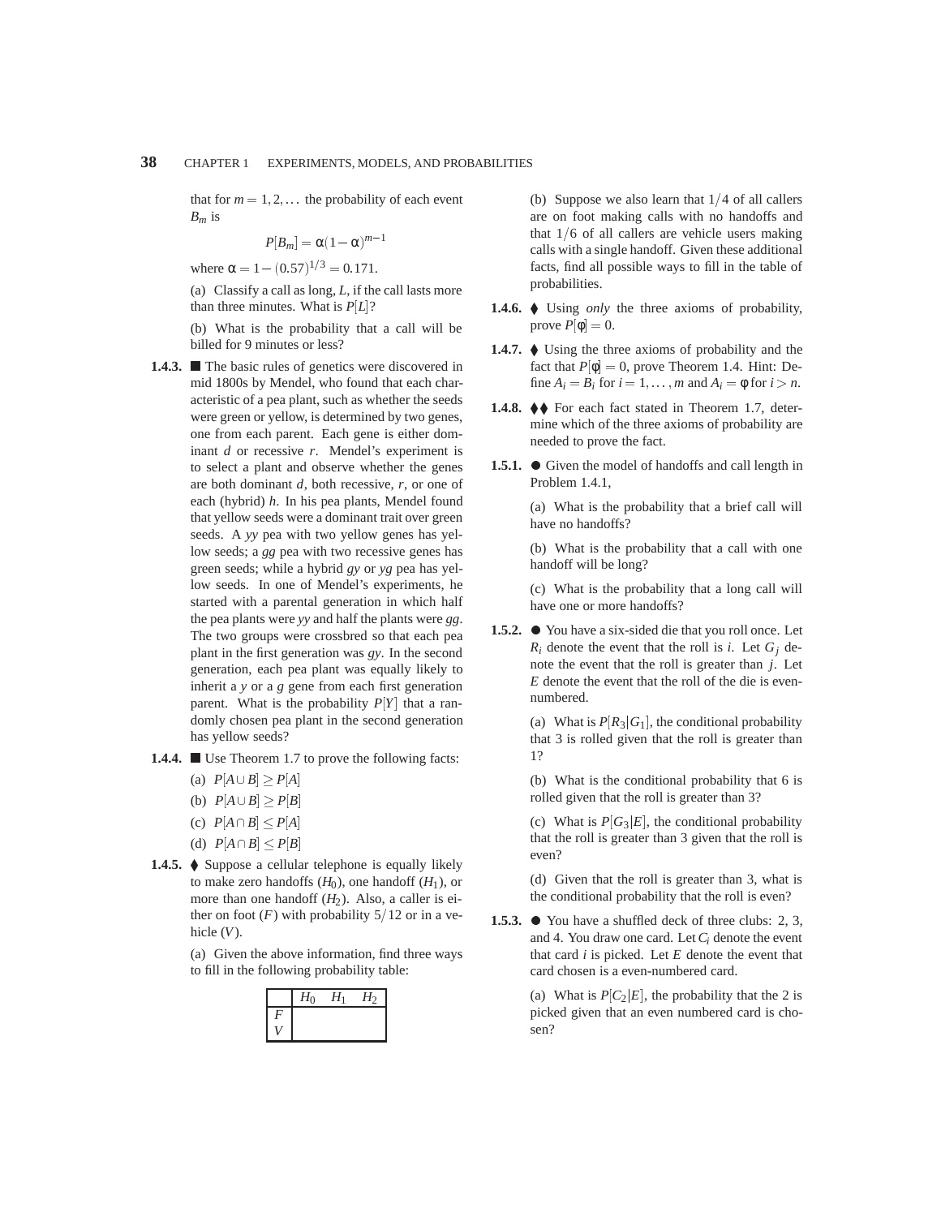that for $m = 1, 2, \ldots$ the probability of each event $B_m$ is

$$P[B_m] = \alpha(1-\alpha)^{m-1}$$

where $\alpha = 1 - (0.57)^{1/3} = 0.171$.

(a) Classify a call as long, $L$, if the call lasts more than three minutes. What is $P[L]$?

(b) What is the probability that a call will be billed for 9 minutes or less?

**1.4.3.** ■ The basic rules of genetics were discovered in mid 1800s by Mendel, who found that each characteristic of a pea plant, such as whether the seeds were green or yellow, is determined by two genes, one from each parent. Each gene is either dominant $d$ or recessive $r$. Mendel's experiment is to select a plant and observe whether the genes are both dominant $d$, both recessive, $r$, or one of each (hybrid) $h$. In his pea plants, Mendel found that yellow seeds were a dominant trait over green seeds. A $yy$ pea with two yellow genes has yellow seeds; a $gg$ pea with two recessive genes has green seeds; while a hybrid $gy$ or $yg$ pea has yellow seeds. In one of Mendel's experiments, he started with a parental generation in which half the pea plants were $yy$ and half the plants were $gg$. The two groups were crossbred so that each pea plant in the first generation was $gy$. In the second generation, each pea plant was equally likely to inherit a $y$ or a $g$ gene from each first generation parent. What is the probability $P[Y]$ that a randomly chosen pea plant in the second generation has yellow seeds?

**1.4.4.** ■ Use Theorem 1.7 to prove the following facts:

(a) $P[A \cup B] \geq P[A]$

(b) $P[A \cup B] \geq P[B]$

(c) $P[A \cap B] \leq P[A]$

(d) $P[A \cap B] \leq P[B]$

**1.4.5.** ♦ Suppose a cellular telephone is equally likely to make zero handoffs ($H_0$), one handoff ($H_1$), or more than one handoff ($H_2$). Also, a caller is either on foot ($F$) with probability $5/12$ or in a vehicle ($V$).

(a) Given the above information, find three ways to fill in the following probability table:

| | $H_0$ | $H_1$ | $H_2$ |
|---|---|---|---|
| $F$ | | | |
| $V$ | | | |

(b) Suppose we also learn that $1/4$ of all callers are on foot making calls with no handoffs and that $1/6$ of all callers are vehicle users making calls with a single handoff. Given these additional facts, find all possible ways to fill in the table of probabilities.

**1.4.6.** ♦ Using *only* the three axioms of probability, prove $P[\phi] = 0$.

**1.4.7.** ♦ Using the three axioms of probability and the fact that $P[\phi] = 0$, prove Theorem 1.4. Hint: Define $A_i = B_i$ for $i = 1, \ldots, m$ and $A_i = \phi$ for $i > n$.

**1.4.8.** ♦♦ For each fact stated in Theorem 1.7, determine which of the three axioms of probability are needed to prove the fact.

**1.5.1.** ● Given the model of handoffs and call length in Problem 1.4.1,

(a) What is the probability that a brief call will have no handoffs?

(b) What is the probability that a call with one handoff will be long?

(c) What is the probability that a long call will have one or more handoffs?

**1.5.2.** ● You have a six-sided die that you roll once. Let $R_i$ denote the event that the roll is $i$. Let $G_j$ denote the event that the roll is greater than $j$. Let $E$ denote the event that the roll of the die is even-numbered.

(a) What is $P[R_3|G_1]$, the conditional probability that 3 is rolled given that the roll is greater than 1?

(b) What is the conditional probability that 6 is rolled given that the roll is greater than 3?

(c) What is $P[G_3|E]$, the conditional probability that the roll is greater than 3 given that the roll is even?

(d) Given that the roll is greater than 3, what is the conditional probability that the roll is even?

**1.5.3.** ● You have a shuffled deck of three clubs: 2, 3, and 4. You draw one card. Let $C_i$ denote the event that card $i$ is picked. Let $E$ denote the event that card chosen is a even-numbered card.

(a) What is $P[C_2|E]$, the probability that the 2 is picked given that an even numbered card is chosen?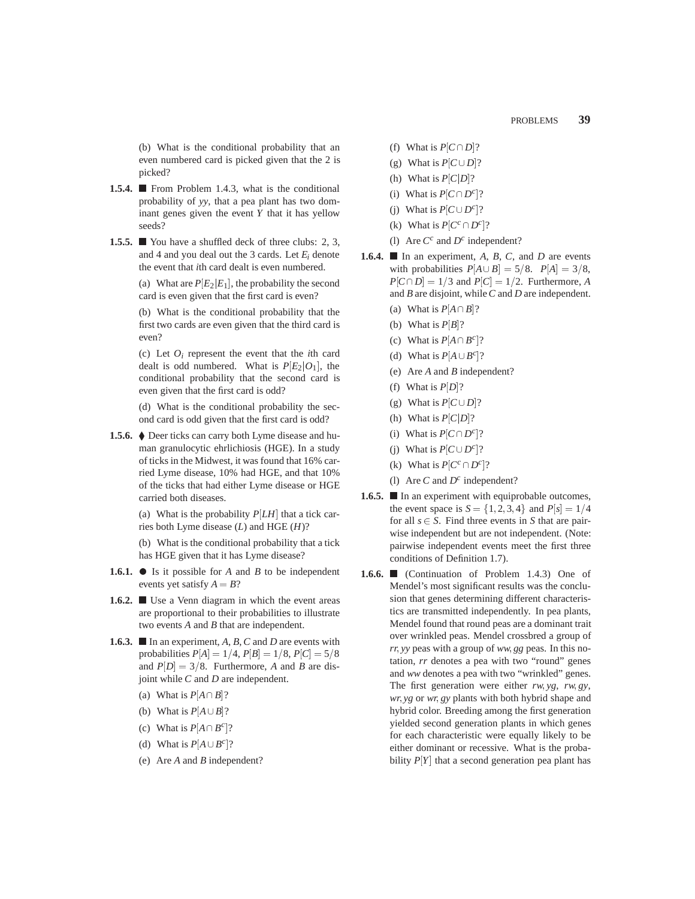(b) What is the conditional probability that an even numbered card is picked given that the 2 is picked?

**1.5.4.** ■ From Problem 1.4.3, what is the conditional probability of *yy*, that a pea plant has two dominant genes given the event $Y$ that it has yellow seeds?

**1.5.5.** ■ You have a shuffled deck of three clubs: 2, 3, and 4 and you deal out the 3 cards. Let $E_i$ denote the event that $i$th card dealt is even numbered.

(a) What are $P[E_2|E_1]$, the probability the second card is even given that the first card is even?

(b) What is the conditional probability that the first two cards are even given that the third card is even?

(c) Let $O_i$ represent the event that the $i$th card dealt is odd numbered. What is $P[E_2|O_1]$, the conditional probability that the second card is even given that the first card is odd?

(d) What is the conditional probability the second card is odd given that the first card is odd?

**1.5.6.** ♦ Deer ticks can carry both Lyme disease and human granulocytic ehrlichiosis (HGE). In a study of ticks in the Midwest, it was found that 16% carried Lyme disease, 10% had HGE, and that 10% of the ticks that had either Lyme disease or HGE carried both diseases.

(a) What is the probability $P[LH]$ that a tick carries both Lyme disease ($L$) and HGE ($H$)?

(b) What is the conditional probability that a tick has HGE given that it has Lyme disease?

**1.6.1.** ● Is it possible for $A$ and $B$ to be independent events yet satisfy $A = B$?

**1.6.2.** ■ Use a Venn diagram in which the event areas are proportional to their probabilities to illustrate two events $A$ and $B$ that are independent.

**1.6.3.** ■ In an experiment, $A, B, C$ and $D$ are events with probabilities $P[A] = 1/4$, $P[B] = 1/8$, $P[C] = 5/8$ and $P[D] = 3/8$. Furthermore, $A$ and $B$ are disjoint while $C$ and $D$ are independent.

(a) What is $P[A \cap B]$?

(b) What is $P[A \cup B]$?

(c) What is $P[A \cap B^c]$?

(d) What is $P[A \cup B^c]$?

(e) Are $A$ and $B$ independent?

(f) What is $P[C \cap D]$?

(g) What is $P[C \cup D]$?

(h) What is $P[C|D]$?

(i) What is $P[C \cap D^c]$?

(j) What is $P[C \cup D^c]$?

(k) What is $P[C^c \cap D^c]$?

(l) Are $C^c$ and $D^c$ independent?

**1.6.4.** ■ In an experiment, $A$, $B$, $C$, and $D$ are events with probabilities $P[A \cup B] = 5/8$. $P[A] = 3/8$, $P[C \cap D] = 1/3$ and $P[C] = 1/2$. Furthermore, $A$ and $B$ are disjoint, while $C$ and $D$ are independent.

(a) What is $P[A \cap B]$?

(b) What is $P[B]$?

(c) What is $P[A \cap B^c]$?

(d) What is $P[A \cup B^c]$?

(e) Are $A$ and $B$ independent?

(f) What is $P[D]$?

(g) What is $P[C \cup D]$?

(h) What is $P[C|D]$?

(i) What is $P[C \cap D^c]$?

(j) What is $P[C \cup D^c]$?

(k) What is $P[C^c \cap D^c]$?

(l) Are $C$ and $D^c$ independent?

**1.6.5.** ■ In an experiment with equiprobable outcomes, the event space is $S = \{1, 2, 3, 4\}$ and $P[s] = 1/4$ for all $s \in S$. Find three events in $S$ that are pairwise independent but are not independent. (Note: pairwise independent events meet the first three conditions of Definition 1.7).

**1.6.6.** ■ (Continuation of Problem 1.4.3) One of Mendel's most significant results was the conclusion that genes determining different characteristics are transmitted independently. In pea plants, Mendel found that round peas are a dominant trait over wrinkled peas. Mendel crossbred a group of *rr, yy* peas with a group of *ww, gg* peas. In this notation, *rr* denotes a pea with two "round" genes and *ww* denotes a pea with two "wrinkled" genes. The first generation were either *rw, yg*, *rw, gy*, *wr, yg* or *wr, gy* plants with both hybrid shape and hybrid color. Breeding among the first generation yielded second generation plants in which genes for each characteristic were equally likely to be either dominant or recessive. What is the probability $P[Y]$ that a second generation pea plant has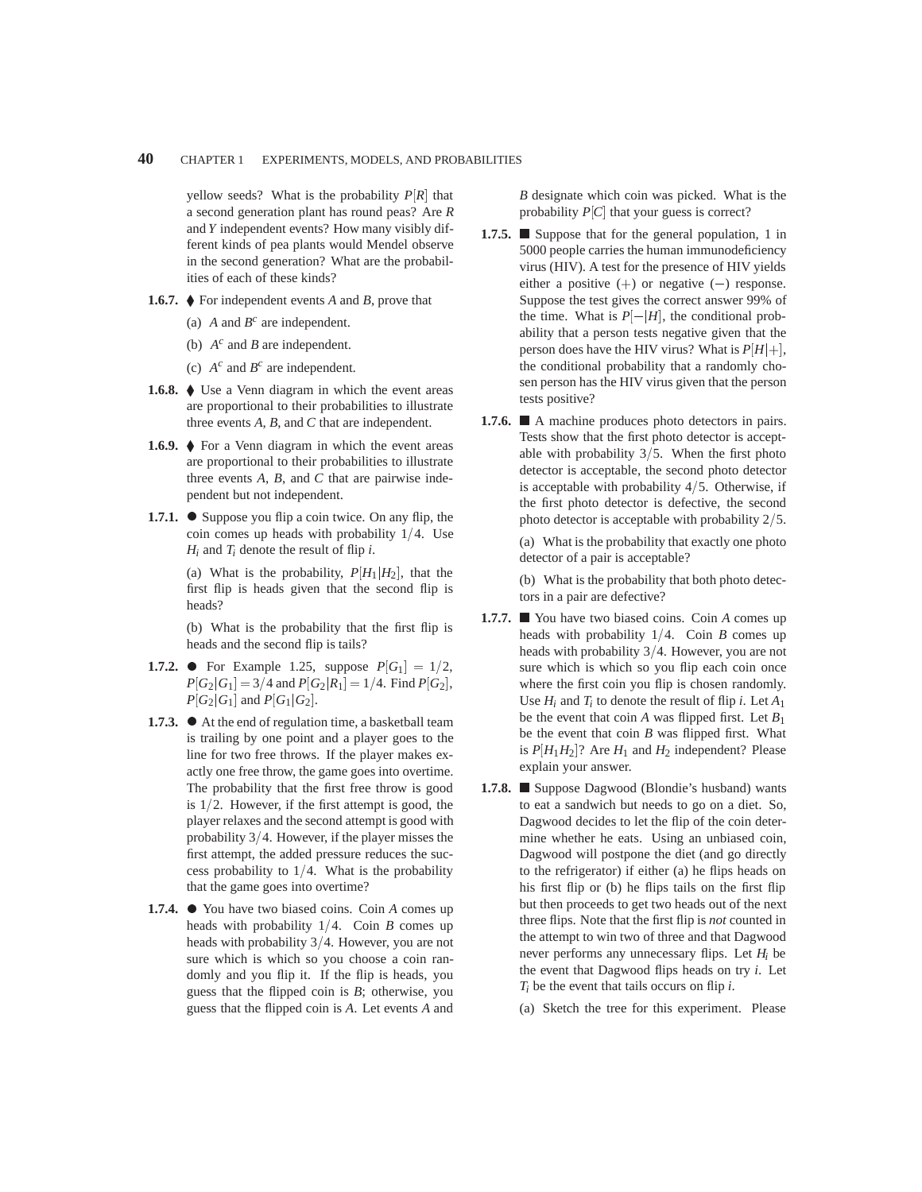yellow seeds? What is the probability $P[R]$ that a second generation plant has round peas? Are $R$ and $Y$ independent events? How many visibly different kinds of pea plants would Mendel observe in the second generation? What are the probabilities of each of these kinds?

**1.6.7.** ⧫ For independent events $A$ and $B$, prove that

(a) $A$ and $B^c$ are independent.

(b) $A^c$ and $B$ are independent.

(c) $A^c$ and $B^c$ are independent.

**1.6.8.** ⧫ Use a Venn diagram in which the event areas are proportional to their probabilities to illustrate three events $A$, $B$, and $C$ that are independent.

**1.6.9.** ⧫ For a Venn diagram in which the event areas are proportional to their probabilities to illustrate three events $A$, $B$, and $C$ that are pairwise independent but not independent.

**1.7.1.** ● Suppose you flip a coin twice. On any flip, the coin comes up heads with probability $1/4$. Use $H_i$ and $T_i$ denote the result of flip $i$.

(a) What is the probability, $P[H_1|H_2]$, that the first flip is heads given that the second flip is heads?

(b) What is the probability that the first flip is heads and the second flip is tails?

**1.7.2.** ● For Example 1.25, suppose $P[G_1] = 1/2$, $P[G_2|G_1] = 3/4$ and $P[G_2|R_1] = 1/4$. Find $P[G_2]$, $P[G_2|G_1]$ and $P[G_1|G_2]$.

**1.7.3.** ● At the end of regulation time, a basketball team is trailing by one point and a player goes to the line for two free throws. If the player makes exactly one free throw, the game goes into overtime. The probability that the first free throw is good is $1/2$. However, if the first attempt is good, the player relaxes and the second attempt is good with probability $3/4$. However, if the player misses the first attempt, the added pressure reduces the success probability to $1/4$. What is the probability that the game goes into overtime?

**1.7.4.** ● You have two biased coins. Coin $A$ comes up heads with probability $1/4$. Coin $B$ comes up heads with probability $3/4$. However, you are not sure which is which so you choose a coin randomly and you flip it. If the flip is heads, you guess that the flipped coin is $B$; otherwise, you guess that the flipped coin is $A$. Let events $A$ and $B$ designate which coin was picked. What is the probability $P[C]$ that your guess is correct?

**1.7.5.** ■ Suppose that for the general population, 1 in 5000 people carries the human immunodeficiency virus (HIV). A test for the presence of HIV yields either a positive $(+)$ or negative $(-)$ response. Suppose the test gives the correct answer 99% of the time. What is $P[-|H]$, the conditional probability that a person tests negative given that the person does have the HIV virus? What is $P[H|+]$, the conditional probability that a randomly chosen person has the HIV virus given that the person tests positive?

**1.7.6.** ■ A machine produces photo detectors in pairs. Tests show that the first photo detector is acceptable with probability $3/5$. When the first photo detector is acceptable, the second photo detector is acceptable with probability $4/5$. Otherwise, if the first photo detector is defective, the second photo detector is acceptable with probability $2/5$.

(a) What is the probability that exactly one photo detector of a pair is acceptable?

(b) What is the probability that both photo detectors in a pair are defective?

**1.7.7.** ■ You have two biased coins. Coin $A$ comes up heads with probability $1/4$. Coin $B$ comes up heads with probability $3/4$. However, you are not sure which is which so you flip each coin once where the first coin you flip is chosen randomly. Use $H_i$ and $T_i$ to denote the result of flip $i$. Let $A_1$ be the event that coin $A$ was flipped first. Let $B_1$ be the event that coin $B$ was flipped first. What is $P[H_1H_2]$? Are $H_1$ and $H_2$ independent? Please explain your answer.

**1.7.8.** ■ Suppose Dagwood (Blondie's husband) wants to eat a sandwich but needs to go on a diet. So, Dagwood decides to let the flip of the coin determine whether he eats. Using an unbiased coin, Dagwood will postpone the diet (and go directly to the refrigerator) if either (a) he flips heads on his first flip or (b) he flips tails on the first flip but then proceeds to get two heads out of the next three flips. Note that the first flip is *not* counted in the attempt to win two of three and that Dagwood never performs any unnecessary flips. Let $H_i$ be the event that Dagwood flips heads on try $i$. Let $T_i$ be the event that tails occurs on flip $i$.

(a) Sketch the tree for this experiment. Please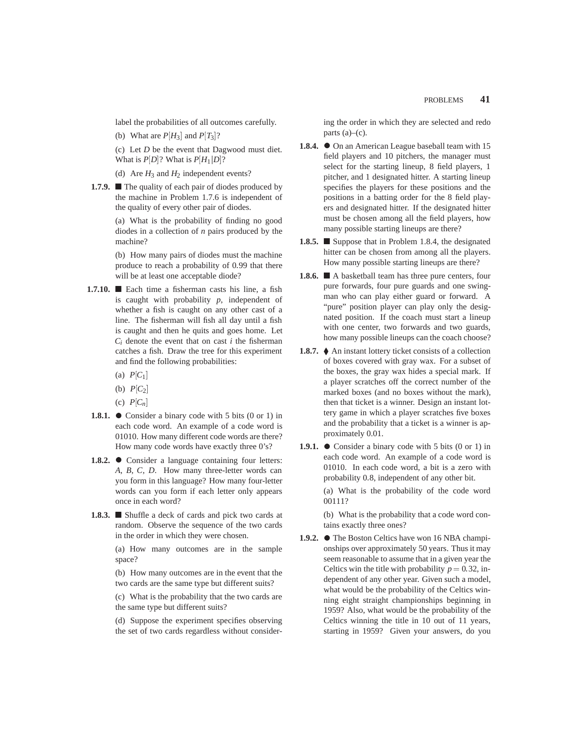label the probabilities of all outcomes carefully.

(b) What are $P[H_3]$ and $P[T_3]$?

(c) Let $D$ be the event that Dagwood must diet. What is $P[D]$? What is $P[H_1|D]$?

(d) Are $H_3$ and $H_2$ independent events?

**1.7.9.** ■ The quality of each pair of diodes produced by the machine in Problem 1.7.6 is independent of the quality of every other pair of diodes.

(a) What is the probability of finding no good diodes in a collection of $n$ pairs produced by the machine?

(b) How many pairs of diodes must the machine produce to reach a probability of 0.99 that there will be at least one acceptable diode?

**1.7.10.** ■ Each time a fisherman casts his line, a fish is caught with probability $p$, independent of whether a fish is caught on any other cast of a line. The fisherman will fish all day until a fish is caught and then he quits and goes home. Let $C_i$ denote the event that on cast $i$ the fisherman catches a fish. Draw the tree for this experiment and find the following probabilities:

(a) $P[C_1]$

(b) $P[C_2]$

(c) $P[C_n]$

**1.8.1.** ● Consider a binary code with 5 bits (0 or 1) in each code word. An example of a code word is 01010. How many different code words are there? How many code words have exactly three 0's?

**1.8.2.** ● Consider a language containing four letters: $A$, $B$, $C$, $D$. How many three-letter words can you form in this language? How many four-letter words can you form if each letter only appears once in each word?

**1.8.3.** ■ Shuffle a deck of cards and pick two cards at random. Observe the sequence of the two cards in the order in which they were chosen.

(a) How many outcomes are in the sample space?

(b) How many outcomes are in the event that the two cards are the same type but different suits?

(c) What is the probability that the two cards are the same type but different suits?

(d) Suppose the experiment specifies observing the set of two cards regardless without considering the order in which they are selected and redo parts (a)–(c).

**1.8.4.** ● On an American League baseball team with 15 field players and 10 pitchers, the manager must select for the starting lineup, 8 field players, 1 pitcher, and 1 designated hitter. A starting lineup specifies the players for these positions and the positions in a batting order for the 8 field players and designated hitter. If the designated hitter must be chosen among all the field players, how many possible starting lineups are there?

**1.8.5.** ■ Suppose that in Problem 1.8.4, the designated hitter can be chosen from among all the players. How many possible starting lineups are there?

**1.8.6.** ■ A basketball team has three pure centers, four pure forwards, four pure guards and one swingman who can play either guard or forward. A "pure" position player can play only the designated position. If the coach must start a lineup with one center, two forwards and two guards, how many possible lineups can the coach choose?

**1.8.7.** ⧫ An instant lottery ticket consists of a collection of boxes covered with gray wax. For a subset of the boxes, the gray wax hides a special mark. If a player scratches off the correct number of the marked boxes (and no boxes without the mark), then that ticket is a winner. Design an instant lottery game in which a player scratches five boxes and the probability that a ticket is a winner is approximately 0.01.

**1.9.1.** ● Consider a binary code with 5 bits (0 or 1) in each code word. An example of a code word is 01010. In each code word, a bit is a zero with probability 0.8, independent of any other bit.

(a) What is the probability of the code word 00111?

(b) What is the probability that a code word contains exactly three ones?

**1.9.2.** ● The Boston Celtics have won 16 NBA championships over approximately 50 years. Thus it may seem reasonable to assume that in a given year the Celtics win the title with probability $p = 0.32$, independent of any other year. Given such a model, what would be the probability of the Celtics winning eight straight championships beginning in 1959? Also, what would be the probability of the Celtics winning the title in 10 out of 11 years, starting in 1959? Given your answers, do you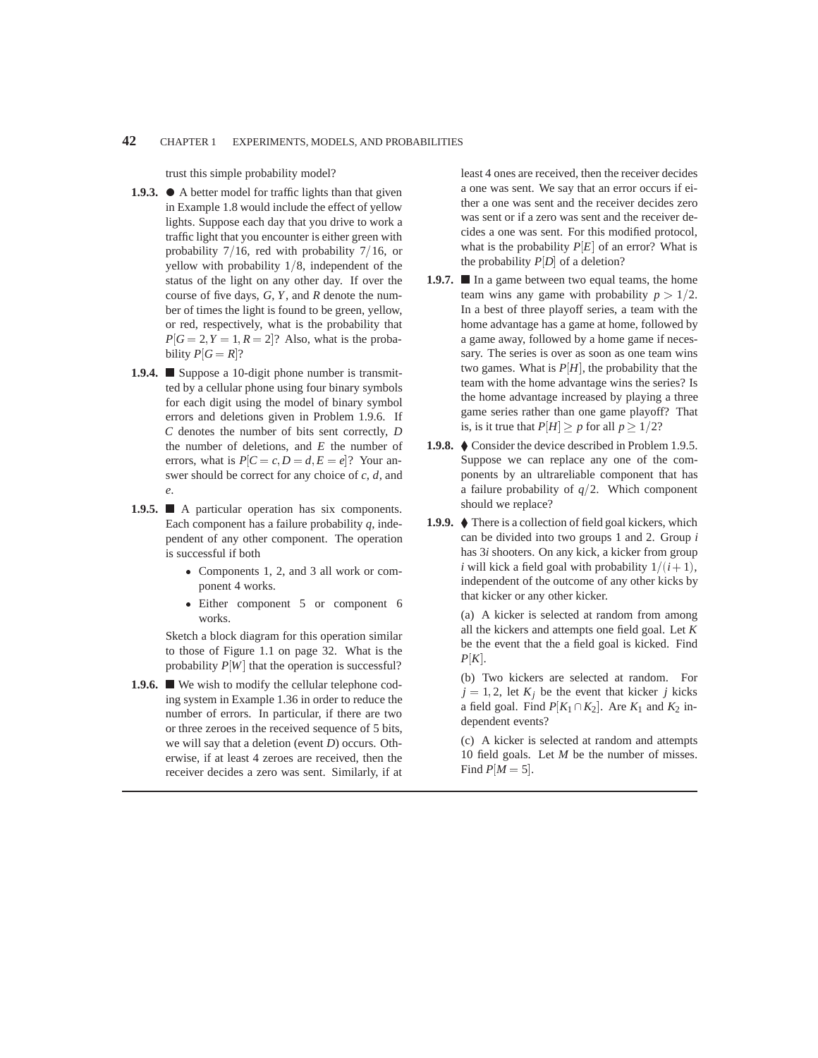trust this simple probability model?

**1.9.3.** ● A better model for traffic lights than that given in Example 1.8 would include the effect of yellow lights. Suppose each day that you drive to work a traffic light that you encounter is either green with probability $7/16$, red with probability $7/16$, or yellow with probability $1/8$, independent of the status of the light on any other day. If over the course of five days, $G$, $Y$, and $R$ denote the number of times the light is found to be green, yellow, or red, respectively, what is the probability that $P[G = 2, Y = 1, R = 2]$? Also, what is the probability $P[G = R]$?

**1.9.4.** ■ Suppose a 10-digit phone number is transmitted by a cellular phone using four binary symbols for each digit using the model of binary symbol errors and deletions given in Problem 1.9.6. If $C$ denotes the number of bits sent correctly, $D$ the number of deletions, and $E$ the number of errors, what is $P[C = c, D = d, E = e]$? Your answer should be correct for any choice of $c$, $d$, and $e$.

**1.9.5.** ■ A particular operation has six components. Each component has a failure probability $q$, independent of any other component. The operation is successful if both

- Components 1, 2, and 3 all work or component 4 works.
- Either component 5 or component 6 works.

Sketch a block diagram for this operation similar to those of Figure 1.1 on page 32. What is the probability $P[W]$ that the operation is successful?

**1.9.6.** ■ We wish to modify the cellular telephone coding system in Example 1.36 in order to reduce the number of errors. In particular, if there are two or three zeroes in the received sequence of 5 bits, we will say that a deletion (event $D$) occurs. Otherwise, if at least 4 zeroes are received, then the receiver decides a zero was sent. Similarly, if at least 4 ones are received, then the receiver decides a one was sent. We say that an error occurs if either a one was sent and the receiver decides zero was sent or if a zero was sent and the receiver decides a one was sent. For this modified protocol, what is the probability $P[E]$ of an error? What is the probability $P[D]$ of a deletion?

**1.9.7.** ■ In a game between two equal teams, the home team wins any game with probability $p > 1/2$. In a best of three playoff series, a team with the home advantage has a game at home, followed by a game away, followed by a home game if necessary. The series is over as soon as one team wins two games. What is $P[H]$, the probability that the team with the home advantage wins the series? Is the home advantage increased by playing a three game series rather than one game playoff? That is, is it true that $P[H] \geq p$ for all $p \geq 1/2$?

**1.9.8.** ◆ Consider the device described in Problem 1.9.5. Suppose we can replace any one of the components by an ultrareliable component that has a failure probability of $q/2$. Which component should we replace?

**1.9.9.** ◆ There is a collection of field goal kickers, which can be divided into two groups 1 and 2. Group $i$ has $3i$ shooters. On any kick, a kicker from group $i$ will kick a field goal with probability $1/(i+1)$, independent of the outcome of any other kicks by that kicker or any other kicker.

(a) A kicker is selected at random from among all the kickers and attempts one field goal. Let $K$ be the event that the a field goal is kicked. Find $P[K]$.

(b) Two kickers are selected at random. For $j = 1, 2$, let $K_j$ be the event that kicker $j$ kicks a field goal. Find $P[K_1 \cap K_2]$. Are $K_1$ and $K_2$ independent events?

(c) A kicker is selected at random and attempts 10 field goals. Let $M$ be the number of misses. Find $P[M = 5]$.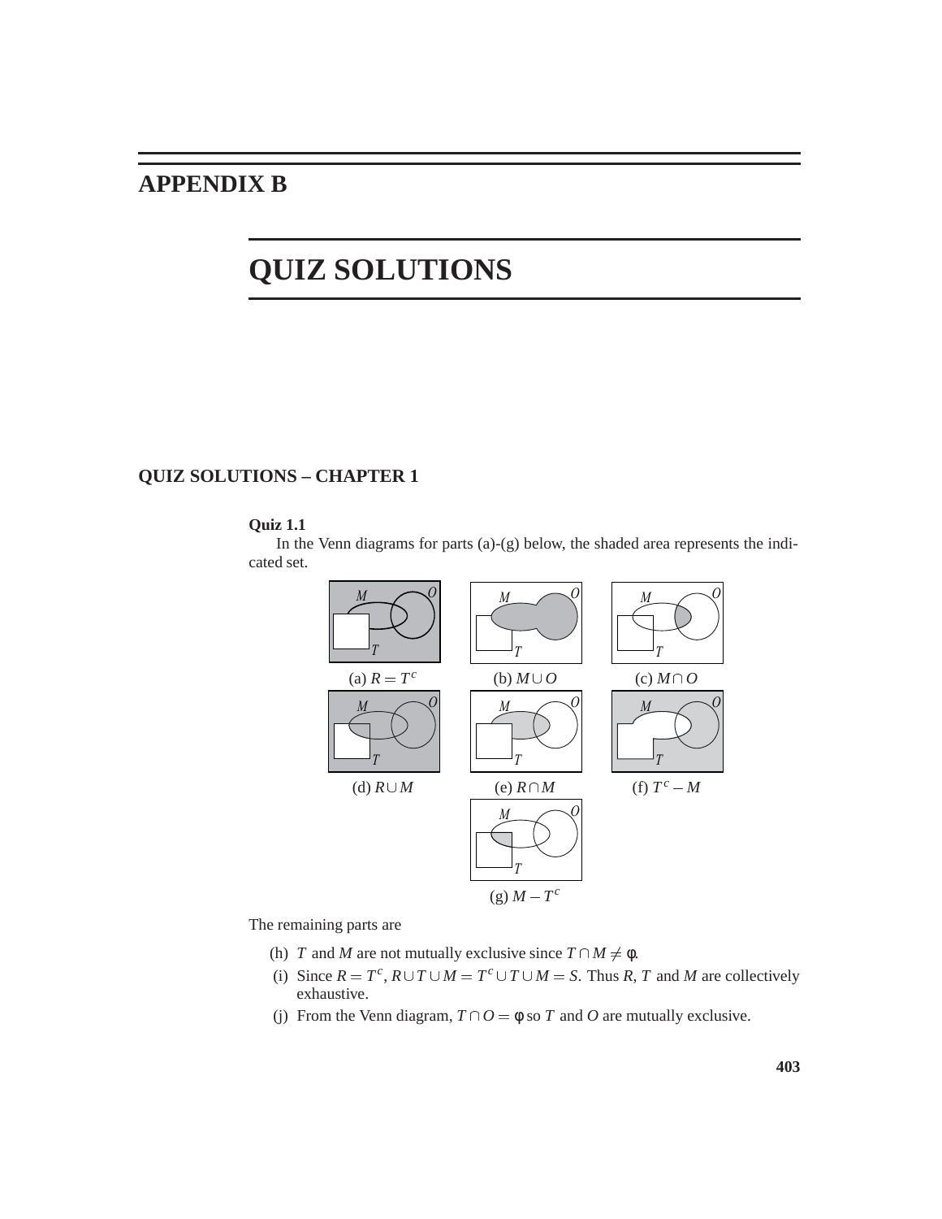# APPENDIX B

# QUIZ SOLUTIONS

## QUIZ SOLUTIONS – CHAPTER 1

**Quiz 1.1**

In the Venn diagrams for parts (a)-(g) below, the shaded area represents the indicated set.

(a) $R = T^c$ (b) $M \cup O$ (c) $M \cap O$

(d) $R \cup M$ (e) $R \cap M$ (f) $T^c - M$

(g) $M - T^c$

The remaining parts are

(h) $T$ and $M$ are not mutually exclusive since $T \cap M \neq \phi$.

(i) Since $R = T^c$, $R \cup T \cup M = T^c \cup T \cup M = S$. Thus $R$, $T$ and $M$ are collectively exhaustive.

(j) From the Venn diagram, $T \cap O = \phi$ so $T$ and $O$ are mutually exclusive.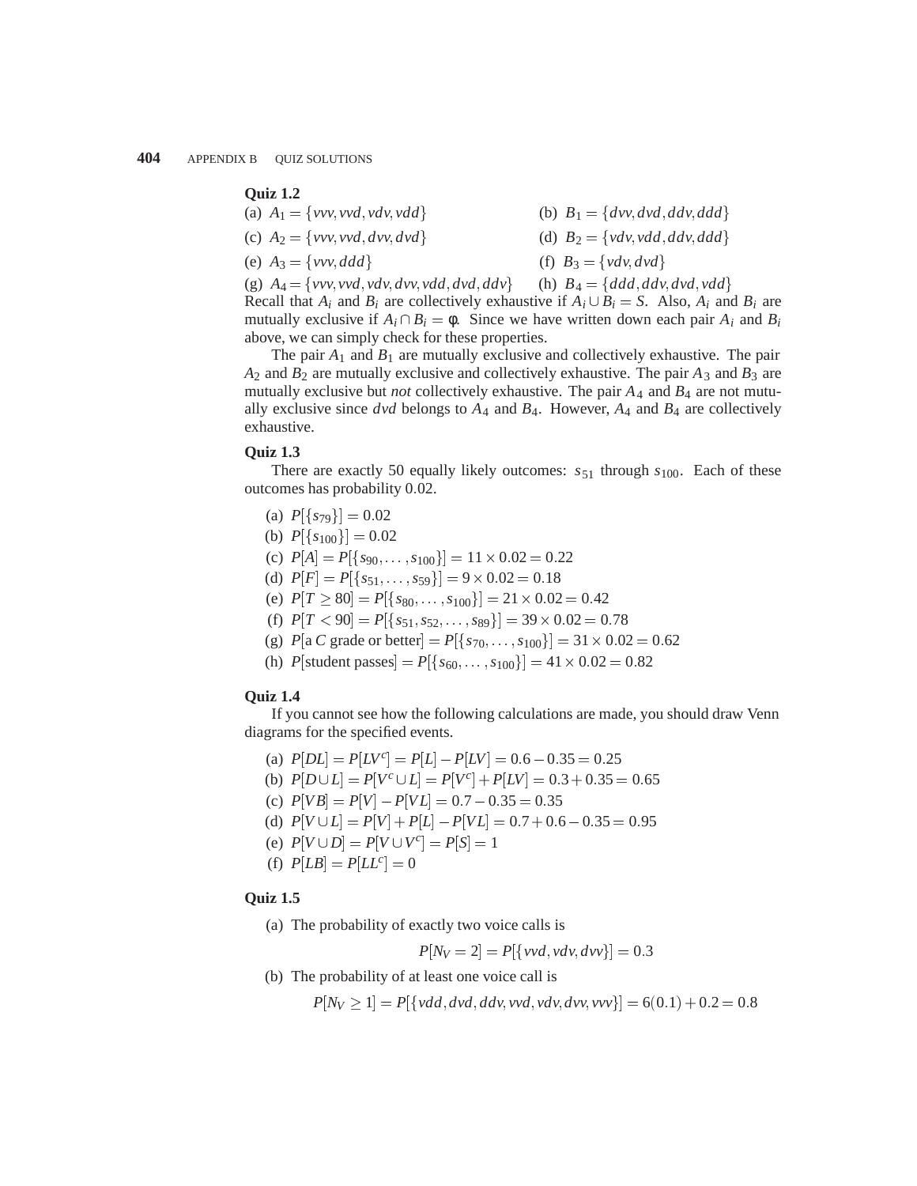### Quiz 1.2

(a) $A_1 = \{vvv, vvd, vdv, vdd\}$

(b) $B_1 = \{dvv, dvd, ddv, ddd\}$

(c) $A_2 = \{vvv, vvd, dvv, dvd\}$

(d) $B_2 = \{vdv, vdd, ddv, ddd\}$

(e) $A_3 = \{vvv, ddd\}$

(f) $B_3 = \{vdv, dvd\}$

(g) $A_4 = \{vvv, vvd, vdv, dvv, vdd, dvd, ddv\}$

(h) $B_4 = \{ddd, ddv, dvd, vdd\}$

Recall that $A_i$ and $B_i$ are collectively exhaustive if $A_i \cup B_i = S$. Also, $A_i$ and $B_i$ are mutually exclusive if $A_i \cap B_i = \phi$. Since we have written down each pair $A_i$ and $B_i$ above, we can simply check for these properties.

The pair $A_1$ and $B_1$ are mutually exclusive and collectively exhaustive. The pair $A_2$ and $B_2$ are mutually exclusive and collectively exhaustive. The pair $A_3$ and $B_3$ are mutually exclusive but *not* collectively exhaustive. The pair $A_4$ and $B_4$ are not mutually exclusive since $dvd$ belongs to $A_4$ and $B_4$. However, $A_4$ and $B_4$ are collectively exhaustive.

### Quiz 1.3

There are exactly 50 equally likely outcomes: $s_{51}$ through $s_{100}$. Each of these outcomes has probability 0.02.

(a) $P[\{s_{79}\}] = 0.02$

(b) $P[\{s_{100}\}] = 0.02$

(c) $P[A] = P[\{s_{90}, \ldots, s_{100}\}] = 11 \times 0.02 = 0.22$

(d) $P[F] = P[\{s_{51}, \ldots, s_{59}\}] = 9 \times 0.02 = 0.18$

(e) $P[T \geq 80] = P[\{s_{80}, \ldots, s_{100}\}] = 21 \times 0.02 = 0.42$

(f) $P[T < 90] = P[\{s_{51}, s_{52}, \ldots, s_{89}\}] = 39 \times 0.02 = 0.78$

(g) $P[\text{a } C \text{ grade or better}] = P[\{s_{70}, \ldots, s_{100}\}] = 31 \times 0.02 = 0.62$

(h) $P[\text{student passes}] = P[\{s_{60}, \ldots, s_{100}\}] = 41 \times 0.02 = 0.82$

### Quiz 1.4

If you cannot see how the following calculations are made, you should draw Venn diagrams for the specified events.

(a) $P[DL] = P[LV^c] = P[L] - P[LV] = 0.6 - 0.35 = 0.25$

(b) $P[D \cup L] = P[V^c \cup L] = P[V^c] + P[LV] = 0.3 + 0.35 = 0.65$

(c) $P[VB] = P[V] - P[VL] = 0.7 - 0.35 = 0.35$

(d) $P[V \cup L] = P[V] + P[L] - P[VL] = 0.7 + 0.6 - 0.35 = 0.95$

(e) $P[V \cup D] = P[V \cup V^c] = P[S] = 1$

(f) $P[LB] = P[LL^c] = 0$

### Quiz 1.5

(a) The probability of exactly two voice calls is

$$P[N_V = 2] = P[\{vvd, vdv, dvv\}] = 0.3$$

(b) The probability of at least one voice call is

$$P[N_V \geq 1] = P[\{vdd, dvd, ddv, vvd, vdv, dvv, vvv\}] = 6(0.1) + 0.2 = 0.8$$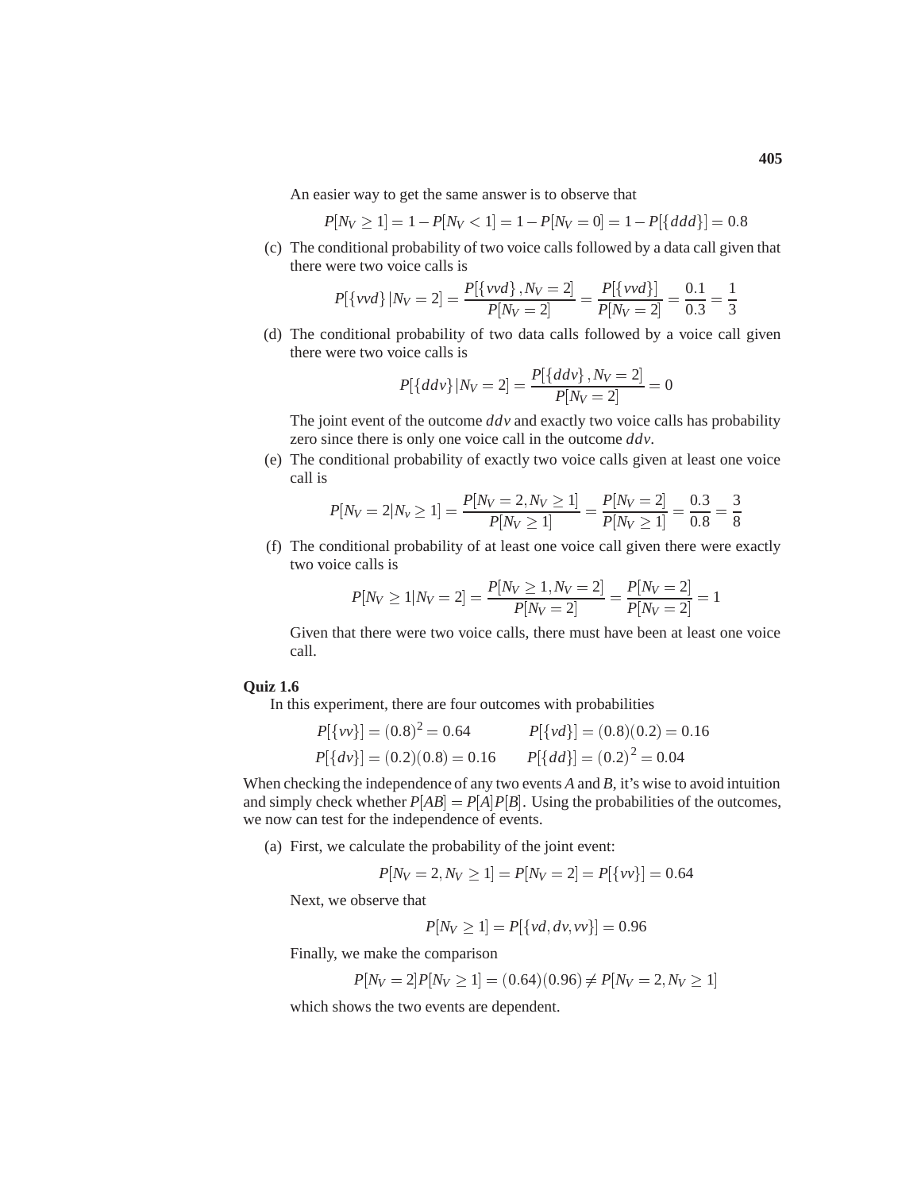An easier way to get the same answer is to observe that

$$P[N_V \geq 1] = 1 - P[N_V < 1] = 1 - P[N_V = 0] = 1 - P[\{ddd\}] = 0.8$$

(c) The conditional probability of two voice calls followed by a data call given that there were two voice calls is

$$P[\{vvd\} | N_V = 2] = \frac{P[\{vvd\}, N_V = 2]}{P[N_V = 2]} = \frac{P[\{vvd\}]}{P[N_V = 2]} = \frac{0.1}{0.3} = \frac{1}{3}$$

(d) The conditional probability of two data calls followed by a voice call given there were two voice calls is

$$P[\{ddv\} | N_V = 2] = \frac{P[\{ddv\}, N_V = 2]}{P[N_V = 2]} = 0$$

The joint event of the outcome $ddv$ and exactly two voice calls has probability zero since there is only one voice call in the outcome $ddv$.

(e) The conditional probability of exactly two voice calls given at least one voice call is

$$P[N_V = 2 | N_v \geq 1] = \frac{P[N_V = 2, N_V \geq 1]}{P[N_V \geq 1]} = \frac{P[N_V = 2]}{P[N_V \geq 1]} = \frac{0.3}{0.8} = \frac{3}{8}$$

(f) The conditional probability of at least one voice call given there were exactly two voice calls is

$$P[N_V \geq 1 | N_V = 2] = \frac{P[N_V \geq 1, N_V = 2]}{P[N_V = 2]} = \frac{P[N_V = 2]}{P[N_V = 2]} = 1$$

Given that there were two voice calls, there must have been at least one voice call.

**Quiz 1.6**

In this experiment, there are four outcomes with probabilities

$$P[\{vv\}] = (0.8)^2 = 0.64 \qquad P[\{vd\}] = (0.8)(0.2) = 0.16$$

$$P[\{dv\}] = (0.2)(0.8) = 0.16 \qquad P[\{dd\}] = (0.2)^2 = 0.04$$

When checking the independence of any two events $A$ and $B$, it's wise to avoid intuition and simply check whether $P[AB] = P[A]P[B]$. Using the probabilities of the outcomes, we now can test for the independence of events.

(a) First, we calculate the probability of the joint event:

$$P[N_V = 2, N_V \geq 1] = P[N_V = 2] = P[\{vv\}] = 0.64$$

Next, we observe that

$$P[N_V \geq 1] = P[\{vd, dv, vv\}] = 0.96$$

Finally, we make the comparison

$$P[N_V = 2]P[N_V \geq 1] = (0.64)(0.96) \neq P[N_V = 2, N_V \geq 1]$$

which shows the two events are dependent.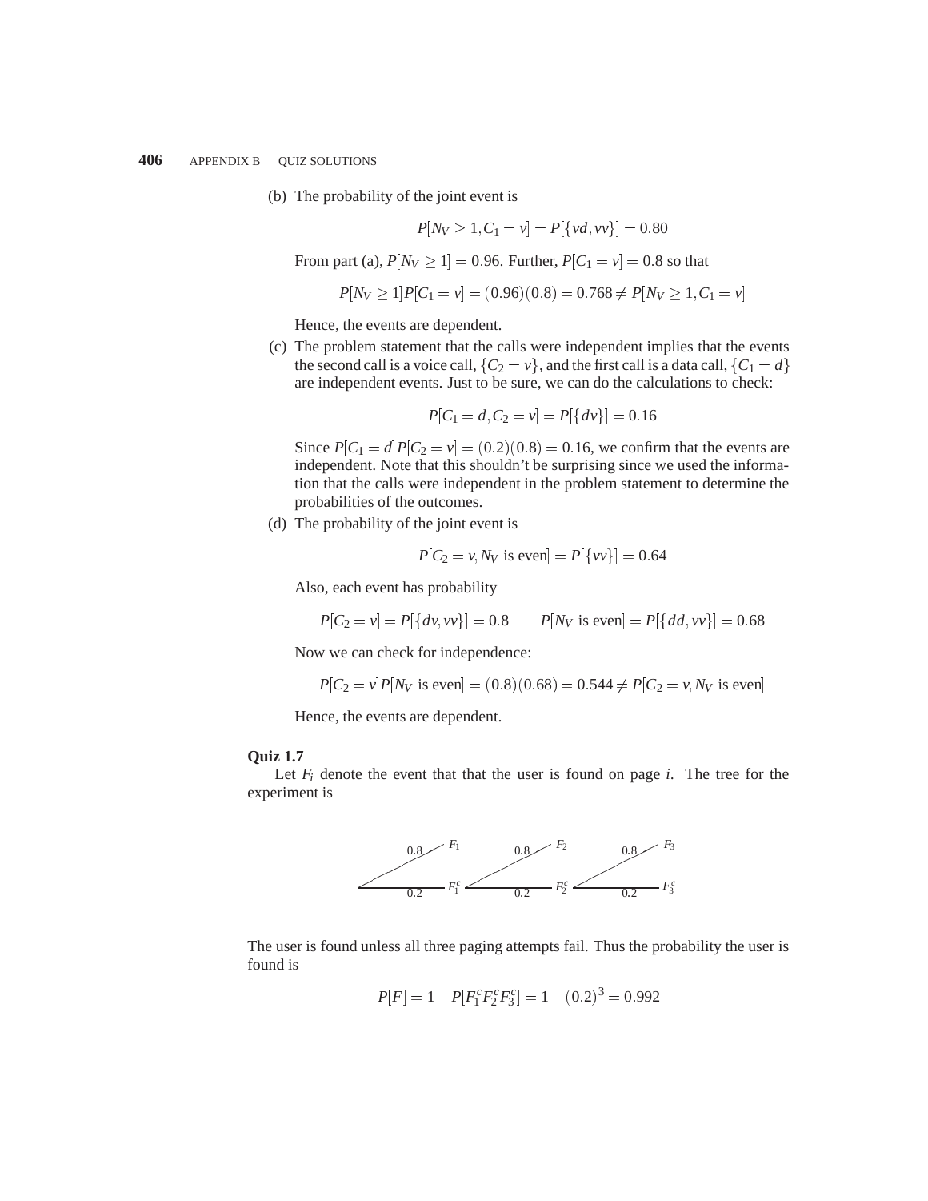(b) The probability of the joint event is

$$P[N_V \geq 1, C_1 = v] = P[\{vd, vv\}] = 0.80$$

From part (a), $P[N_V \geq 1] = 0.96$. Further, $P[C_1 = v] = 0.8$ so that

$$P[N_V \geq 1]P[C_1 = v] = (0.96)(0.8) = 0.768 \neq P[N_V \geq 1, C_1 = v]$$

Hence, the events are dependent.

(c) The problem statement that the calls were independent implies that the events the second call is a voice call, $\{C_2 = v\}$, and the first call is a data call, $\{C_1 = d\}$ are independent events. Just to be sure, we can do the calculations to check:

$$P[C_1 = d, C_2 = v] = P[\{dv\}] = 0.16$$

Since $P[C_1 = d]P[C_2 = v] = (0.2)(0.8) = 0.16$, we confirm that the events are independent. Note that this shouldn't be surprising since we used the information that the calls were independent in the problem statement to determine the probabilities of the outcomes.

(d) The probability of the joint event is

$$P[C_2 = v, N_V \text{ is even}] = P[\{vv\}] = 0.64$$

Also, each event has probability

$$P[C_2 = v] = P[\{dv, vv\}] = 0.8 \qquad P[N_V \text{ is even}] = P[\{dd, vv\}] = 0.68$$

Now we can check for independence:

$$P[C_2 = v]P[N_V \text{ is even}] = (0.8)(0.68) = 0.544 \neq P[C_2 = v, N_V \text{ is even}]$$

Hence, the events are dependent.

**Quiz 1.7**

Let $F_i$ denote the event that that the user is found on page $i$. The tree for the experiment is

$0.8$ — $F_1$, $0.2$ — $F_1^c$ → $0.8$ — $F_2$, $0.2$ — $F_2^c$ → $0.8$ — $F_3$, $0.2$ — $F_3^c$

The user is found unless all three paging attempts fail. Thus the probability the user is found is

$$P[F] = 1 - P[F_1^c F_2^c F_3^c] = 1 - (0.2)^3 = 0.992$$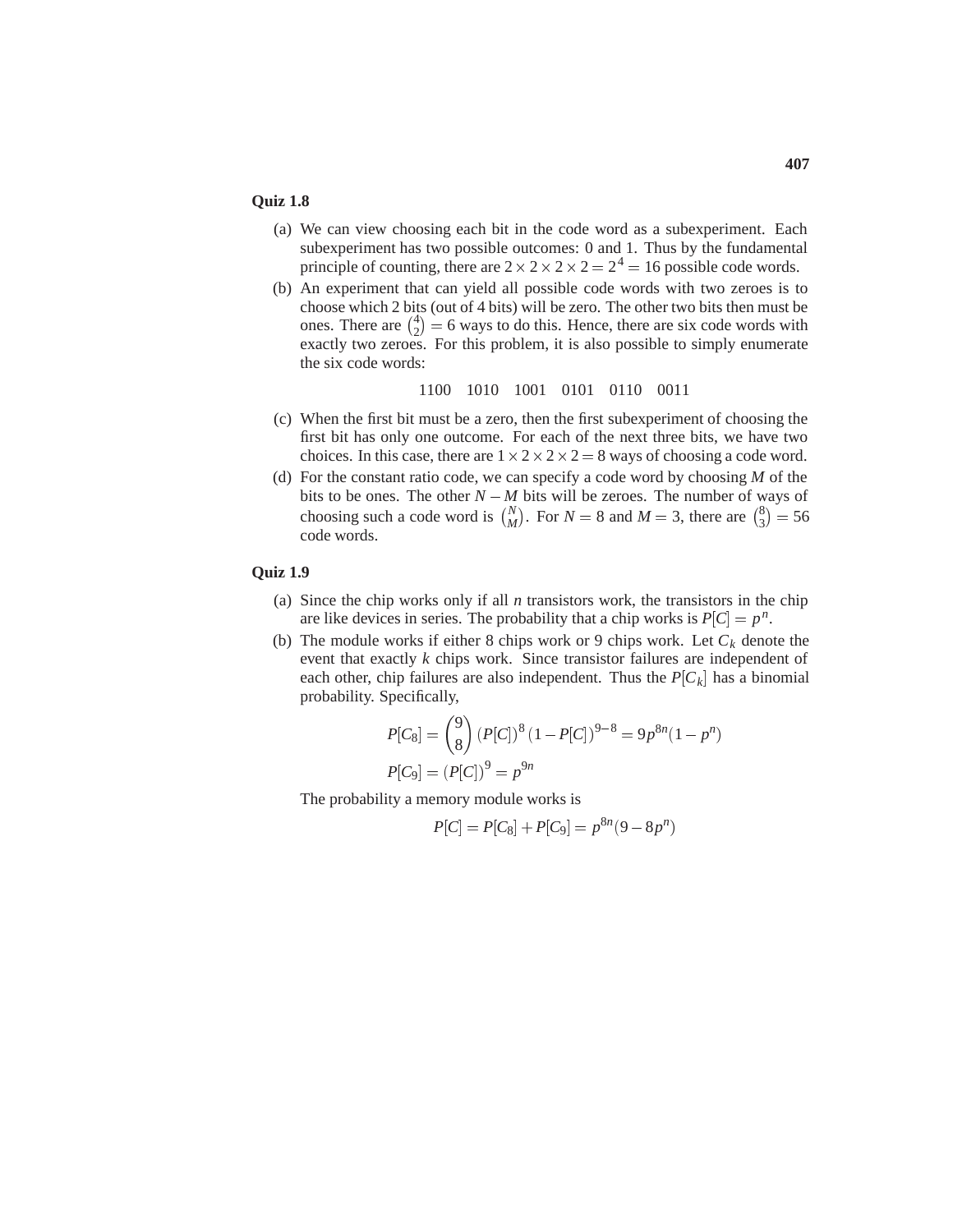## Quiz 1.8

(a) We can view choosing each bit in the code word as a subexperiment. Each subexperiment has two possible outcomes: 0 and 1. Thus by the fundamental principle of counting, there are $2 \times 2 \times 2 \times 2 = 2^4 = 16$ possible code words.

(b) An experiment that can yield all possible code words with two zeroes is to choose which 2 bits (out of 4 bits) will be zero. The other two bits then must be ones. There are $\binom{4}{2} = 6$ ways to do this. Hence, there are six code words with exactly two zeroes. For this problem, it is also possible to simply enumerate the six code words:

$$1100 \quad 1010 \quad 1001 \quad 0101 \quad 0110 \quad 0011$$

(c) When the first bit must be a zero, then the first subexperiment of choosing the first bit has only one outcome. For each of the next three bits, we have two choices. In this case, there are $1 \times 2 \times 2 \times 2 = 8$ ways of choosing a code word.

(d) For the constant ratio code, we can specify a code word by choosing $M$ of the bits to be ones. The other $N - M$ bits will be zeroes. The number of ways of choosing such a code word is $\binom{N}{M}$. For $N = 8$ and $M = 3$, there are $\binom{8}{3} = 56$ code words.

## Quiz 1.9

(a) Since the chip works only if all $n$ transistors work, the transistors in the chip are like devices in series. The probability that a chip works is $P[C] = p^n$.

(b) The module works if either 8 chips work or 9 chips work. Let $C_k$ denote the event that exactly $k$ chips work. Since transistor failures are independent of each other, chip failures are also independent. Thus the $P[C_k]$ has a binomial probability. Specifically,

$$P[C_8] = \binom{9}{8} (P[C])^8 (1 - P[C])^{9-8} = 9p^{8n}(1 - p^n)$$

$$P[C_9] = (P[C])^9 = p^{9n}$$

The probability a memory module works is

$$P[C] = P[C_8] + P[C_9] = p^{8n}(9 - 8p^n)$$